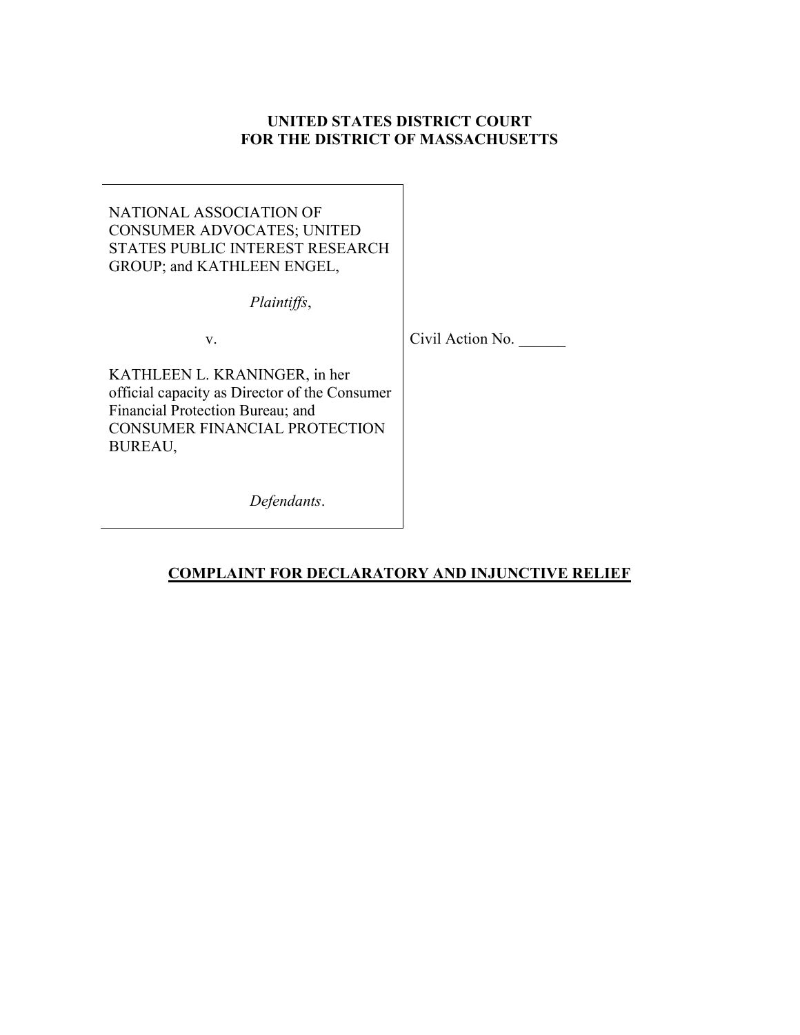**UNITED STATES DISTRICT COURT**
**FOR THE DISTRICT OF MASSACHUSETTS**

NATIONAL ASSOCIATION OF CONSUMER ADVOCATES; UNITED STATES PUBLIC INTEREST RESEARCH GROUP; and KATHLEEN ENGEL,

*Plaintiffs*,

v.

KATHLEEN L. KRANINGER, in her official capacity as Director of the Consumer Financial Protection Bureau; and CONSUMER FINANCIAL PROTECTION BUREAU,

*Defendants*.

Civil Action No. ______

**COMPLAINT FOR DECLARATORY AND INJUNCTIVE RELIEF**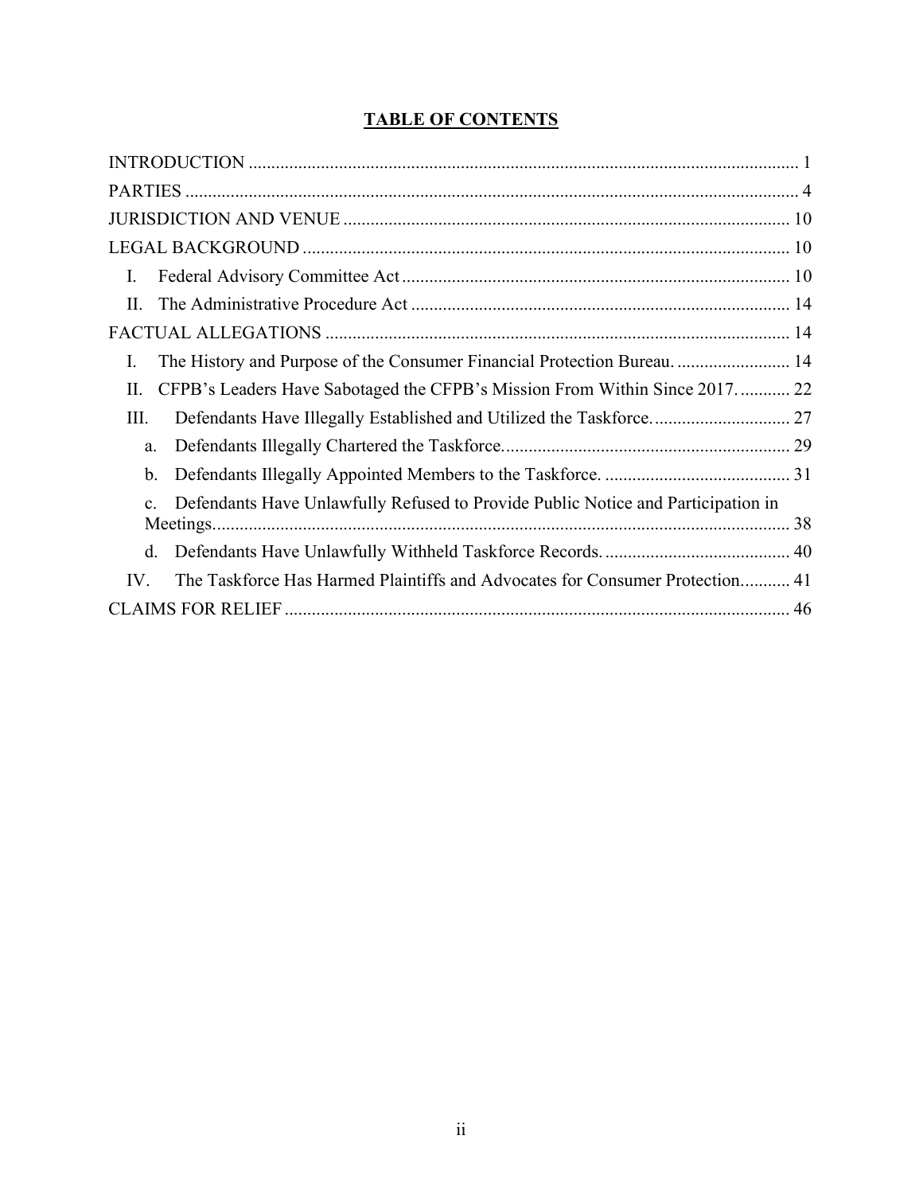## TABLE OF CONTENTS

INTRODUCTION ... 1

PARTIES ... 4

JURISDICTION AND VENUE ... 10

LEGAL BACKGROUND ... 10

- I. Federal Advisory Committee Act ... 10
- II. The Administrative Procedure Act ... 14

FACTUAL ALLEGATIONS ... 14

- I. The History and Purpose of the Consumer Financial Protection Bureau. ... 14
- II. CFPB's Leaders Have Sabotaged the CFPB's Mission From Within Since 2017. ... 22
- III. Defendants Have Illegally Established and Utilized the Taskforce. ... 27
  - a. Defendants Illegally Chartered the Taskforce. ... 29
  - b. Defendants Illegally Appointed Members to the Taskforce. ... 31
  - c. Defendants Have Unlawfully Refused to Provide Public Notice and Participation in Meetings. ... 38
  - d. Defendants Have Unlawfully Withheld Taskforce Records. ... 40
- IV. The Taskforce Has Harmed Plaintiffs and Advocates for Consumer Protection. ... 41

CLAIMS FOR RELIEF ... 46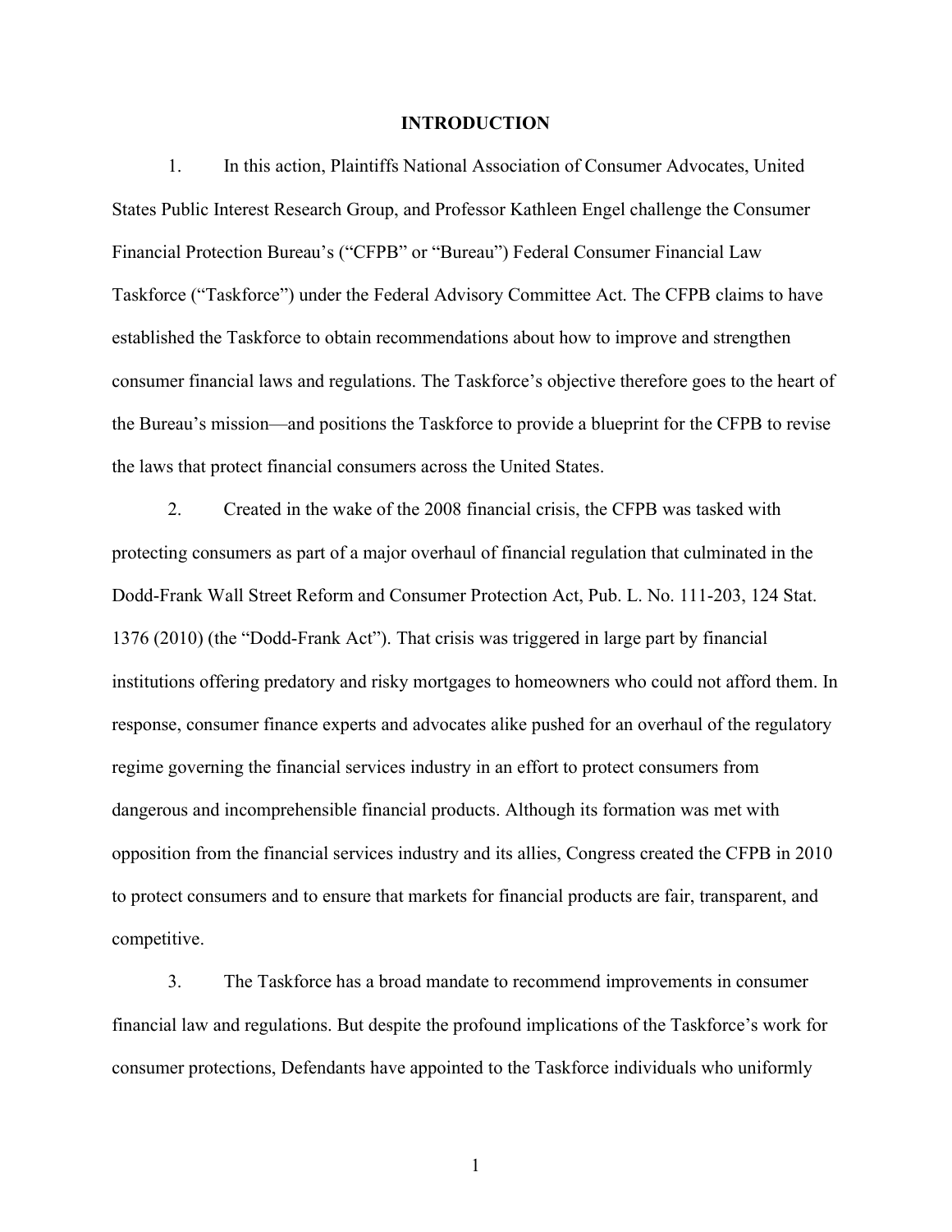# INTRODUCTION

1. In this action, Plaintiffs National Association of Consumer Advocates, United States Public Interest Research Group, and Professor Kathleen Engel challenge the Consumer Financial Protection Bureau's ("CFPB" or "Bureau") Federal Consumer Financial Law Taskforce ("Taskforce") under the Federal Advisory Committee Act. The CFPB claims to have established the Taskforce to obtain recommendations about how to improve and strengthen consumer financial laws and regulations. The Taskforce's objective therefore goes to the heart of the Bureau's mission—and positions the Taskforce to provide a blueprint for the CFPB to revise the laws that protect financial consumers across the United States.

2. Created in the wake of the 2008 financial crisis, the CFPB was tasked with protecting consumers as part of a major overhaul of financial regulation that culminated in the Dodd-Frank Wall Street Reform and Consumer Protection Act, Pub. L. No. 111-203, 124 Stat. 1376 (2010) (the "Dodd-Frank Act"). That crisis was triggered in large part by financial institutions offering predatory and risky mortgages to homeowners who could not afford them. In response, consumer finance experts and advocates alike pushed for an overhaul of the regulatory regime governing the financial services industry in an effort to protect consumers from dangerous and incomprehensible financial products. Although its formation was met with opposition from the financial services industry and its allies, Congress created the CFPB in 2010 to protect consumers and to ensure that markets for financial products are fair, transparent, and competitive.

3. The Taskforce has a broad mandate to recommend improvements in consumer financial law and regulations. But despite the profound implications of the Taskforce's work for consumer protections, Defendants have appointed to the Taskforce individuals who uniformly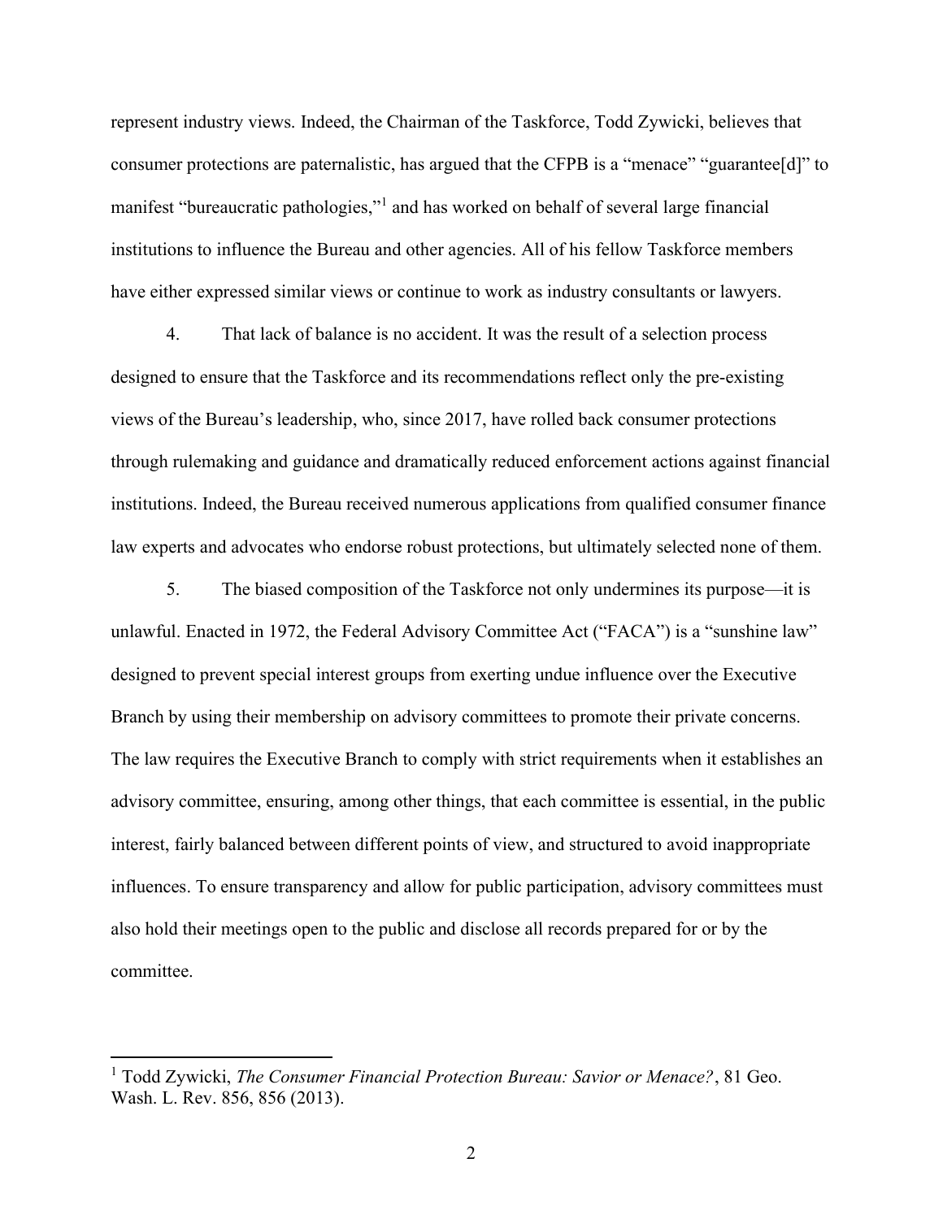represent industry views. Indeed, the Chairman of the Taskforce, Todd Zywicki, believes that consumer protections are paternalistic, has argued that the CFPB is a "menace" "guarantee[d]" to manifest "bureaucratic pathologies,"[1] and has worked on behalf of several large financial institutions to influence the Bureau and other agencies. All of his fellow Taskforce members have either expressed similar views or continue to work as industry consultants or lawyers.

4. That lack of balance is no accident. It was the result of a selection process designed to ensure that the Taskforce and its recommendations reflect only the pre-existing views of the Bureau's leadership, who, since 2017, have rolled back consumer protections through rulemaking and guidance and dramatically reduced enforcement actions against financial institutions. Indeed, the Bureau received numerous applications from qualified consumer finance law experts and advocates who endorse robust protections, but ultimately selected none of them.

5. The biased composition of the Taskforce not only undermines its purpose—it is unlawful. Enacted in 1972, the Federal Advisory Committee Act ("FACA") is a "sunshine law" designed to prevent special interest groups from exerting undue influence over the Executive Branch by using their membership on advisory committees to promote their private concerns. The law requires the Executive Branch to comply with strict requirements when it establishes an advisory committee, ensuring, among other things, that each committee is essential, in the public interest, fairly balanced between different points of view, and structured to avoid inappropriate influences. To ensure transparency and allow for public participation, advisory committees must also hold their meetings open to the public and disclose all records prepared for or by the committee.

---

[1] Todd Zywicki, *The Consumer Financial Protection Bureau: Savior or Menace?*, 81 Geo. Wash. L. Rev. 856, 856 (2013).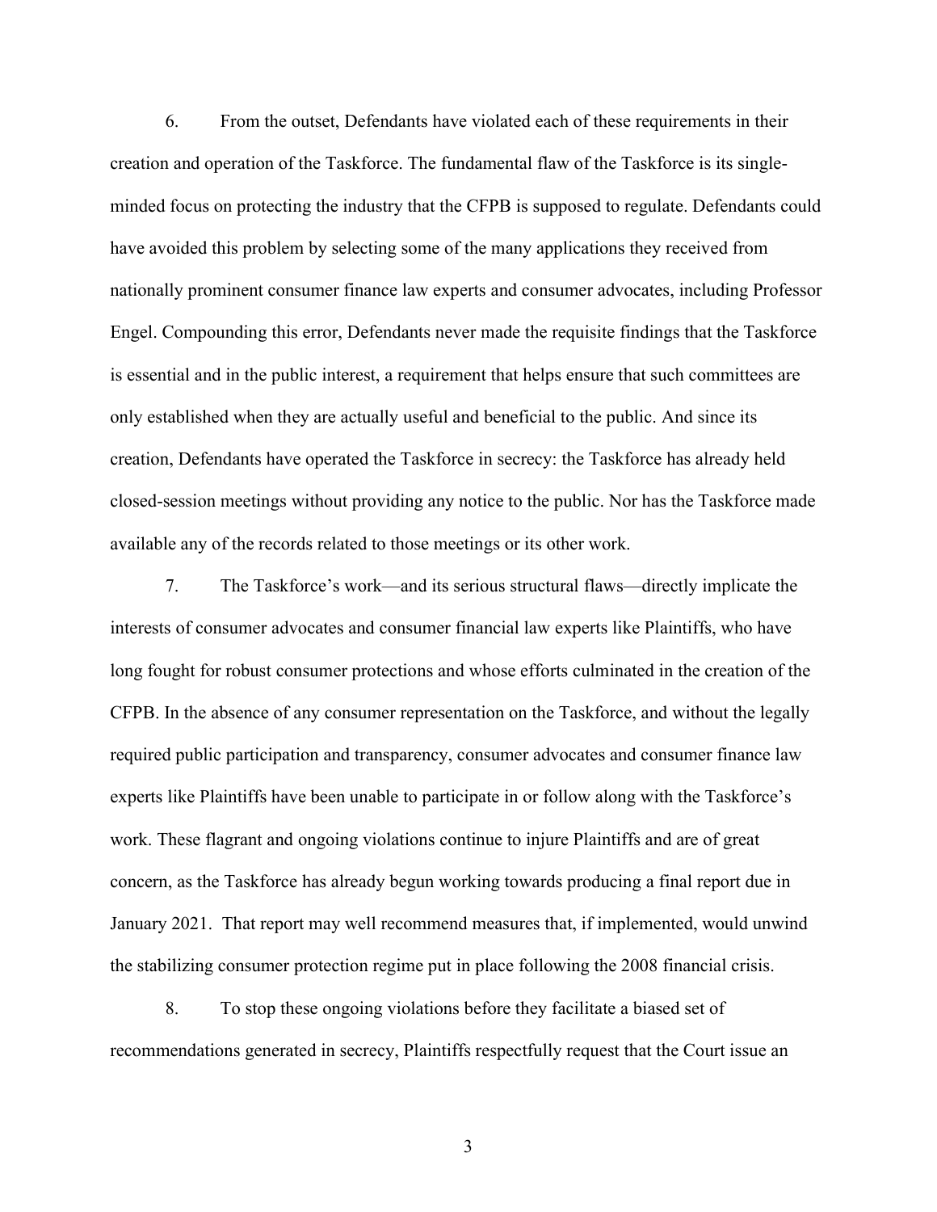6. From the outset, Defendants have violated each of these requirements in their creation and operation of the Taskforce. The fundamental flaw of the Taskforce is its single-minded focus on protecting the industry that the CFPB is supposed to regulate. Defendants could have avoided this problem by selecting some of the many applications they received from nationally prominent consumer finance law experts and consumer advocates, including Professor Engel. Compounding this error, Defendants never made the requisite findings that the Taskforce is essential and in the public interest, a requirement that helps ensure that such committees are only established when they are actually useful and beneficial to the public. And since its creation, Defendants have operated the Taskforce in secrecy: the Taskforce has already held closed-session meetings without providing any notice to the public. Nor has the Taskforce made available any of the records related to those meetings or its other work.

7. The Taskforce's work—and its serious structural flaws—directly implicate the interests of consumer advocates and consumer financial law experts like Plaintiffs, who have long fought for robust consumer protections and whose efforts culminated in the creation of the CFPB. In the absence of any consumer representation on the Taskforce, and without the legally required public participation and transparency, consumer advocates and consumer finance law experts like Plaintiffs have been unable to participate in or follow along with the Taskforce's work. These flagrant and ongoing violations continue to injure Plaintiffs and are of great concern, as the Taskforce has already begun working towards producing a final report due in January 2021. That report may well recommend measures that, if implemented, would unwind the stabilizing consumer protection regime put in place following the 2008 financial crisis.

8. To stop these ongoing violations before they facilitate a biased set of recommendations generated in secrecy, Plaintiffs respectfully request that the Court issue an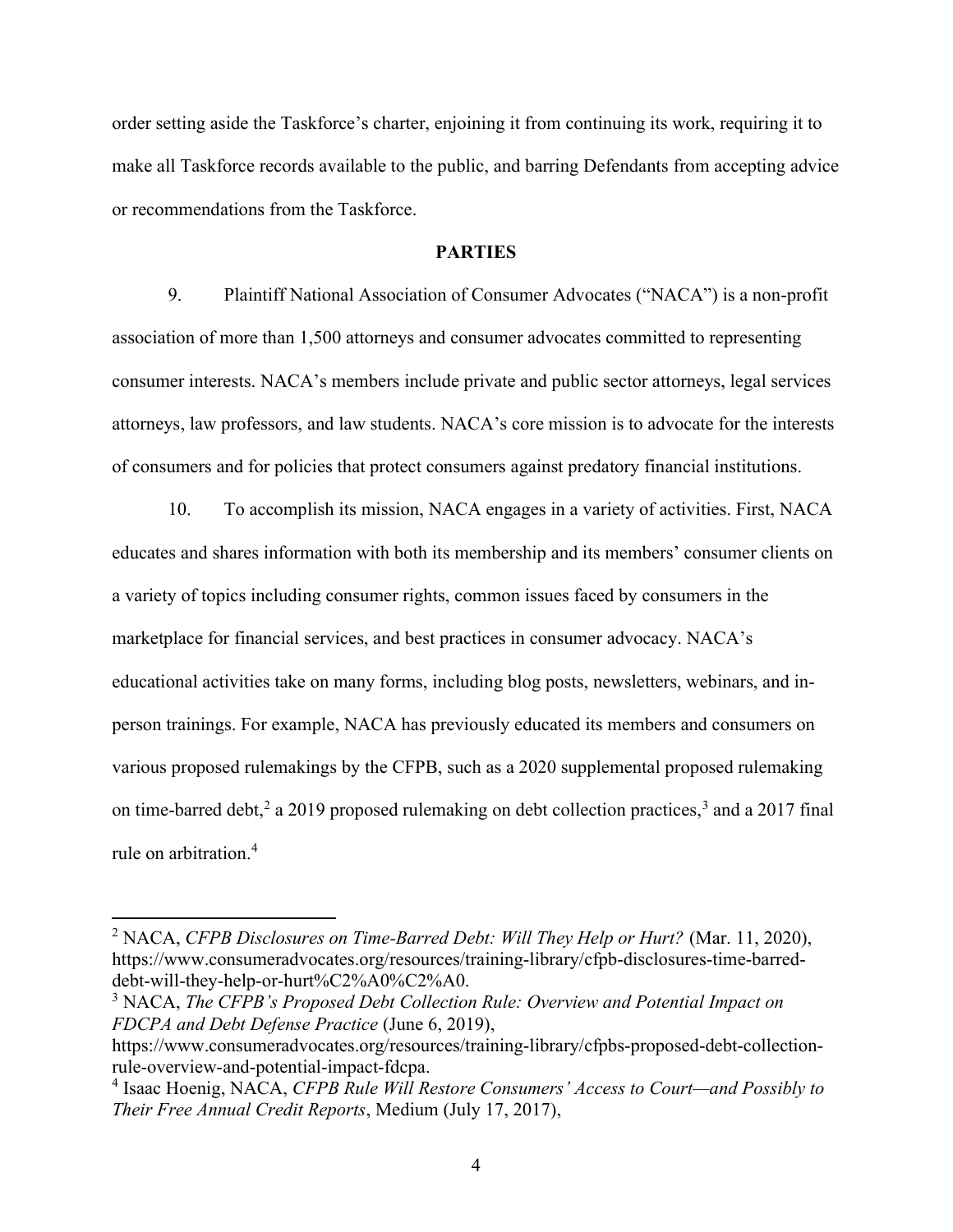order setting aside the Taskforce's charter, enjoining it from continuing its work, requiring it to make all Taskforce records available to the public, and barring Defendants from accepting advice or recommendations from the Taskforce.

## PARTIES

9. Plaintiff National Association of Consumer Advocates ("NACA") is a non-profit association of more than 1,500 attorneys and consumer advocates committed to representing consumer interests. NACA's members include private and public sector attorneys, legal services attorneys, law professors, and law students. NACA's core mission is to advocate for the interests of consumers and for policies that protect consumers against predatory financial institutions.

10. To accomplish its mission, NACA engages in a variety of activities. First, NACA educates and shares information with both its membership and its members' consumer clients on a variety of topics including consumer rights, common issues faced by consumers in the marketplace for financial services, and best practices in consumer advocacy. NACA's educational activities take on many forms, including blog posts, newsletters, webinars, and in-person trainings. For example, NACA has previously educated its members and consumers on various proposed rulemakings by the CFPB, such as a 2020 supplemental proposed rulemaking on time-barred debt,[2] a 2019 proposed rulemaking on debt collection practices,[3] and a 2017 final rule on arbitration.[4]

---

[2] NACA, *CFPB Disclosures on Time-Barred Debt: Will They Help or Hurt?* (Mar. 11, 2020), https://www.consumeradvocates.org/resources/training-library/cfpb-disclosures-time-barred-debt-will-they-help-or-hurt%C2%A0%C2%A0.

[3] NACA, *The CFPB's Proposed Debt Collection Rule: Overview and Potential Impact on FDCPA and Debt Defense Practice* (June 6, 2019), https://www.consumeradvocates.org/resources/training-library/cfpbs-proposed-debt-collection-rule-overview-and-potential-impact-fdcpa.

[4] Isaac Hoenig, NACA, *CFPB Rule Will Restore Consumers' Access to Court—and Possibly to Their Free Annual Credit Reports*, Medium (July 17, 2017),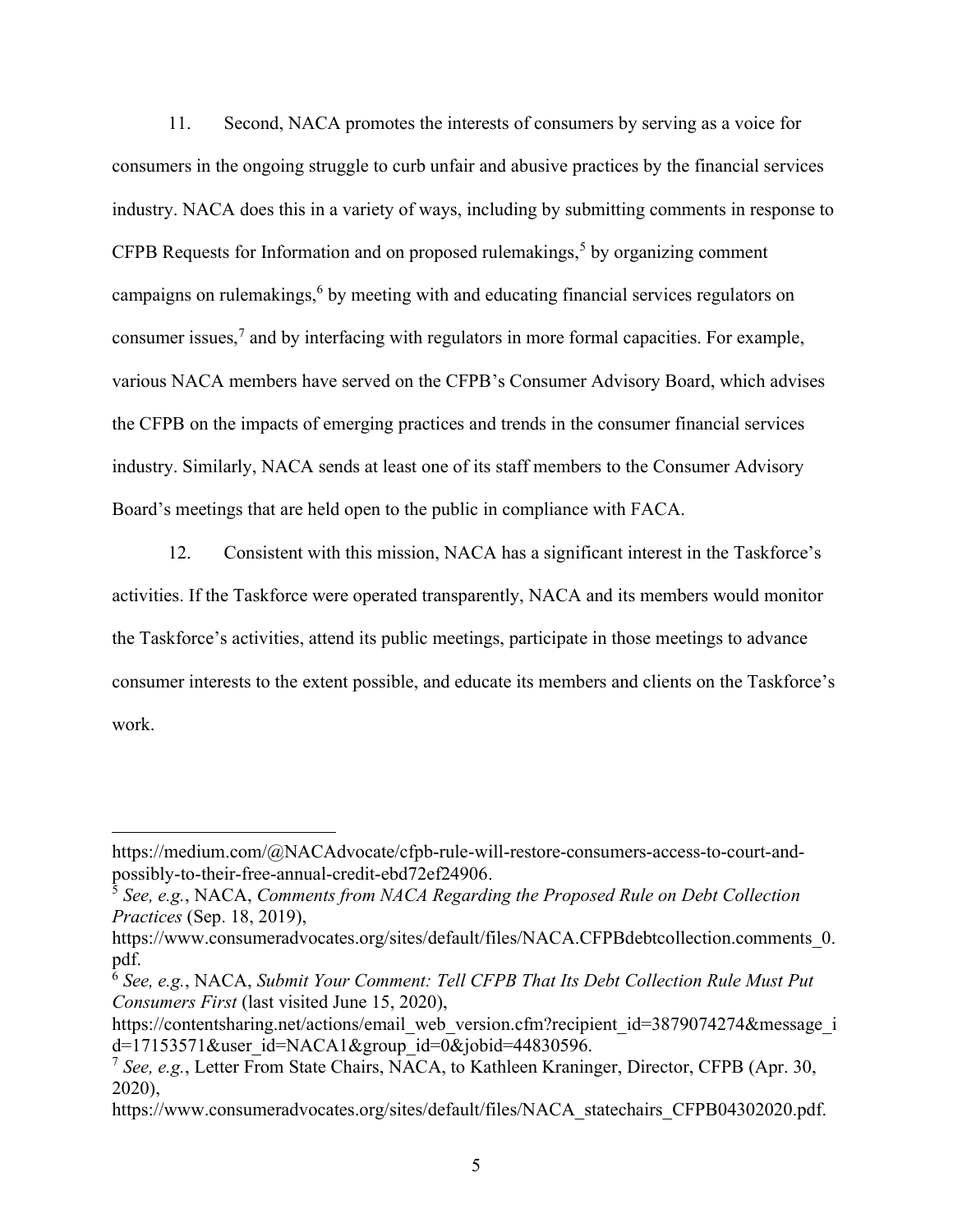11. Second, NACA promotes the interests of consumers by serving as a voice for consumers in the ongoing struggle to curb unfair and abusive practices by the financial services industry. NACA does this in a variety of ways, including by submitting comments in response to CFPB Requests for Information and on proposed rulemakings,[5] by organizing comment campaigns on rulemakings,[6] by meeting with and educating financial services regulators on consumer issues,[7] and by interfacing with regulators in more formal capacities. For example, various NACA members have served on the CFPB's Consumer Advisory Board, which advises the CFPB on the impacts of emerging practices and trends in the consumer financial services industry. Similarly, NACA sends at least one of its staff members to the Consumer Advisory Board's meetings that are held open to the public in compliance with FACA.

12. Consistent with this mission, NACA has a significant interest in the Taskforce's activities. If the Taskforce were operated transparently, NACA and its members would monitor the Taskforce's activities, attend its public meetings, participate in those meetings to advance consumer interests to the extent possible, and educate its members and clients on the Taskforce's work.

---

https://medium.com/@NACAdvocate/cfpb-rule-will-restore-consumers-access-to-court-and-possibly-to-their-free-annual-credit-ebd72ef24906.

[5] *See, e.g.*, NACA, *Comments from NACA Regarding the Proposed Rule on Debt Collection Practices* (Sep. 18, 2019), https://www.consumeradvocates.org/sites/default/files/NACA.CFPBdebtcollection.comments_0.pdf.

[6] *See, e.g.*, NACA, *Submit Your Comment: Tell CFPB That Its Debt Collection Rule Must Put Consumers First* (last visited June 15, 2020), https://contentsharing.net/actions/email_web_version.cfm?recipient_id=3879074274&message_id=17153571&user_id=NACA1&group_id=0&jobid=44830596.

[7] *See, e.g.*, Letter From State Chairs, NACA, to Kathleen Kraninger, Director, CFPB (Apr. 30, 2020), https://www.consumeradvocates.org/sites/default/files/NACA_statechairs_CFPB04302020.pdf.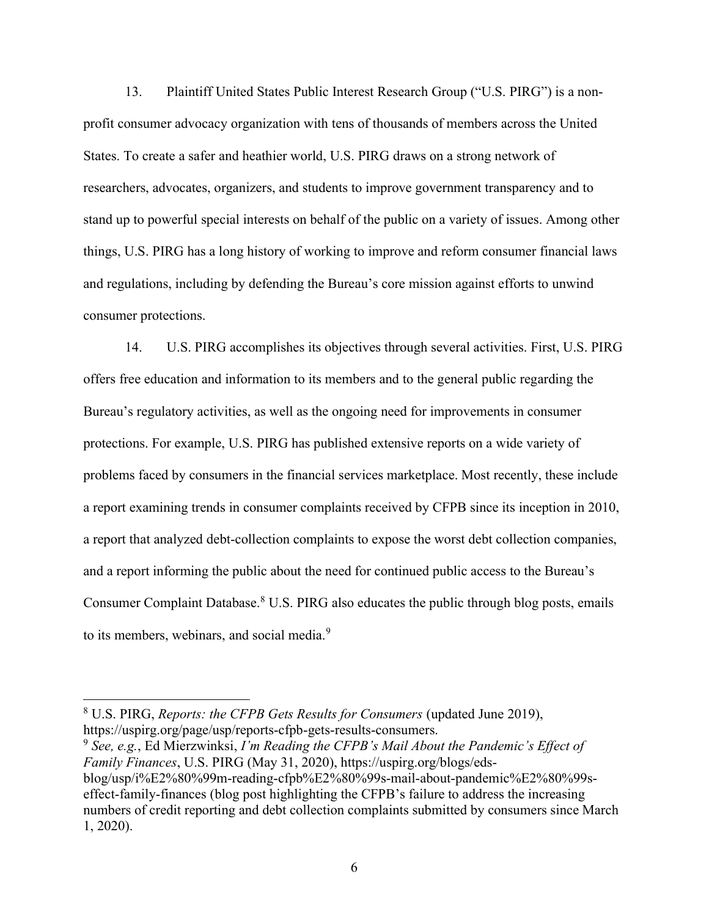13. Plaintiff United States Public Interest Research Group ("U.S. PIRG") is a non-profit consumer advocacy organization with tens of thousands of members across the United States. To create a safer and heathier world, U.S. PIRG draws on a strong network of researchers, advocates, organizers, and students to improve government transparency and to stand up to powerful special interests on behalf of the public on a variety of issues. Among other things, U.S. PIRG has a long history of working to improve and reform consumer financial laws and regulations, including by defending the Bureau's core mission against efforts to unwind consumer protections.

14. U.S. PIRG accomplishes its objectives through several activities. First, U.S. PIRG offers free education and information to its members and to the general public regarding the Bureau's regulatory activities, as well as the ongoing need for improvements in consumer protections. For example, U.S. PIRG has published extensive reports on a wide variety of problems faced by consumers in the financial services marketplace. Most recently, these include a report examining trends in consumer complaints received by CFPB since its inception in 2010, a report that analyzed debt-collection complaints to expose the worst debt collection companies, and a report informing the public about the need for continued public access to the Bureau's Consumer Complaint Database.[8] U.S. PIRG also educates the public through blog posts, emails to its members, webinars, and social media.[9]

---

[8] U.S. PIRG, *Reports: the CFPB Gets Results for Consumers* (updated June 2019), https://uspirg.org/page/usp/reports-cfpb-gets-results-consumers.

[9] *See, e.g.*, Ed Mierzwinksi, *I'm Reading the CFPB's Mail About the Pandemic's Effect of Family Finances*, U.S. PIRG (May 31, 2020), https://uspirg.org/blogs/eds-blog/usp/i%E2%80%99m-reading-cfpb%E2%80%99s-mail-about-pandemic%E2%80%99s-effect-family-finances (blog post highlighting the CFPB's failure to address the increasing numbers of credit reporting and debt collection complaints submitted by consumers since March 1, 2020).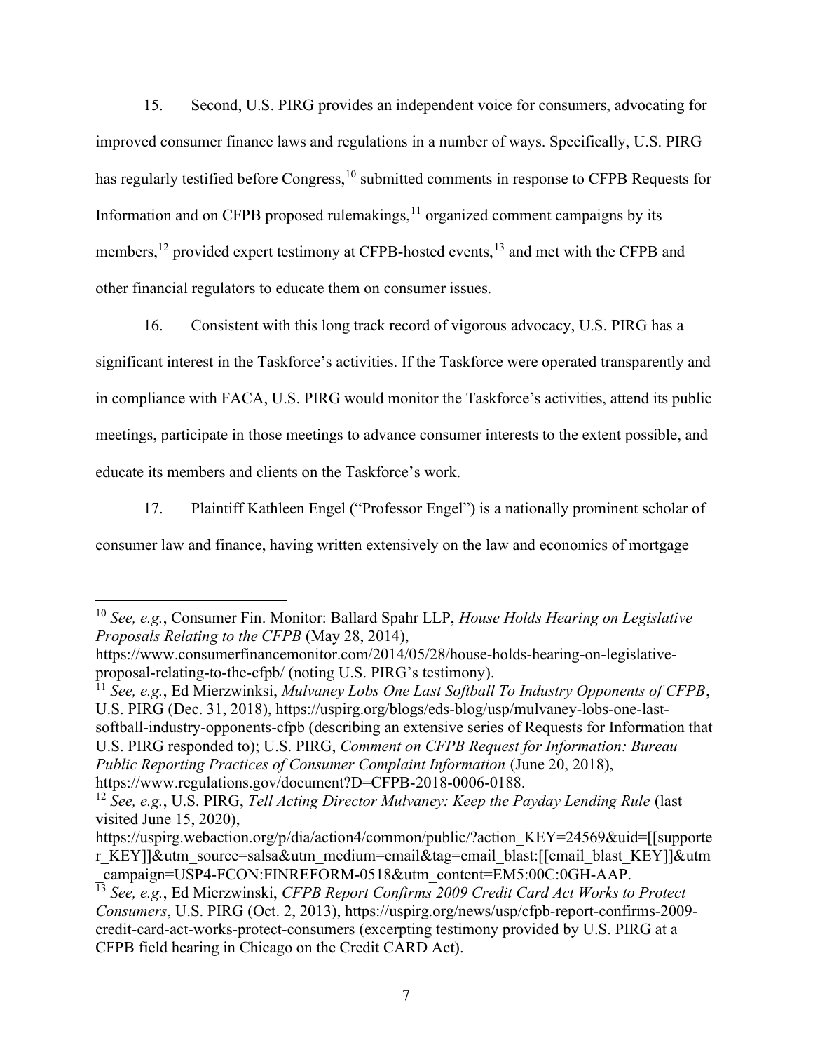15. Second, U.S. PIRG provides an independent voice for consumers, advocating for improved consumer finance laws and regulations in a number of ways. Specifically, U.S. PIRG has regularly testified before Congress,[10] submitted comments in response to CFPB Requests for Information and on CFPB proposed rulemakings,[11] organized comment campaigns by its members,[12] provided expert testimony at CFPB-hosted events,[13] and met with the CFPB and other financial regulators to educate them on consumer issues.

16. Consistent with this long track record of vigorous advocacy, U.S. PIRG has a significant interest in the Taskforce's activities. If the Taskforce were operated transparently and in compliance with FACA, U.S. PIRG would monitor the Taskforce's activities, attend its public meetings, participate in those meetings to advance consumer interests to the extent possible, and educate its members and clients on the Taskforce's work.

17. Plaintiff Kathleen Engel ("Professor Engel") is a nationally prominent scholar of consumer law and finance, having written extensively on the law and economics of mortgage

---

[10] *See, e.g.*, Consumer Fin. Monitor: Ballard Spahr LLP, *House Holds Hearing on Legislative Proposals Relating to the CFPB* (May 28, 2014), https://www.consumerfinancemonitor.com/2014/05/28/house-holds-hearing-on-legislative-proposal-relating-to-the-cfpb/ (noting U.S. PIRG's testimony).

[11] *See, e.g.*, Ed Mierzwinksi, *Mulvaney Lobs One Last Softball To Industry Opponents of CFPB*, U.S. PIRG (Dec. 31, 2018), https://uspirg.org/blogs/eds-blog/usp/mulvaney-lobs-one-last-softball-industry-opponents-cfpb (describing an extensive series of Requests for Information that U.S. PIRG responded to); U.S. PIRG, *Comment on CFPB Request for Information: Bureau Public Reporting Practices of Consumer Complaint Information* (June 20, 2018), https://www.regulations.gov/document?D=CFPB-2018-0006-0188.

[12] *See, e.g.*, U.S. PIRG, *Tell Acting Director Mulvaney: Keep the Payday Lending Rule* (last visited June 15, 2020), https://uspirg.webaction.org/p/dia/action4/common/public/?action_KEY=24569&uid=[[supporter_KEY]]&utm_source=salsa&utm_medium=email&tag=email_blast:[[email_blast_KEY]]&utm_campaign=USP4-FCON:FINREFORM-0518&utm_content=EM5:00C:0GH-AAP.

[13] *See, e.g.*, Ed Mierzwinski, *CFPB Report Confirms 2009 Credit Card Act Works to Protect Consumers*, U.S. PIRG (Oct. 2, 2013), https://uspirg.org/news/usp/cfpb-report-confirms-2009-credit-card-act-works-protect-consumers (excerpting testimony provided by U.S. PIRG at a CFPB field hearing in Chicago on the Credit CARD Act).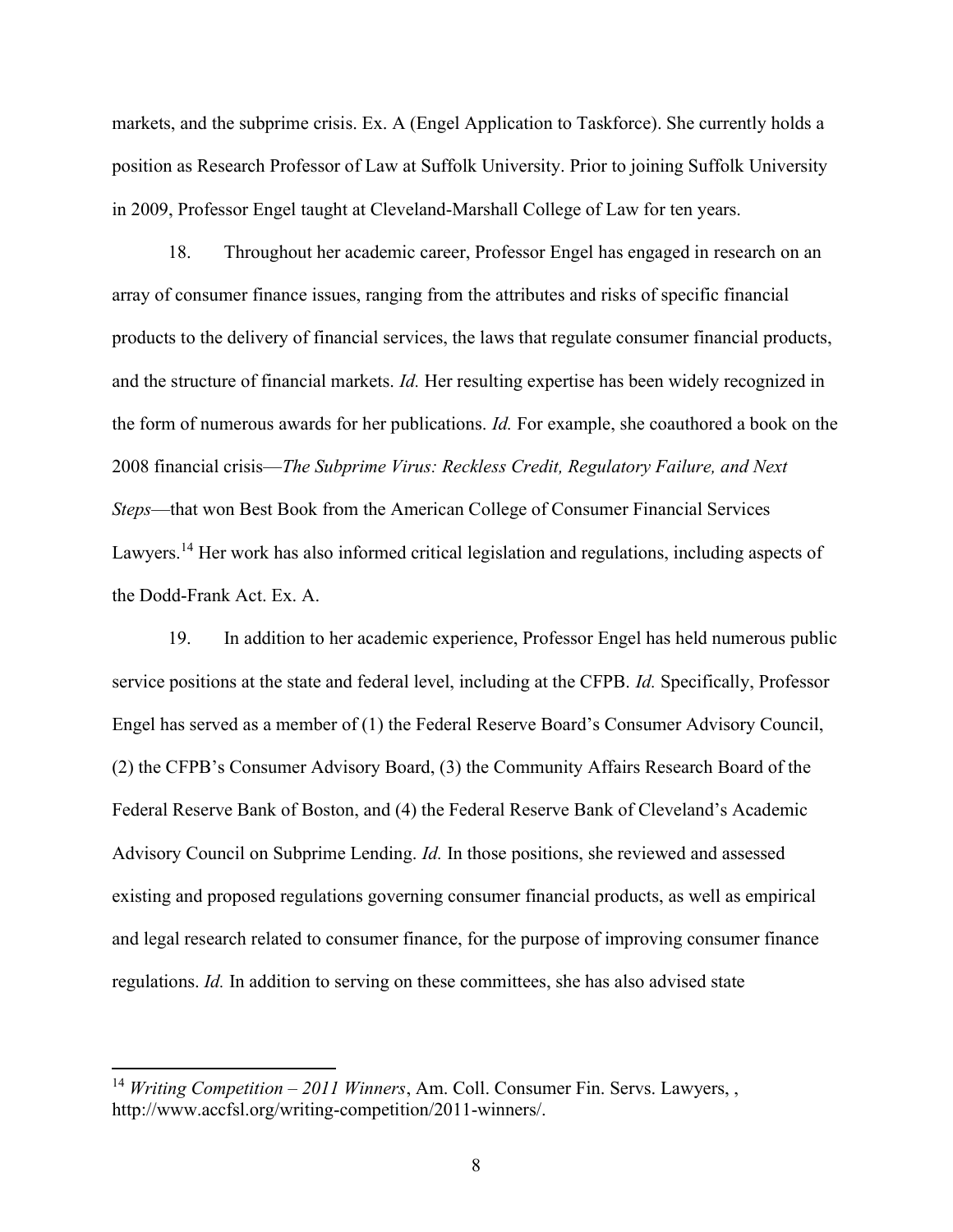markets, and the subprime crisis. Ex. A (Engel Application to Taskforce). She currently holds a position as Research Professor of Law at Suffolk University. Prior to joining Suffolk University in 2009, Professor Engel taught at Cleveland-Marshall College of Law for ten years.

18. Throughout her academic career, Professor Engel has engaged in research on an array of consumer finance issues, ranging from the attributes and risks of specific financial products to the delivery of financial services, the laws that regulate consumer financial products, and the structure of financial markets. *Id.* Her resulting expertise has been widely recognized in the form of numerous awards for her publications. *Id.* For example, she coauthored a book on the 2008 financial crisis—*The Subprime Virus: Reckless Credit, Regulatory Failure, and Next Steps*—that won Best Book from the American College of Consumer Financial Services Lawyers.[14] Her work has also informed critical legislation and regulations, including aspects of the Dodd-Frank Act. Ex. A.

19. In addition to her academic experience, Professor Engel has held numerous public service positions at the state and federal level, including at the CFPB. *Id.* Specifically, Professor Engel has served as a member of (1) the Federal Reserve Board's Consumer Advisory Council, (2) the CFPB's Consumer Advisory Board, (3) the Community Affairs Research Board of the Federal Reserve Bank of Boston, and (4) the Federal Reserve Bank of Cleveland's Academic Advisory Council on Subprime Lending. *Id.* In those positions, she reviewed and assessed existing and proposed regulations governing consumer financial products, as well as empirical and legal research related to consumer finance, for the purpose of improving consumer finance regulations. *Id.* In addition to serving on these committees, she has also advised state

---

[14] *Writing Competition – 2011 Winners*, Am. Coll. Consumer Fin. Servs. Lawyers, , http://www.accfsl.org/writing-competition/2011-winners/.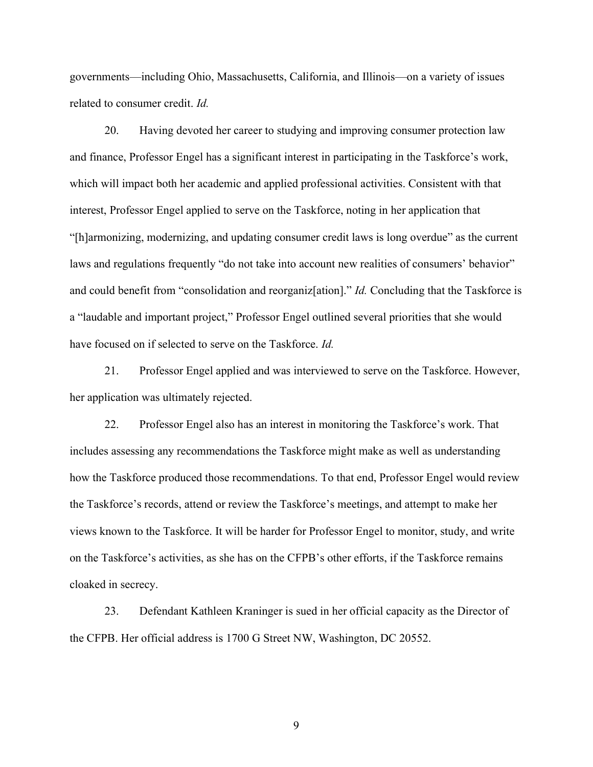governments—including Ohio, Massachusetts, California, and Illinois—on a variety of issues related to consumer credit. *Id.*

20. Having devoted her career to studying and improving consumer protection law and finance, Professor Engel has a significant interest in participating in the Taskforce's work, which will impact both her academic and applied professional activities. Consistent with that interest, Professor Engel applied to serve on the Taskforce, noting in her application that "[h]armonizing, modernizing, and updating consumer credit laws is long overdue" as the current laws and regulations frequently "do not take into account new realities of consumers' behavior" and could benefit from "consolidation and reorganiz[ation]." *Id.* Concluding that the Taskforce is a "laudable and important project," Professor Engel outlined several priorities that she would have focused on if selected to serve on the Taskforce. *Id.*

21. Professor Engel applied and was interviewed to serve on the Taskforce. However, her application was ultimately rejected.

22. Professor Engel also has an interest in monitoring the Taskforce's work. That includes assessing any recommendations the Taskforce might make as well as understanding how the Taskforce produced those recommendations. To that end, Professor Engel would review the Taskforce's records, attend or review the Taskforce's meetings, and attempt to make her views known to the Taskforce. It will be harder for Professor Engel to monitor, study, and write on the Taskforce's activities, as she has on the CFPB's other efforts, if the Taskforce remains cloaked in secrecy.

23. Defendant Kathleen Kraninger is sued in her official capacity as the Director of the CFPB. Her official address is 1700 G Street NW, Washington, DC 20552.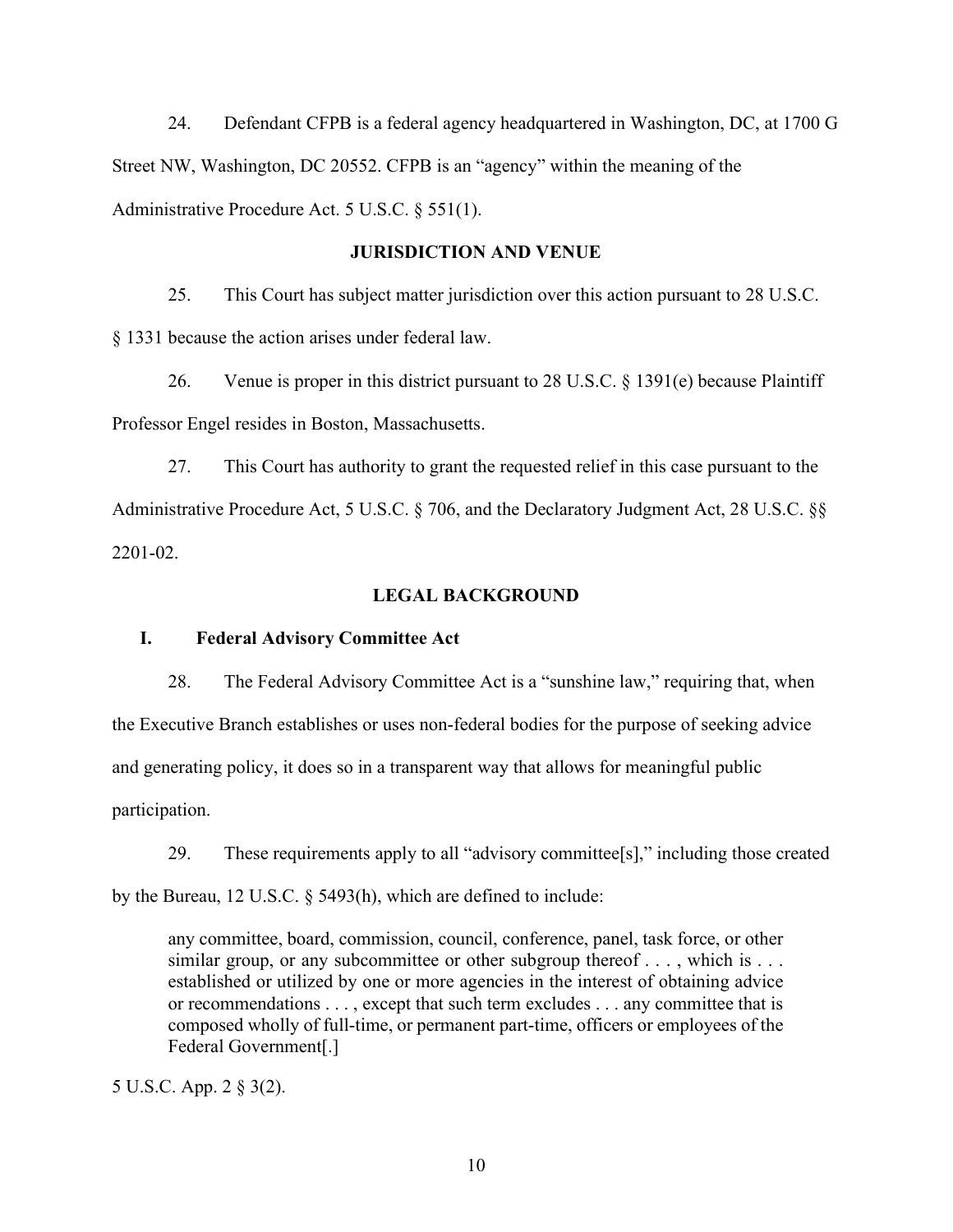24. Defendant CFPB is a federal agency headquartered in Washington, DC, at 1700 G Street NW, Washington, DC 20552. CFPB is an "agency" within the meaning of the Administrative Procedure Act. 5 U.S.C. § 551(1).

## JURISDICTION AND VENUE

25. This Court has subject matter jurisdiction over this action pursuant to 28 U.S.C. § 1331 because the action arises under federal law.

26. Venue is proper in this district pursuant to 28 U.S.C. § 1391(e) because Plaintiff Professor Engel resides in Boston, Massachusetts.

27. This Court has authority to grant the requested relief in this case pursuant to the Administrative Procedure Act, 5 U.S.C. § 706, and the Declaratory Judgment Act, 28 U.S.C. §§ 2201-02.

## LEGAL BACKGROUND

### I. Federal Advisory Committee Act

28. The Federal Advisory Committee Act is a "sunshine law," requiring that, when the Executive Branch establishes or uses non-federal bodies for the purpose of seeking advice and generating policy, it does so in a transparent way that allows for meaningful public participation.

29. These requirements apply to all "advisory committee[s]," including those created by the Bureau, 12 U.S.C. § 5493(h), which are defined to include:

> any committee, board, commission, council, conference, panel, task force, or other similar group, or any subcommittee or other subgroup thereof . . . , which is . . . established or utilized by one or more agencies in the interest of obtaining advice or recommendations . . . , except that such term excludes . . . any committee that is composed wholly of full-time, or permanent part-time, officers or employees of the Federal Government[.]

5 U.S.C. App. 2 § 3(2).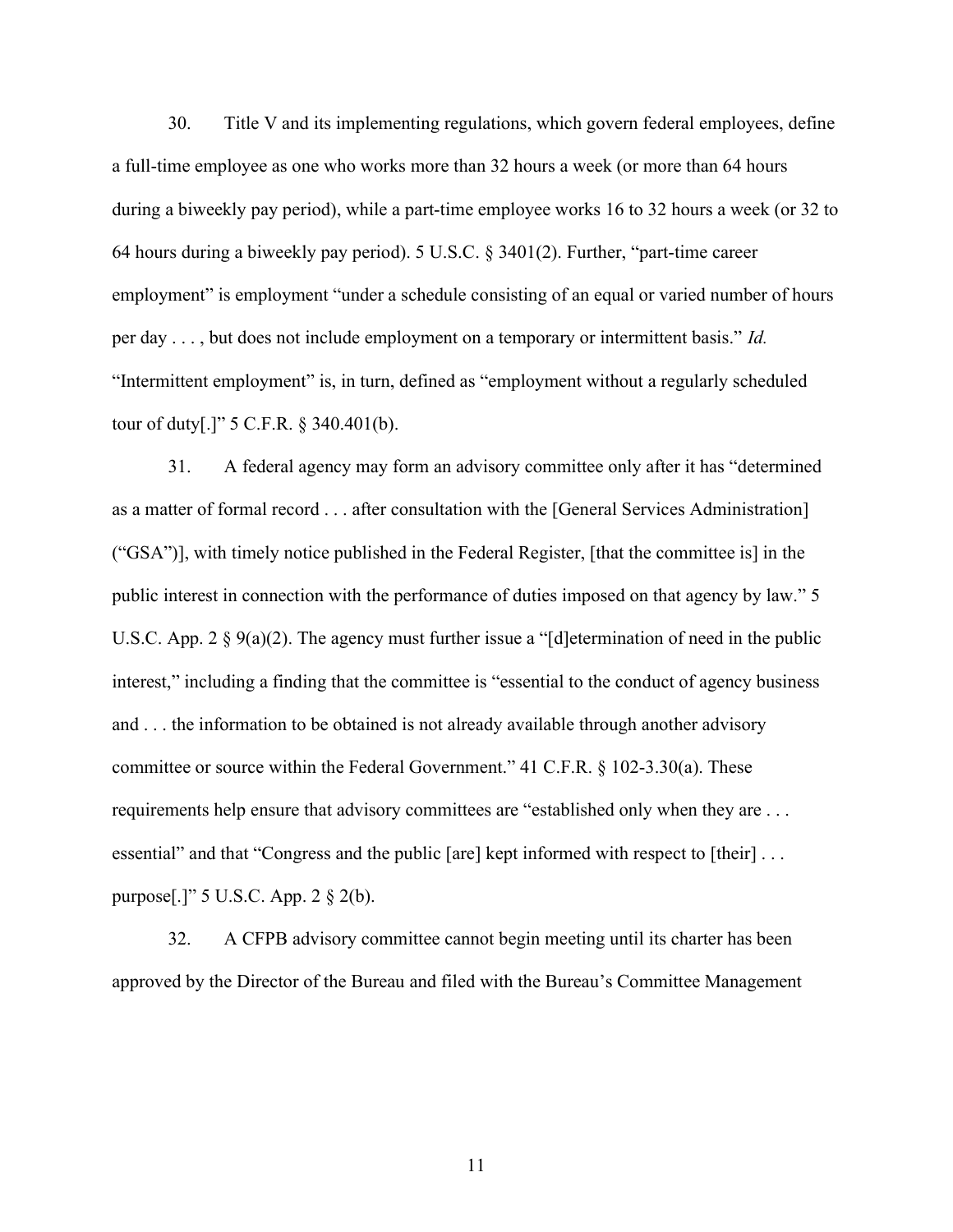30. Title V and its implementing regulations, which govern federal employees, define a full-time employee as one who works more than 32 hours a week (or more than 64 hours during a biweekly pay period), while a part-time employee works 16 to 32 hours a week (or 32 to 64 hours during a biweekly pay period). 5 U.S.C. § 3401(2). Further, "part-time career employment" is employment "under a schedule consisting of an equal or varied number of hours per day . . . , but does not include employment on a temporary or intermittent basis." *Id.* "Intermittent employment" is, in turn, defined as "employment without a regularly scheduled tour of duty[.]" 5 C.F.R. § 340.401(b).

31. A federal agency may form an advisory committee only after it has "determined as a matter of formal record . . . after consultation with the [General Services Administration] ("GSA")], with timely notice published in the Federal Register, [that the committee is] in the public interest in connection with the performance of duties imposed on that agency by law." 5 U.S.C. App. 2 § 9(a)(2). The agency must further issue a "[d]etermination of need in the public interest," including a finding that the committee is "essential to the conduct of agency business and . . . the information to be obtained is not already available through another advisory committee or source within the Federal Government." 41 C.F.R. § 102-3.30(a). These requirements help ensure that advisory committees are "established only when they are . . . essential" and that "Congress and the public [are] kept informed with respect to [their] . . . purpose[.]" 5 U.S.C. App. 2 § 2(b).

32. A CFPB advisory committee cannot begin meeting until its charter has been approved by the Director of the Bureau and filed with the Bureau's Committee Management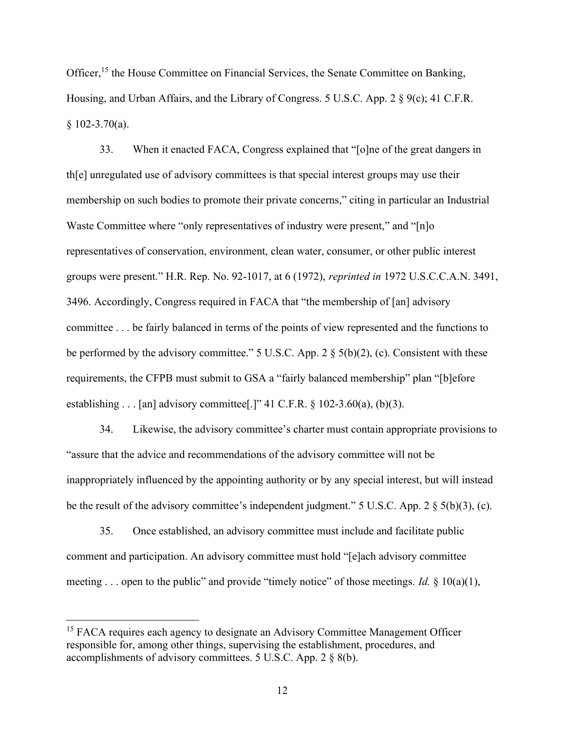Officer,[15] the House Committee on Financial Services, the Senate Committee on Banking, Housing, and Urban Affairs, and the Library of Congress. 5 U.S.C. App. 2 § 9(c); 41 C.F.R. § 102-3.70(a).

33. When it enacted FACA, Congress explained that "[o]ne of the great dangers in th[e] unregulated use of advisory committees is that special interest groups may use their membership on such bodies to promote their private concerns," citing in particular an Industrial Waste Committee where "only representatives of industry were present," and "[n]o representatives of conservation, environment, clean water, consumer, or other public interest groups were present." H.R. Rep. No. 92-1017, at 6 (1972), *reprinted in* 1972 U.S.C.C.A.N. 3491, 3496. Accordingly, Congress required in FACA that "the membership of [an] advisory committee . . . be fairly balanced in terms of the points of view represented and the functions to be performed by the advisory committee." 5 U.S.C. App. 2 § 5(b)(2), (c). Consistent with these requirements, the CFPB must submit to GSA a "fairly balanced membership" plan "[b]efore establishing . . . [an] advisory committee[.]" 41 C.F.R. § 102-3.60(a), (b)(3).

34. Likewise, the advisory committee's charter must contain appropriate provisions to "assure that the advice and recommendations of the advisory committee will not be inappropriately influenced by the appointing authority or by any special interest, but will instead be the result of the advisory committee's independent judgment." 5 U.S.C. App. 2 § 5(b)(3), (c).

35. Once established, an advisory committee must include and facilitate public comment and participation. An advisory committee must hold "[e]ach advisory committee meeting . . . open to the public" and provide "timely notice" of those meetings. *Id.* § 10(a)(1),

---

[15] FACA requires each agency to designate an Advisory Committee Management Officer responsible for, among other things, supervising the establishment, procedures, and accomplishments of advisory committees. 5 U.S.C. App. 2 § 8(b).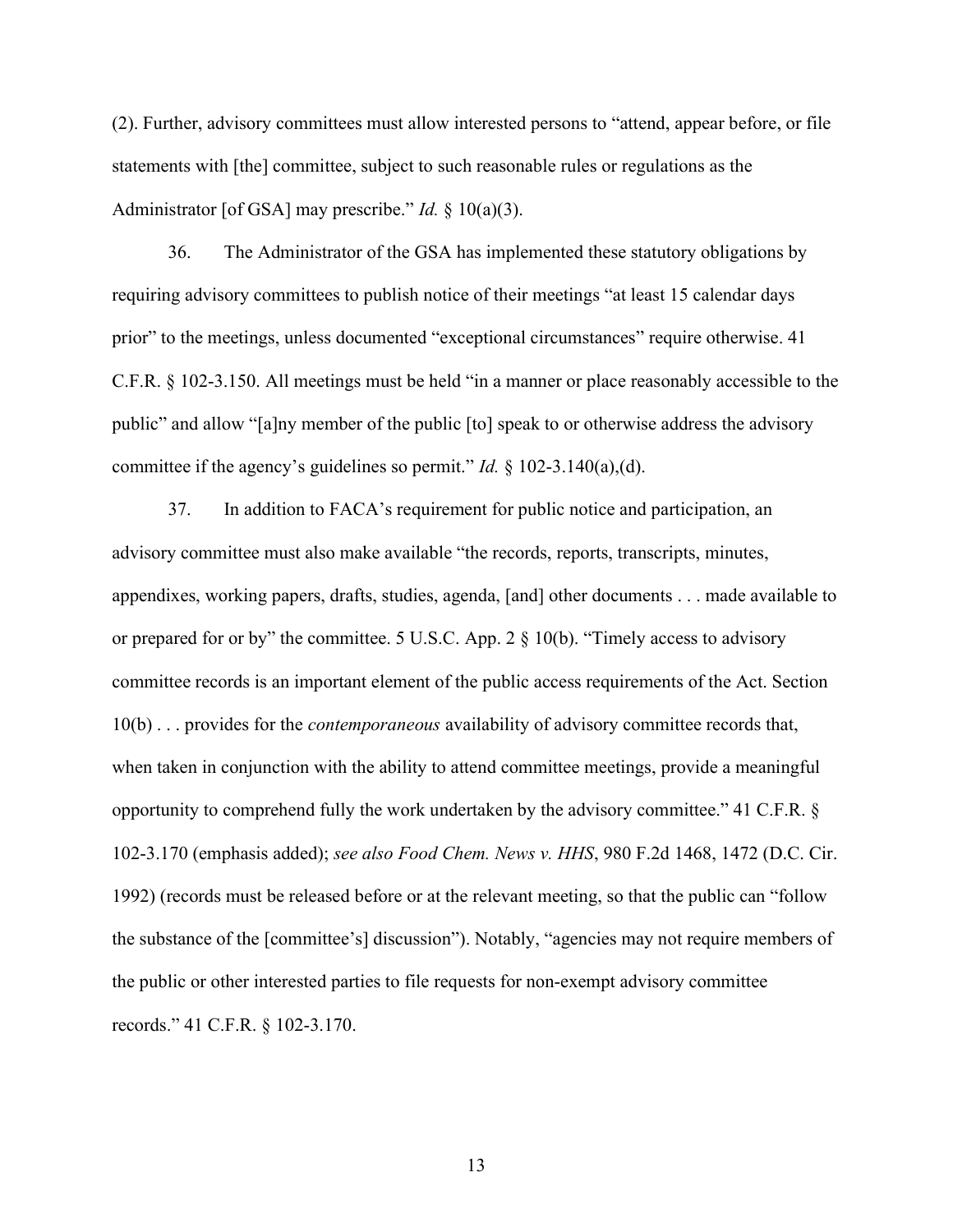(2). Further, advisory committees must allow interested persons to "attend, appear before, or file statements with [the] committee, subject to such reasonable rules or regulations as the Administrator [of GSA] may prescribe." *Id.* § 10(a)(3).

36. The Administrator of the GSA has implemented these statutory obligations by requiring advisory committees to publish notice of their meetings "at least 15 calendar days prior" to the meetings, unless documented "exceptional circumstances" require otherwise. 41 C.F.R. § 102-3.150. All meetings must be held "in a manner or place reasonably accessible to the public" and allow "[a]ny member of the public [to] speak to or otherwise address the advisory committee if the agency's guidelines so permit." *Id.* § 102-3.140(a),(d).

37. In addition to FACA's requirement for public notice and participation, an advisory committee must also make available "the records, reports, transcripts, minutes, appendixes, working papers, drafts, studies, agenda, [and] other documents . . . made available to or prepared for or by" the committee. 5 U.S.C. App. 2 § 10(b). "Timely access to advisory committee records is an important element of the public access requirements of the Act. Section 10(b) . . . provides for the *contemporaneous* availability of advisory committee records that, when taken in conjunction with the ability to attend committee meetings, provide a meaningful opportunity to comprehend fully the work undertaken by the advisory committee." 41 C.F.R. § 102-3.170 (emphasis added); *see also Food Chem. News v. HHS*, 980 F.2d 1468, 1472 (D.C. Cir. 1992) (records must be released before or at the relevant meeting, so that the public can "follow the substance of the [committee's] discussion"). Notably, "agencies may not require members of the public or other interested parties to file requests for non-exempt advisory committee records." 41 C.F.R. § 102-3.170.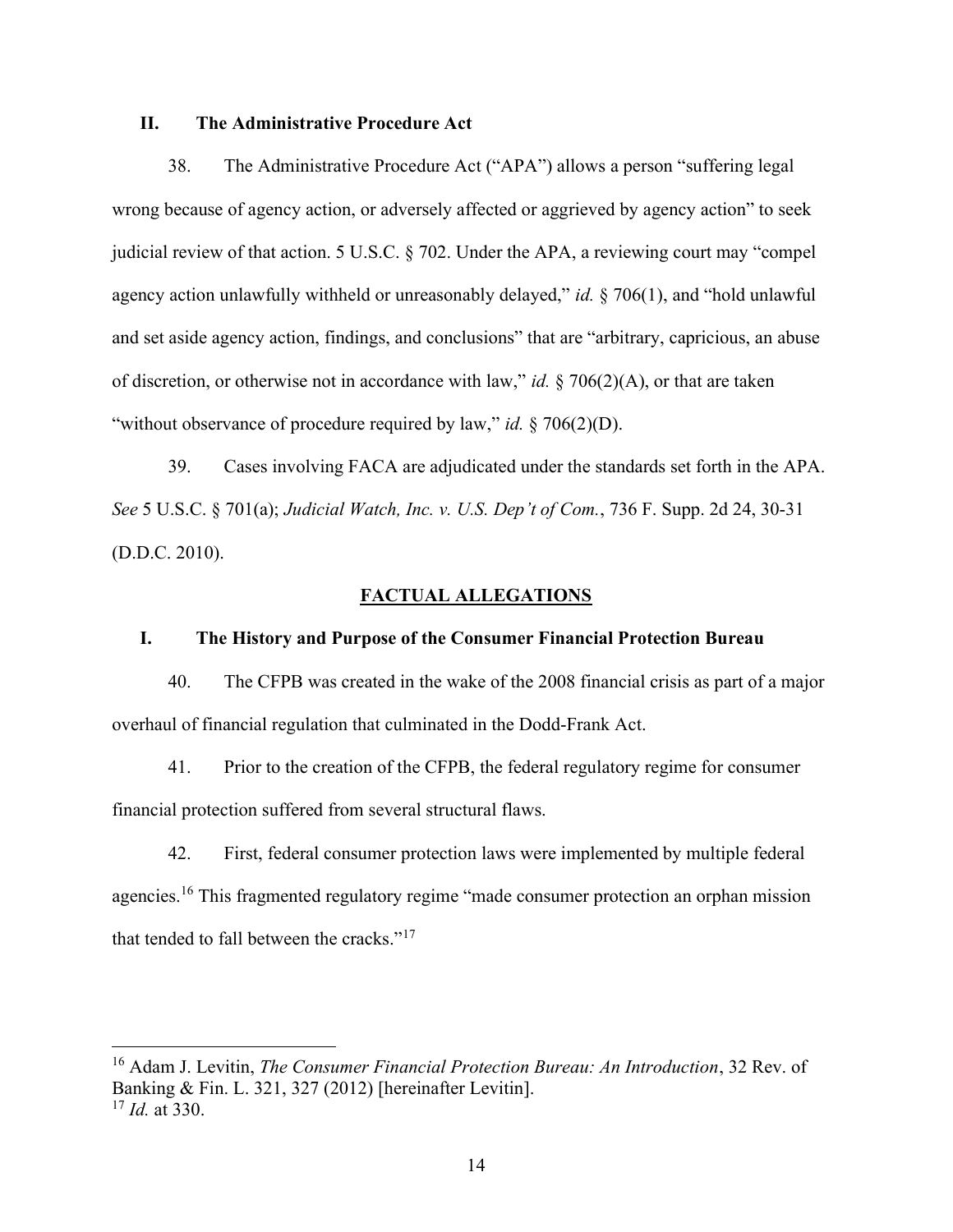## II. The Administrative Procedure Act

38. The Administrative Procedure Act ("APA") allows a person "suffering legal wrong because of agency action, or adversely affected or aggrieved by agency action" to seek judicial review of that action. 5 U.S.C. § 702. Under the APA, a reviewing court may "compel agency action unlawfully withheld or unreasonably delayed," *id.* § 706(1), and "hold unlawful and set aside agency action, findings, and conclusions" that are "arbitrary, capricious, an abuse of discretion, or otherwise not in accordance with law," *id.* § 706(2)(A), or that are taken "without observance of procedure required by law," *id.* § 706(2)(D).

39. Cases involving FACA are adjudicated under the standards set forth in the APA. *See* 5 U.S.C. § 701(a); *Judicial Watch, Inc. v. U.S. Dep't of Com.*, 736 F. Supp. 2d 24, 30-31 (D.D.C. 2010).

# FACTUAL ALLEGATIONS

## I. The History and Purpose of the Consumer Financial Protection Bureau

40. The CFPB was created in the wake of the 2008 financial crisis as part of a major overhaul of financial regulation that culminated in the Dodd-Frank Act.

41. Prior to the creation of the CFPB, the federal regulatory regime for consumer financial protection suffered from several structural flaws.

42. First, federal consumer protection laws were implemented by multiple federal agencies.[16] This fragmented regulatory regime "made consumer protection an orphan mission that tended to fall between the cracks."[17]

---

[16] Adam J. Levitin, *The Consumer Financial Protection Bureau: An Introduction*, 32 Rev. of Banking & Fin. L. 321, 327 (2012) [hereinafter Levitin].

[17] *Id.* at 330.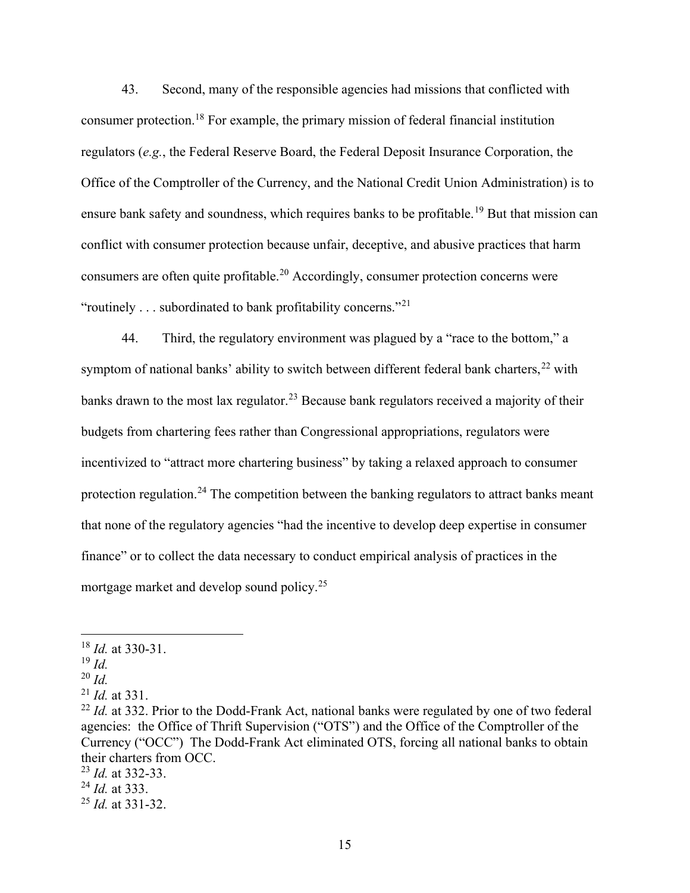43. Second, many of the responsible agencies had missions that conflicted with consumer protection.[18] For example, the primary mission of federal financial institution regulators (*e.g.*, the Federal Reserve Board, the Federal Deposit Insurance Corporation, the Office of the Comptroller of the Currency, and the National Credit Union Administration) is to ensure bank safety and soundness, which requires banks to be profitable.[19] But that mission can conflict with consumer protection because unfair, deceptive, and abusive practices that harm consumers are often quite profitable.[20] Accordingly, consumer protection concerns were "routinely . . . subordinated to bank profitability concerns."[21]

44. Third, the regulatory environment was plagued by a "race to the bottom," a symptom of national banks' ability to switch between different federal bank charters,[22] with banks drawn to the most lax regulator.[23] Because bank regulators received a majority of their budgets from chartering fees rather than Congressional appropriations, regulators were incentivized to "attract more chartering business" by taking a relaxed approach to consumer protection regulation.[24] The competition between the banking regulators to attract banks meant that none of the regulatory agencies "had the incentive to develop deep expertise in consumer finance" or to collect the data necessary to conduct empirical analysis of practices in the mortgage market and develop sound policy.[25]

---

[18] *Id.* at 330-31.
[19] *Id.*
[20] *Id.*
[21] *Id.* at 331.
[22] *Id.* at 332. Prior to the Dodd-Frank Act, national banks were regulated by one of two federal agencies: the Office of Thrift Supervision ("OTS") and the Office of the Comptroller of the Currency ("OCC") The Dodd-Frank Act eliminated OTS, forcing all national banks to obtain their charters from OCC.
[23] *Id.* at 332-33.
[24] *Id.* at 333.
[25] *Id.* at 331-32.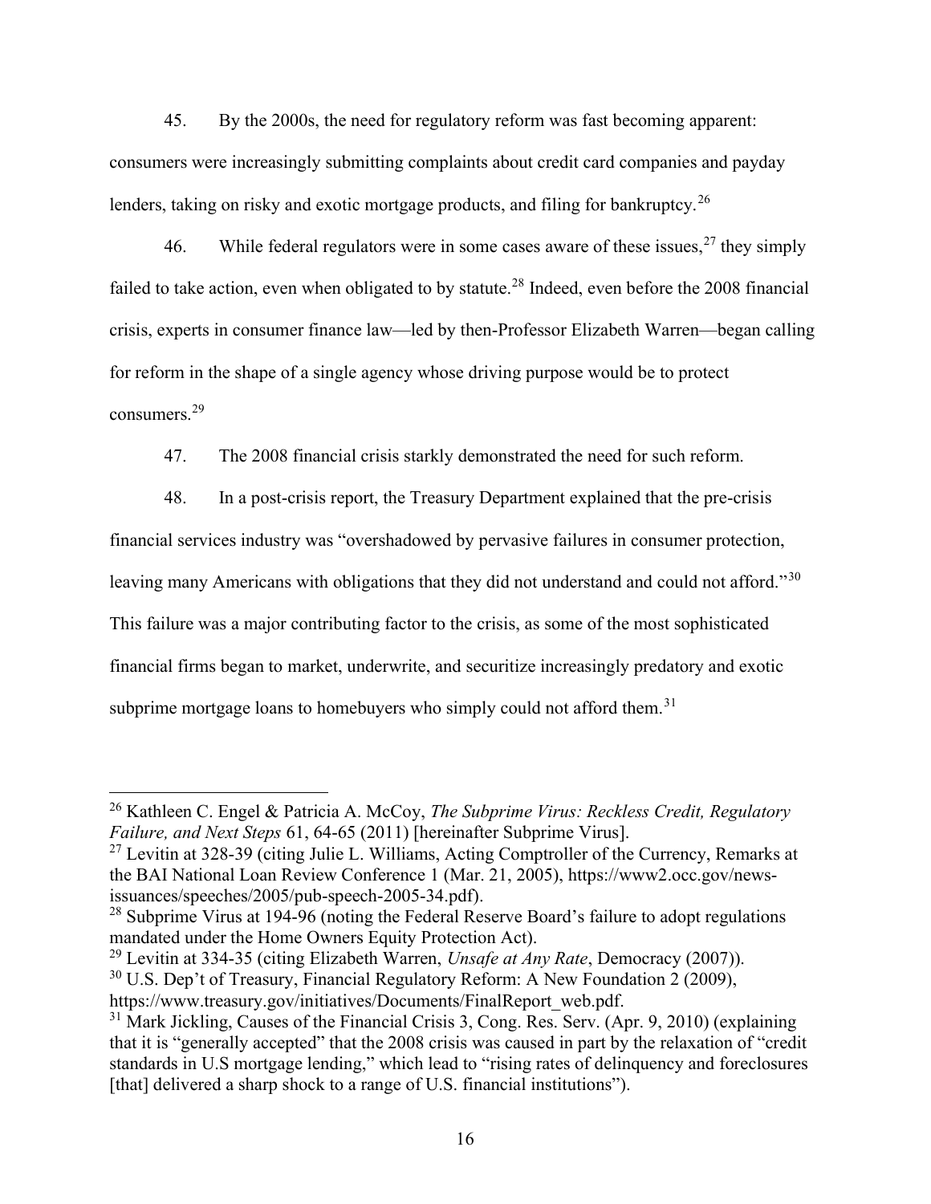45. By the 2000s, the need for regulatory reform was fast becoming apparent: consumers were increasingly submitting complaints about credit card companies and payday lenders, taking on risky and exotic mortgage products, and filing for bankruptcy.[26]

46. While federal regulators were in some cases aware of these issues,[27] they simply failed to take action, even when obligated to by statute.[28] Indeed, even before the 2008 financial crisis, experts in consumer finance law—led by then-Professor Elizabeth Warren—began calling for reform in the shape of a single agency whose driving purpose would be to protect consumers.[29]

47. The 2008 financial crisis starkly demonstrated the need for such reform.

48. In a post-crisis report, the Treasury Department explained that the pre-crisis financial services industry was "overshadowed by pervasive failures in consumer protection, leaving many Americans with obligations that they did not understand and could not afford."[30] This failure was a major contributing factor to the crisis, as some of the most sophisticated financial firms began to market, underwrite, and securitize increasingly predatory and exotic subprime mortgage loans to homebuyers who simply could not afford them.[31]

---

[26] Kathleen C. Engel & Patricia A. McCoy, *The Subprime Virus: Reckless Credit, Regulatory Failure, and Next Steps* 61, 64-65 (2011) [hereinafter Subprime Virus].

[27] Levitin at 328-39 (citing Julie L. Williams, Acting Comptroller of the Currency, Remarks at the BAI National Loan Review Conference 1 (Mar. 21, 2005), https://www2.occ.gov/news-issuances/speeches/2005/pub-speech-2005-34.pdf).

[28] Subprime Virus at 194-96 (noting the Federal Reserve Board's failure to adopt regulations mandated under the Home Owners Equity Protection Act).

[29] Levitin at 334-35 (citing Elizabeth Warren, *Unsafe at Any Rate*, Democracy (2007)).

[30] U.S. Dep't of Treasury, Financial Regulatory Reform: A New Foundation 2 (2009), https://www.treasury.gov/initiatives/Documents/FinalReport_web.pdf.

[31] Mark Jickling, Causes of the Financial Crisis 3, Cong. Res. Serv. (Apr. 9, 2010) (explaining that it is "generally accepted" that the 2008 crisis was caused in part by the relaxation of "credit standards in U.S mortgage lending," which lead to "rising rates of delinquency and foreclosures [that] delivered a sharp shock to a range of U.S. financial institutions").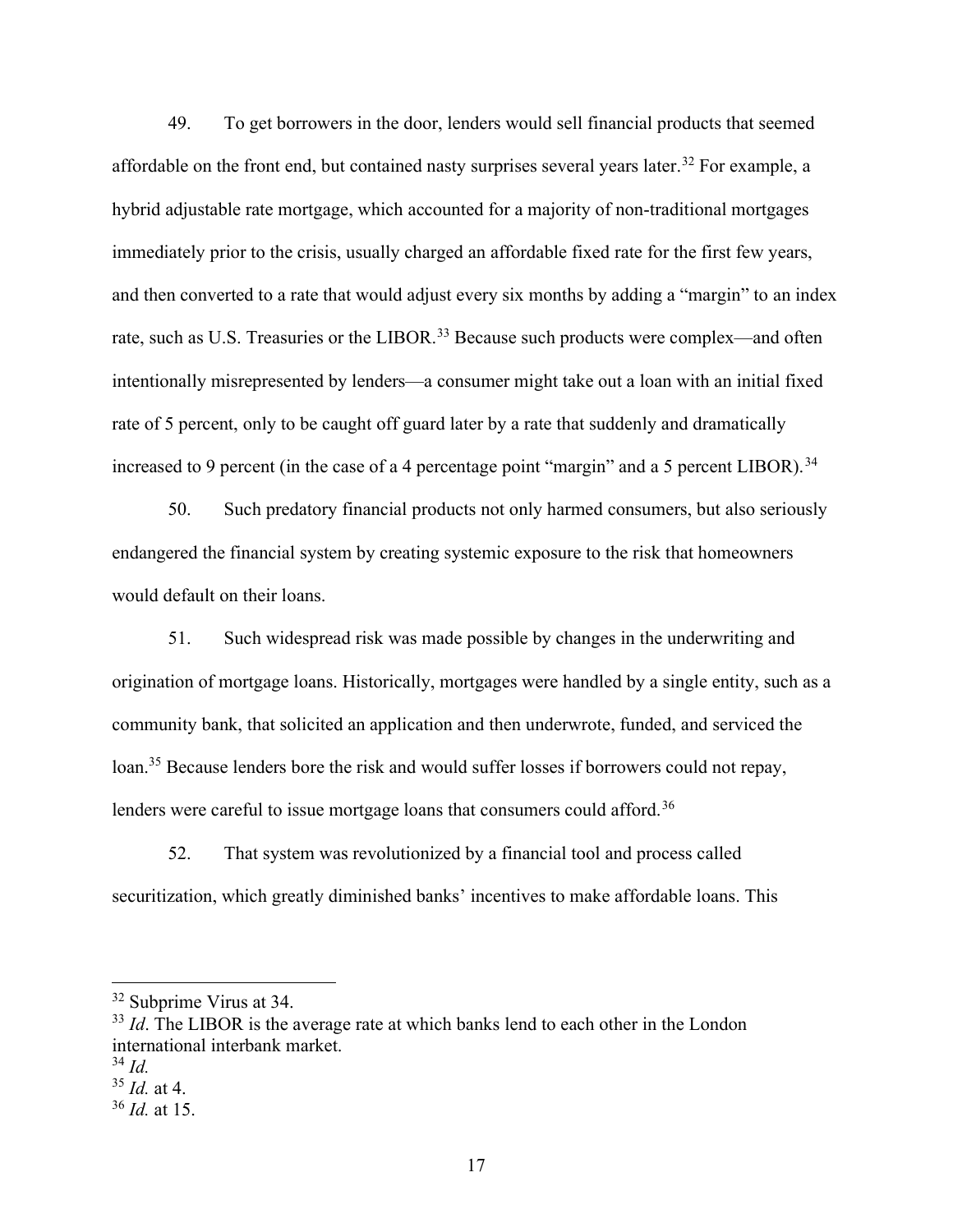49. To get borrowers in the door, lenders would sell financial products that seemed affordable on the front end, but contained nasty surprises several years later.[32] For example, a hybrid adjustable rate mortgage, which accounted for a majority of non-traditional mortgages immediately prior to the crisis, usually charged an affordable fixed rate for the first few years, and then converted to a rate that would adjust every six months by adding a "margin" to an index rate, such as U.S. Treasuries or the LIBOR.[33] Because such products were complex—and often intentionally misrepresented by lenders—a consumer might take out a loan with an initial fixed rate of 5 percent, only to be caught off guard later by a rate that suddenly and dramatically increased to 9 percent (in the case of a 4 percentage point "margin" and a 5 percent LIBOR).[34]

50. Such predatory financial products not only harmed consumers, but also seriously endangered the financial system by creating systemic exposure to the risk that homeowners would default on their loans.

51. Such widespread risk was made possible by changes in the underwriting and origination of mortgage loans. Historically, mortgages were handled by a single entity, such as a community bank, that solicited an application and then underwrote, funded, and serviced the loan.[35] Because lenders bore the risk and would suffer losses if borrowers could not repay, lenders were careful to issue mortgage loans that consumers could afford.[36]

52. That system was revolutionized by a financial tool and process called securitization, which greatly diminished banks' incentives to make affordable loans. This

---

[32] Subprime Virus at 34.

[33] *Id*. The LIBOR is the average rate at which banks lend to each other in the London international interbank market.

[34] *Id.*

[35] *Id.* at 4.

[36] *Id.* at 15.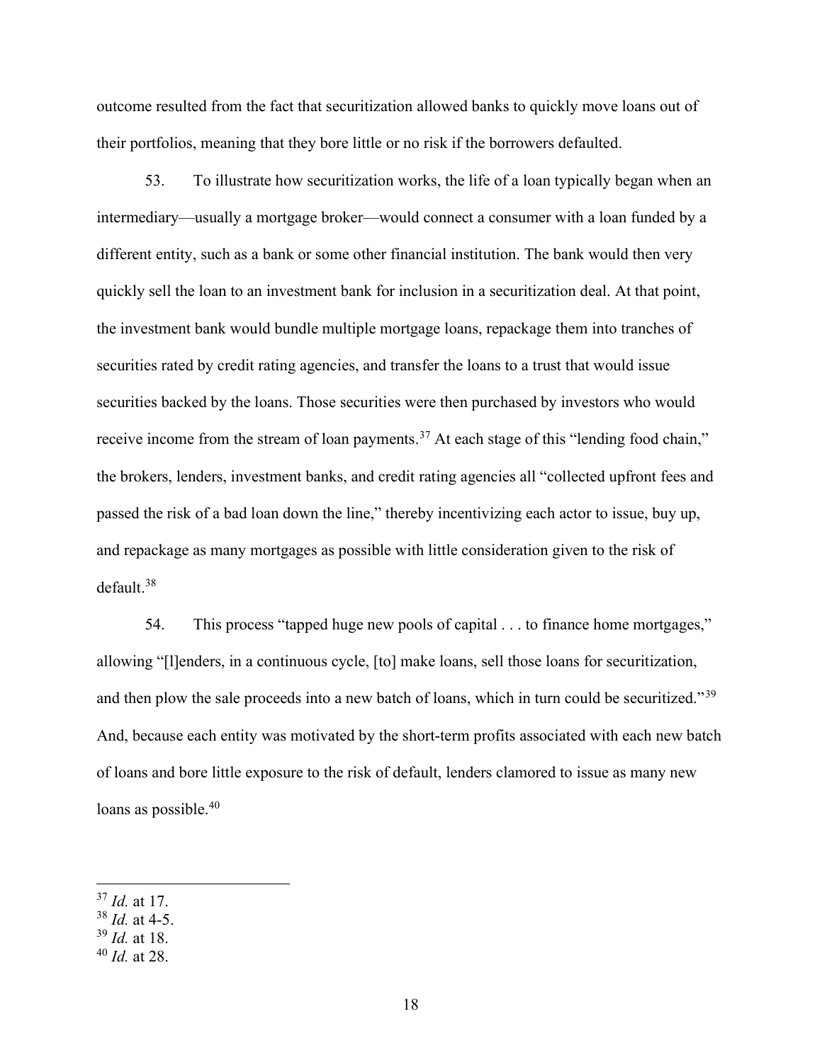outcome resulted from the fact that securitization allowed banks to quickly move loans out of their portfolios, meaning that they bore little or no risk if the borrowers defaulted.

53. To illustrate how securitization works, the life of a loan typically began when an intermediary—usually a mortgage broker—would connect a consumer with a loan funded by a different entity, such as a bank or some other financial institution. The bank would then very quickly sell the loan to an investment bank for inclusion in a securitization deal. At that point, the investment bank would bundle multiple mortgage loans, repackage them into tranches of securities rated by credit rating agencies, and transfer the loans to a trust that would issue securities backed by the loans. Those securities were then purchased by investors who would receive income from the stream of loan payments.[37] At each stage of this "lending food chain," the brokers, lenders, investment banks, and credit rating agencies all "collected upfront fees and passed the risk of a bad loan down the line," thereby incentivizing each actor to issue, buy up, and repackage as many mortgages as possible with little consideration given to the risk of default.[38]

54. This process "tapped huge new pools of capital . . . to finance home mortgages," allowing "[l]enders, in a continuous cycle, [to] make loans, sell those loans for securitization, and then plow the sale proceeds into a new batch of loans, which in turn could be securitized."[39] And, because each entity was motivated by the short-term profits associated with each new batch of loans and bore little exposure to the risk of default, lenders clamored to issue as many new loans as possible.[40]

---

[37] *Id.* at 17.
[38] *Id.* at 4-5.
[39] *Id.* at 18.
[40] *Id.* at 28.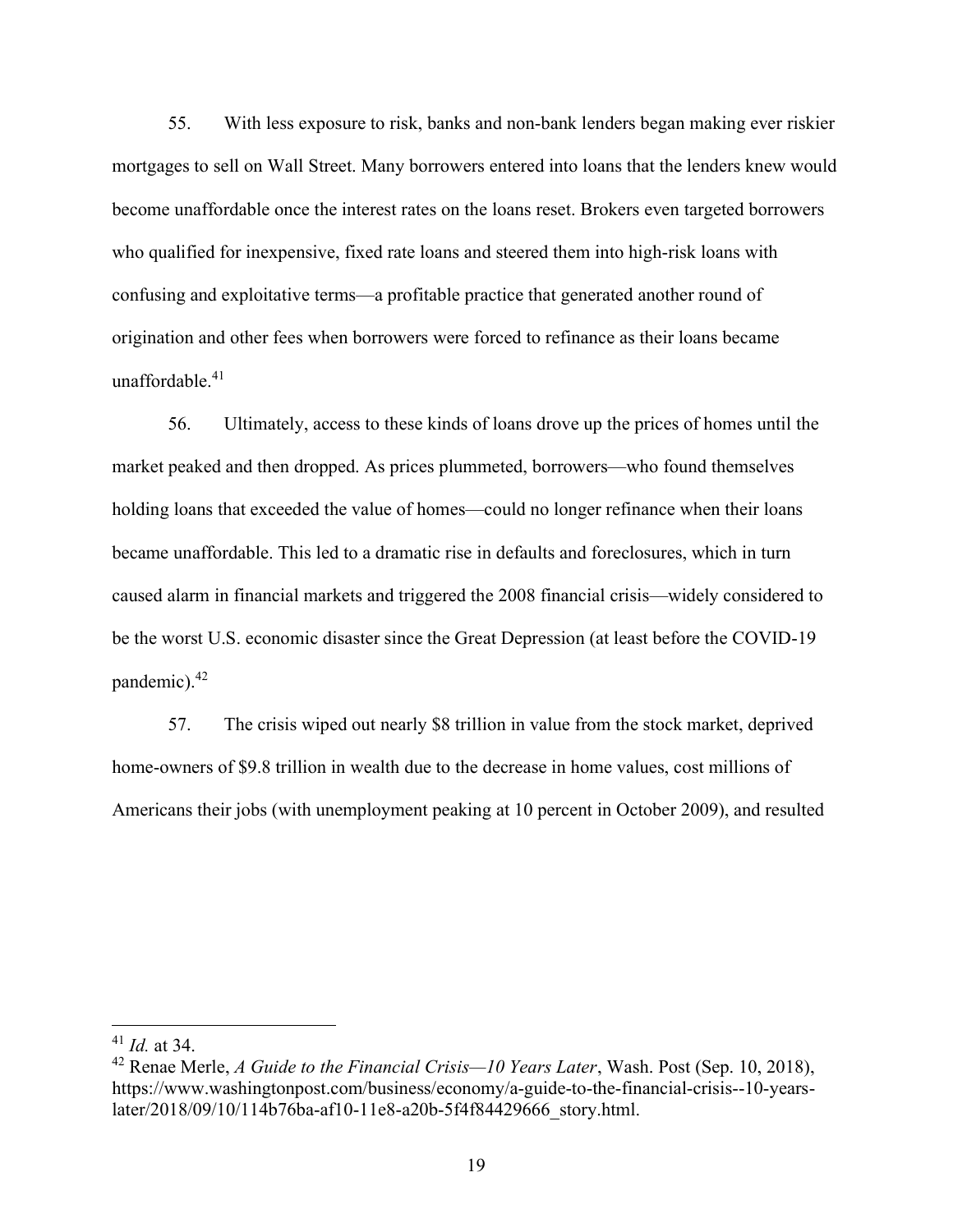55. With less exposure to risk, banks and non-bank lenders began making ever riskier mortgages to sell on Wall Street. Many borrowers entered into loans that the lenders knew would become unaffordable once the interest rates on the loans reset. Brokers even targeted borrowers who qualified for inexpensive, fixed rate loans and steered them into high-risk loans with confusing and exploitative terms—a profitable practice that generated another round of origination and other fees when borrowers were forced to refinance as their loans became unaffordable.[41]

56. Ultimately, access to these kinds of loans drove up the prices of homes until the market peaked and then dropped. As prices plummeted, borrowers—who found themselves holding loans that exceeded the value of homes—could no longer refinance when their loans became unaffordable. This led to a dramatic rise in defaults and foreclosures, which in turn caused alarm in financial markets and triggered the 2008 financial crisis—widely considered to be the worst U.S. economic disaster since the Great Depression (at least before the COVID-19 pandemic).[42]

57. The crisis wiped out nearly $8 trillion in value from the stock market, deprived home-owners of $9.8 trillion in wealth due to the decrease in home values, cost millions of Americans their jobs (with unemployment peaking at 10 percent in October 2009), and resulted

---

[41] *Id.* at 34.

[42] Renae Merle, *A Guide to the Financial Crisis—10 Years Later*, Wash. Post (Sep. 10, 2018), https://www.washingtonpost.com/business/economy/a-guide-to-the-financial-crisis--10-years-later/2018/09/10/114b76ba-af10-11e8-a20b-5f4f84429666_story.html.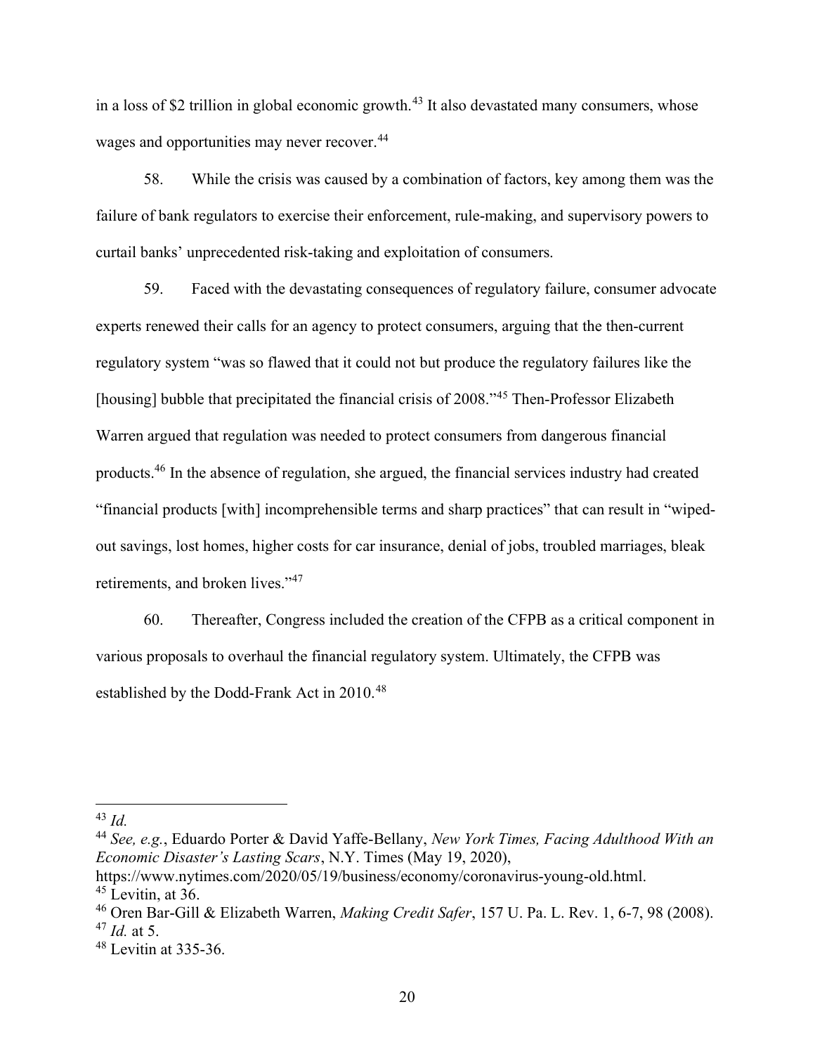in a loss of $2 trillion in global economic growth.[43] It also devastated many consumers, whose wages and opportunities may never recover.[44]

58. While the crisis was caused by a combination of factors, key among them was the failure of bank regulators to exercise their enforcement, rule-making, and supervisory powers to curtail banks' unprecedented risk-taking and exploitation of consumers.

59. Faced with the devastating consequences of regulatory failure, consumer advocate experts renewed their calls for an agency to protect consumers, arguing that the then-current regulatory system "was so flawed that it could not but produce the regulatory failures like the [housing] bubble that precipitated the financial crisis of 2008."[45] Then-Professor Elizabeth Warren argued that regulation was needed to protect consumers from dangerous financial products.[46] In the absence of regulation, she argued, the financial services industry had created "financial products [with] incomprehensible terms and sharp practices" that can result in "wiped-out savings, lost homes, higher costs for car insurance, denial of jobs, troubled marriages, bleak retirements, and broken lives."[47]

60. Thereafter, Congress included the creation of the CFPB as a critical component in various proposals to overhaul the financial regulatory system. Ultimately, the CFPB was established by the Dodd-Frank Act in 2010.[48]

---

[43] *Id.*

[44] *See, e.g.*, Eduardo Porter & David Yaffe-Bellany, *New York Times, Facing Adulthood With an Economic Disaster's Lasting Scars*, N.Y. Times (May 19, 2020), https://www.nytimes.com/2020/05/19/business/economy/coronavirus-young-old.html.

[45] Levitin, at 36.

[46] Oren Bar-Gill & Elizabeth Warren, *Making Credit Safer*, 157 U. Pa. L. Rev. 1, 6-7, 98 (2008).

[47] *Id.* at 5.

[48] Levitin at 335-36.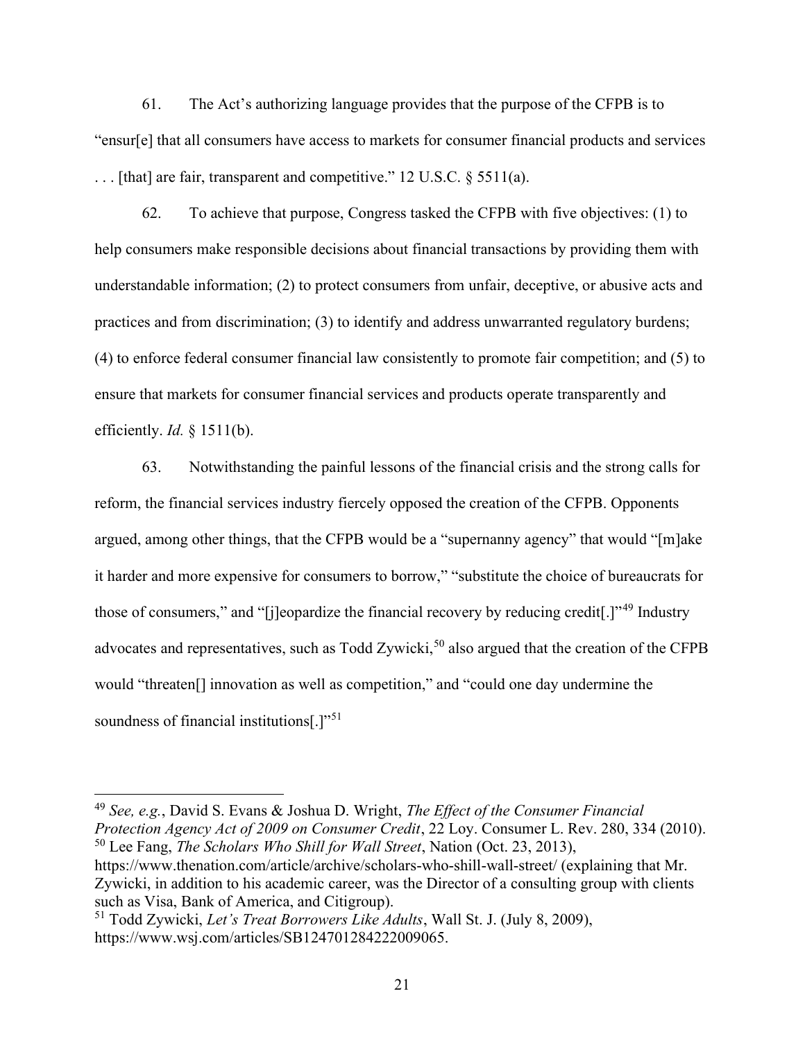61. The Act's authorizing language provides that the purpose of the CFPB is to "ensur[e] that all consumers have access to markets for consumer financial products and services . . . [that] are fair, transparent and competitive." 12 U.S.C. § 5511(a).

62. To achieve that purpose, Congress tasked the CFPB with five objectives: (1) to help consumers make responsible decisions about financial transactions by providing them with understandable information; (2) to protect consumers from unfair, deceptive, or abusive acts and practices and from discrimination; (3) to identify and address unwarranted regulatory burdens; (4) to enforce federal consumer financial law consistently to promote fair competition; and (5) to ensure that markets for consumer financial services and products operate transparently and efficiently. *Id.* § 1511(b).

63. Notwithstanding the painful lessons of the financial crisis and the strong calls for reform, the financial services industry fiercely opposed the creation of the CFPB. Opponents argued, among other things, that the CFPB would be a "supernanny agency" that would "[m]ake it harder and more expensive for consumers to borrow," "substitute the choice of bureaucrats for those of consumers," and "[j]eopardize the financial recovery by reducing credit[.]"[49] Industry advocates and representatives, such as Todd Zywicki,[50] also argued that the creation of the CFPB would "threaten[] innovation as well as competition," and "could one day undermine the soundness of financial institutions[.]"[51]

---

[49] *See, e.g.*, David S. Evans & Joshua D. Wright, *The Effect of the Consumer Financial Protection Agency Act of 2009 on Consumer Credit*, 22 Loy. Consumer L. Rev. 280, 334 (2010).

[50] Lee Fang, *The Scholars Who Shill for Wall Street*, Nation (Oct. 23, 2013), https://www.thenation.com/article/archive/scholars-who-shill-wall-street/ (explaining that Mr. Zywicki, in addition to his academic career, was the Director of a consulting group with clients such as Visa, Bank of America, and Citigroup).

[51] Todd Zywicki, *Let's Treat Borrowers Like Adults*, Wall St. J. (July 8, 2009), https://www.wsj.com/articles/SB124701284222009065.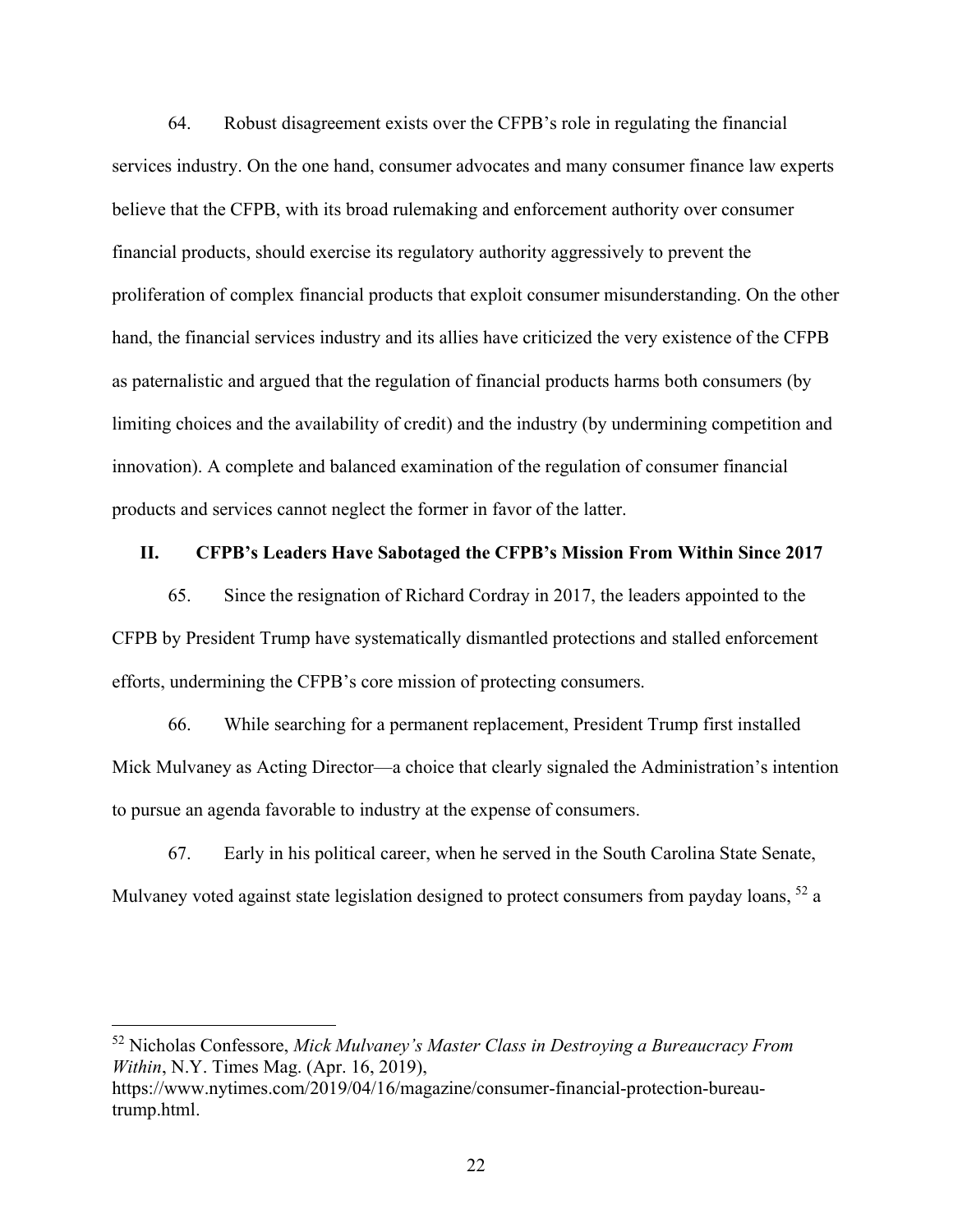64. Robust disagreement exists over the CFPB's role in regulating the financial services industry. On the one hand, consumer advocates and many consumer finance law experts believe that the CFPB, with its broad rulemaking and enforcement authority over consumer financial products, should exercise its regulatory authority aggressively to prevent the proliferation of complex financial products that exploit consumer misunderstanding. On the other hand, the financial services industry and its allies have criticized the very existence of the CFPB as paternalistic and argued that the regulation of financial products harms both consumers (by limiting choices and the availability of credit) and the industry (by undermining competition and innovation). A complete and balanced examination of the regulation of consumer financial products and services cannot neglect the former in favor of the latter.

## II. CFPB's Leaders Have Sabotaged the CFPB's Mission From Within Since 2017

65. Since the resignation of Richard Cordray in 2017, the leaders appointed to the CFPB by President Trump have systematically dismantled protections and stalled enforcement efforts, undermining the CFPB's core mission of protecting consumers.

66. While searching for a permanent replacement, President Trump first installed Mick Mulvaney as Acting Director—a choice that clearly signaled the Administration's intention to pursue an agenda favorable to industry at the expense of consumers.

67. Early in his political career, when he served in the South Carolina State Senate, Mulvaney voted against state legislation designed to protect consumers from payday loans, [52] a

---

[52] Nicholas Confessore, *Mick Mulvaney's Master Class in Destroying a Bureaucracy From Within*, N.Y. Times Mag. (Apr. 16, 2019), https://www.nytimes.com/2019/04/16/magazine/consumer-financial-protection-bureau-trump.html.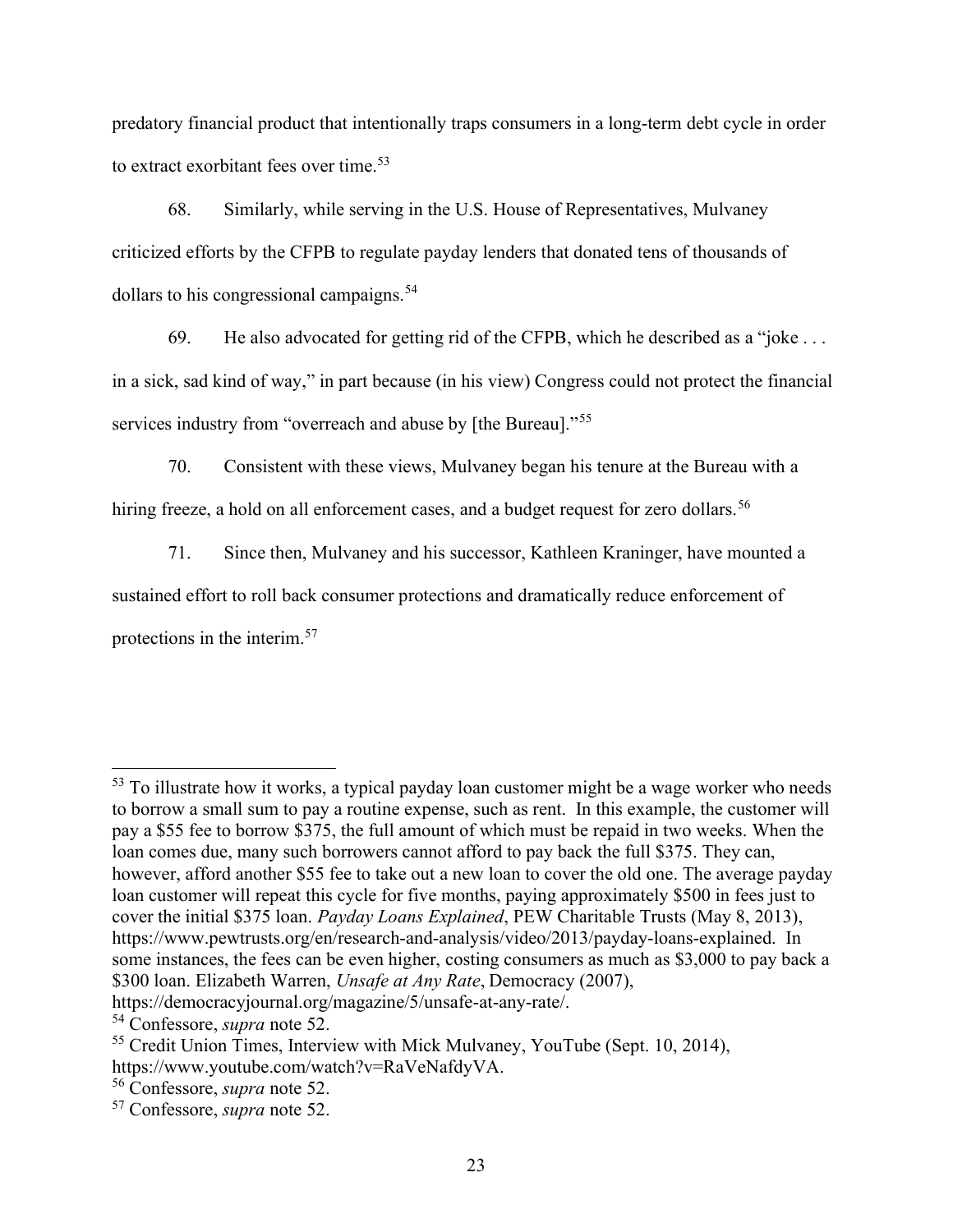predatory financial product that intentionally traps consumers in a long-term debt cycle in order to extract exorbitant fees over time.[53]

68. Similarly, while serving in the U.S. House of Representatives, Mulvaney criticized efforts by the CFPB to regulate payday lenders that donated tens of thousands of dollars to his congressional campaigns.[54]

69. He also advocated for getting rid of the CFPB, which he described as a "joke . . . in a sick, sad kind of way," in part because (in his view) Congress could not protect the financial services industry from "overreach and abuse by [the Bureau]."[55]

70. Consistent with these views, Mulvaney began his tenure at the Bureau with a hiring freeze, a hold on all enforcement cases, and a budget request for zero dollars.[56]

71. Since then, Mulvaney and his successor, Kathleen Kraninger, have mounted a sustained effort to roll back consumer protections and dramatically reduce enforcement of protections in the interim.[57]

---

[53] To illustrate how it works, a typical payday loan customer might be a wage worker who needs to borrow a small sum to pay a routine expense, such as rent. In this example, the customer will pay a $55 fee to borrow $375, the full amount of which must be repaid in two weeks. When the loan comes due, many such borrowers cannot afford to pay back the full $375. They can, however, afford another $55 fee to take out a new loan to cover the old one. The average payday loan customer will repeat this cycle for five months, paying approximately $500 in fees just to cover the initial $375 loan. *Payday Loans Explained*, PEW Charitable Trusts (May 8, 2013), https://www.pewtrusts.org/en/research-and-analysis/video/2013/payday-loans-explained. In some instances, the fees can be even higher, costing consumers as much as $3,000 to pay back a $300 loan. Elizabeth Warren, *Unsafe at Any Rate*, Democracy (2007), https://democracyjournal.org/magazine/5/unsafe-at-any-rate/.

[54] Confessore, *supra* note 52.

[55] Credit Union Times, Interview with Mick Mulvaney, YouTube (Sept. 10, 2014), https://www.youtube.com/watch?v=RaVeNafdyVA.

[56] Confessore, *supra* note 52.

[57] Confessore, *supra* note 52.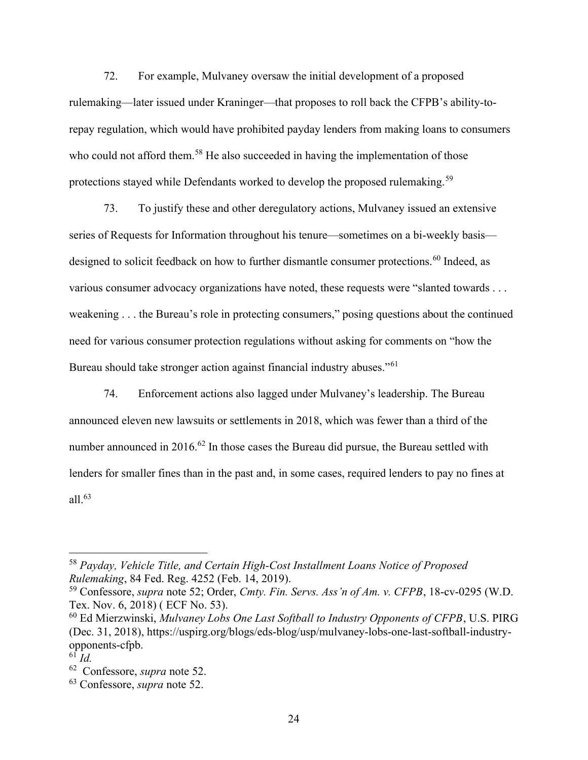72. For example, Mulvaney oversaw the initial development of a proposed rulemaking—later issued under Kraninger—that proposes to roll back the CFPB's ability-to-repay regulation, which would have prohibited payday lenders from making loans to consumers who could not afford them.[58] He also succeeded in having the implementation of those protections stayed while Defendants worked to develop the proposed rulemaking.[59]

73. To justify these and other deregulatory actions, Mulvaney issued an extensive series of Requests for Information throughout his tenure—sometimes on a bi-weekly basis—designed to solicit feedback on how to further dismantle consumer protections.[60] Indeed, as various consumer advocacy organizations have noted, these requests were "slanted towards . . . weakening . . . the Bureau's role in protecting consumers," posing questions about the continued need for various consumer protection regulations without asking for comments on "how the Bureau should take stronger action against financial industry abuses."[61]

74. Enforcement actions also lagged under Mulvaney's leadership. The Bureau announced eleven new lawsuits or settlements in 2018, which was fewer than a third of the number announced in 2016.[62] In those cases the Bureau did pursue, the Bureau settled with lenders for smaller fines than in the past and, in some cases, required lenders to pay no fines at all.[63]

---

[58] *Payday, Vehicle Title, and Certain High-Cost Installment Loans Notice of Proposed Rulemaking*, 84 Fed. Reg. 4252 (Feb. 14, 2019).

[59] Confessore, *supra* note 52; Order, *Cmty. Fin. Servs. Ass'n of Am. v. CFPB*, 18-cv-0295 (W.D. Tex. Nov. 6, 2018) ( ECF No. 53).

[60] Ed Mierzwinski, *Mulvaney Lobs One Last Softball to Industry Opponents of CFPB*, U.S. PIRG (Dec. 31, 2018), https://uspirg.org/blogs/eds-blog/usp/mulvaney-lobs-one-last-softball-industry-opponents-cfpb.

[61] *Id.*

[62] Confessore, *supra* note 52.

[63] Confessore, *supra* note 52.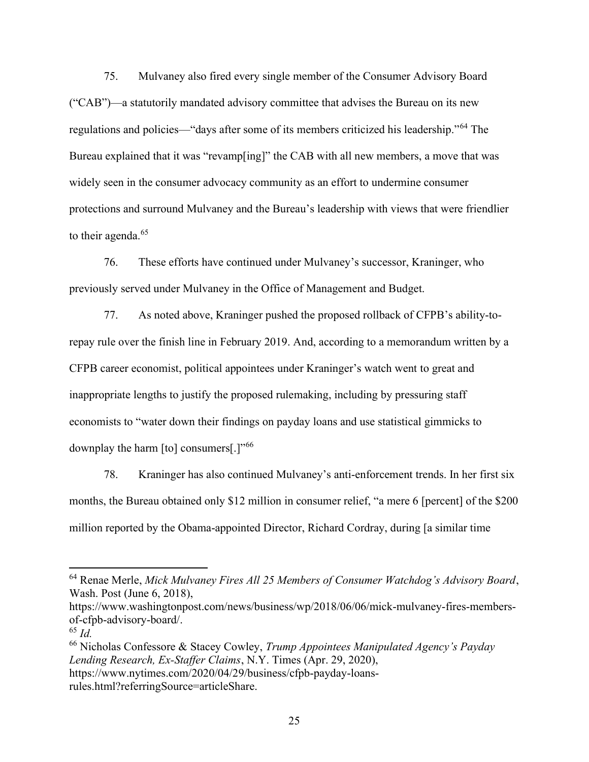75. Mulvaney also fired every single member of the Consumer Advisory Board ("CAB")—a statutorily mandated advisory committee that advises the Bureau on its new regulations and policies—"days after some of its members criticized his leadership."[64] The Bureau explained that it was "revamp[ing]" the CAB with all new members, a move that was widely seen in the consumer advocacy community as an effort to undermine consumer protections and surround Mulvaney and the Bureau's leadership with views that were friendlier to their agenda.[65]

76. These efforts have continued under Mulvaney's successor, Kraninger, who previously served under Mulvaney in the Office of Management and Budget.

77. As noted above, Kraninger pushed the proposed rollback of CFPB's ability-to-repay rule over the finish line in February 2019. And, according to a memorandum written by a CFPB career economist, political appointees under Kraninger's watch went to great and inappropriate lengths to justify the proposed rulemaking, including by pressuring staff economists to "water down their findings on payday loans and use statistical gimmicks to downplay the harm [to] consumers[.]"[66]

78. Kraninger has also continued Mulvaney's anti-enforcement trends. In her first six months, the Bureau obtained only $12 million in consumer relief, "a mere 6 [percent] of the $200 million reported by the Obama-appointed Director, Richard Cordray, during [a similar time

---

[64] Renae Merle, *Mick Mulvaney Fires All 25 Members of Consumer Watchdog's Advisory Board*, Wash. Post (June 6, 2018), https://www.washingtonpost.com/news/business/wp/2018/06/06/mick-mulvaney-fires-members-of-cfpb-advisory-board/.

[65] *Id.*

[66] Nicholas Confessore & Stacey Cowley, *Trump Appointees Manipulated Agency's Payday Lending Research, Ex-Staffer Claims*, N.Y. Times (Apr. 29, 2020), https://www.nytimes.com/2020/04/29/business/cfpb-payday-loans-rules.html?referringSource=articleShare.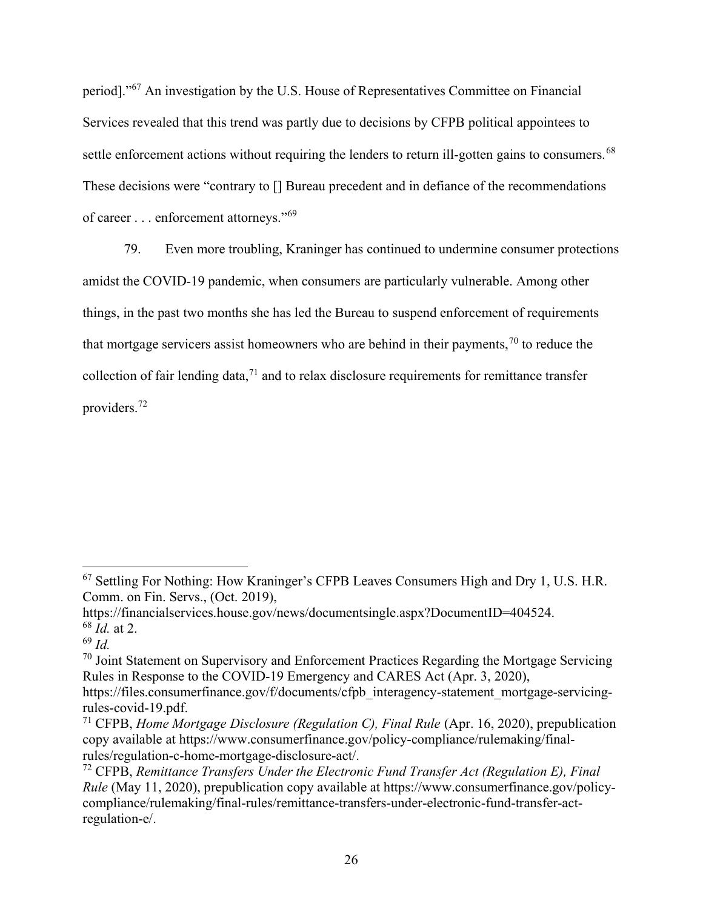period]."[67] An investigation by the U.S. House of Representatives Committee on Financial Services revealed that this trend was partly due to decisions by CFPB political appointees to settle enforcement actions without requiring the lenders to return ill-gotten gains to consumers.[68] These decisions were "contrary to [] Bureau precedent and in defiance of the recommendations of career . . . enforcement attorneys."[69]

79. Even more troubling, Kraninger has continued to undermine consumer protections amidst the COVID-19 pandemic, when consumers are particularly vulnerable. Among other things, in the past two months she has led the Bureau to suspend enforcement of requirements that mortgage servicers assist homeowners who are behind in their payments,[70] to reduce the collection of fair lending data,[71] and to relax disclosure requirements for remittance transfer providers.[72]

---

[67] Settling For Nothing: How Kraninger's CFPB Leaves Consumers High and Dry 1, U.S. H.R. Comm. on Fin. Servs., (Oct. 2019), https://financialservices.house.gov/news/documentsingle.aspx?DocumentID=404524.

[68] *Id.* at 2.

[69] *Id.*

[70] Joint Statement on Supervisory and Enforcement Practices Regarding the Mortgage Servicing Rules in Response to the COVID-19 Emergency and CARES Act (Apr. 3, 2020), https://files.consumerfinance.gov/f/documents/cfpb_interagency-statement_mortgage-servicing-rules-covid-19.pdf.

[71] CFPB, *Home Mortgage Disclosure (Regulation C), Final Rule* (Apr. 16, 2020), prepublication copy available at https://www.consumerfinance.gov/policy-compliance/rulemaking/final-rules/regulation-c-home-mortgage-disclosure-act/.

[72] CFPB, *Remittance Transfers Under the Electronic Fund Transfer Act (Regulation E), Final Rule* (May 11, 2020), prepublication copy available at https://www.consumerfinance.gov/policy-compliance/rulemaking/final-rules/remittance-transfers-under-electronic-fund-transfer-act-regulation-e/.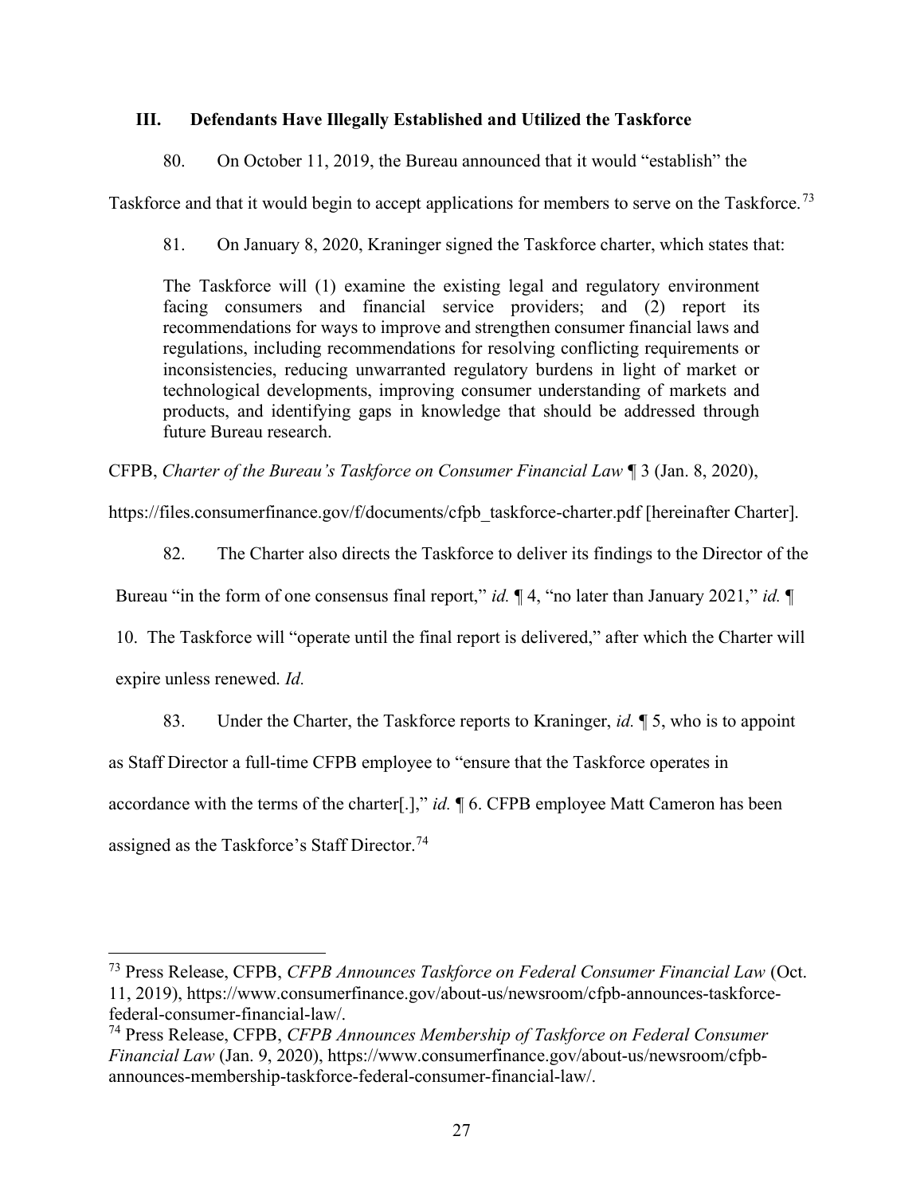## III. Defendants Have Illegally Established and Utilized the Taskforce

80. On October 11, 2019, the Bureau announced that it would "establish" the Taskforce and that it would begin to accept applications for members to serve on the Taskforce.[73]

81. On January 8, 2020, Kraninger signed the Taskforce charter, which states that:

> The Taskforce will (1) examine the existing legal and regulatory environment facing consumers and financial service providers; and (2) report its recommendations for ways to improve and strengthen consumer financial laws and regulations, including recommendations for resolving conflicting requirements or inconsistencies, reducing unwarranted regulatory burdens in light of market or technological developments, improving consumer understanding of markets and products, and identifying gaps in knowledge that should be addressed through future Bureau research.

CFPB, *Charter of the Bureau's Taskforce on Consumer Financial Law* ¶ 3 (Jan. 8, 2020), https://files.consumerfinance.gov/f/documents/cfpb_taskforce-charter.pdf [hereinafter Charter].

82. The Charter also directs the Taskforce to deliver its findings to the Director of the Bureau "in the form of one consensus final report," *id.* ¶ 4, "no later than January 2021," *id.* ¶ 10. The Taskforce will "operate until the final report is delivered," after which the Charter will expire unless renewed. *Id.*

83. Under the Charter, the Taskforce reports to Kraninger, *id.* ¶ 5, who is to appoint as Staff Director a full-time CFPB employee to "ensure that the Taskforce operates in accordance with the terms of the charter[.]," *id.* ¶ 6. CFPB employee Matt Cameron has been assigned as the Taskforce's Staff Director.[74]

---

[73] Press Release, CFPB, *CFPB Announces Taskforce on Federal Consumer Financial Law* (Oct. 11, 2019), https://www.consumerfinance.gov/about-us/newsroom/cfpb-announces-taskforce-federal-consumer-financial-law/.

[74] Press Release, CFPB, *CFPB Announces Membership of Taskforce on Federal Consumer Financial Law* (Jan. 9, 2020), https://www.consumerfinance.gov/about-us/newsroom/cfpb-announces-membership-taskforce-federal-consumer-financial-law/.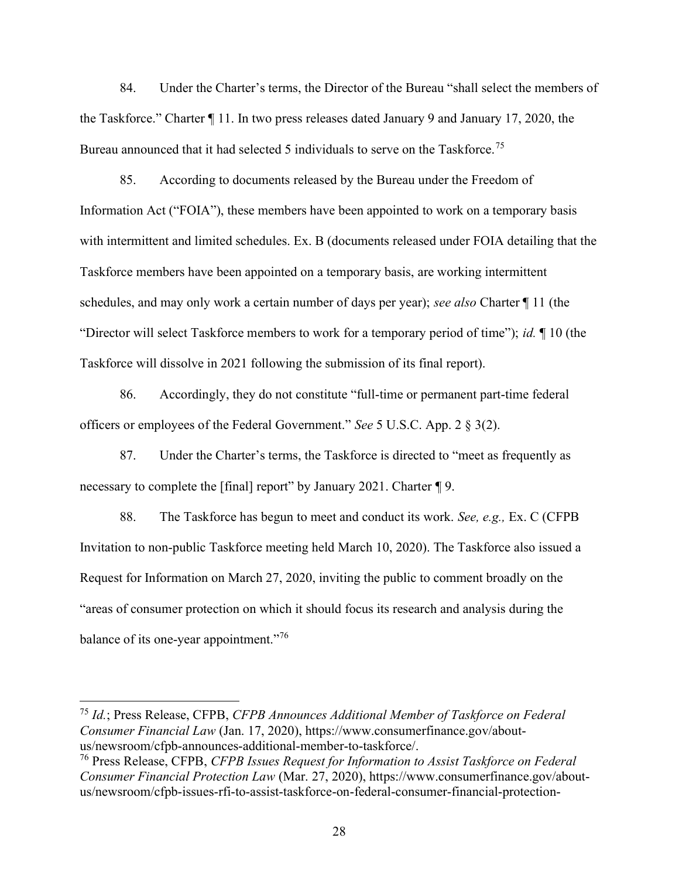84. Under the Charter's terms, the Director of the Bureau "shall select the members of the Taskforce." Charter ¶ 11. In two press releases dated January 9 and January 17, 2020, the Bureau announced that it had selected 5 individuals to serve on the Taskforce.[75]

85. According to documents released by the Bureau under the Freedom of Information Act ("FOIA"), these members have been appointed to work on a temporary basis with intermittent and limited schedules. Ex. B (documents released under FOIA detailing that the Taskforce members have been appointed on a temporary basis, are working intermittent schedules, and may only work a certain number of days per year); *see also* Charter ¶ 11 (the "Director will select Taskforce members to work for a temporary period of time"); *id.* ¶ 10 (the Taskforce will dissolve in 2021 following the submission of its final report).

86. Accordingly, they do not constitute "full-time or permanent part-time federal officers or employees of the Federal Government." *See* 5 U.S.C. App. 2 § 3(2).

87. Under the Charter's terms, the Taskforce is directed to "meet as frequently as necessary to complete the [final] report" by January 2021. Charter ¶ 9.

88. The Taskforce has begun to meet and conduct its work. *See, e.g.,* Ex. C (CFPB Invitation to non-public Taskforce meeting held March 10, 2020). The Taskforce also issued a Request for Information on March 27, 2020, inviting the public to comment broadly on the "areas of consumer protection on which it should focus its research and analysis during the balance of its one-year appointment."[76]

---

[75] *Id.*; Press Release, CFPB, *CFPB Announces Additional Member of Taskforce on Federal Consumer Financial Law* (Jan. 17, 2020), https://www.consumerfinance.gov/about-us/newsroom/cfpb-announces-additional-member-to-taskforce/.

[76] Press Release, CFPB, *CFPB Issues Request for Information to Assist Taskforce on Federal Consumer Financial Protection Law* (Mar. 27, 2020), https://www.consumerfinance.gov/about-us/newsroom/cfpb-issues-rfi-to-assist-taskforce-on-federal-consumer-financial-protection-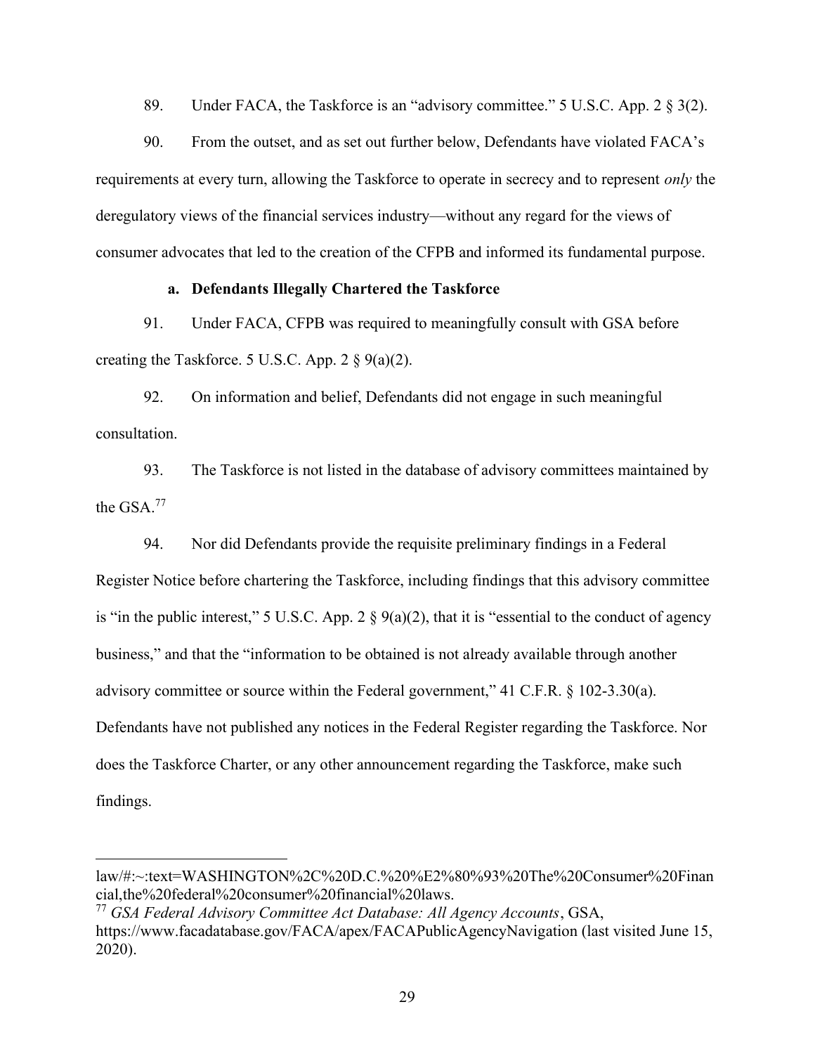89. Under FACA, the Taskforce is an "advisory committee." 5 U.S.C. App. 2 § 3(2).

90. From the outset, and as set out further below, Defendants have violated FACA's requirements at every turn, allowing the Taskforce to operate in secrecy and to represent *only* the deregulatory views of the financial services industry—without any regard for the views of consumer advocates that led to the creation of the CFPB and informed its fundamental purpose.

**a. Defendants Illegally Chartered the Taskforce**

91. Under FACA, CFPB was required to meaningfully consult with GSA before creating the Taskforce. 5 U.S.C. App. 2 § 9(a)(2).

92. On information and belief, Defendants did not engage in such meaningful consultation.

93. The Taskforce is not listed in the database of advisory committees maintained by the GSA.[77]

94. Nor did Defendants provide the requisite preliminary findings in a Federal Register Notice before chartering the Taskforce, including findings that this advisory committee is "in the public interest," 5 U.S.C. App. 2 § 9(a)(2), that it is "essential to the conduct of agency business," and that the "information to be obtained is not already available through another advisory committee or source within the Federal government," 41 C.F.R. § 102-3.30(a). Defendants have not published any notices in the Federal Register regarding the Taskforce. Nor does the Taskforce Charter, or any other announcement regarding the Taskforce, make such findings.

---

law/#:~:text=WASHINGTON%2C%20D.C.%20%E2%80%93%20The%20Consumer%20Financial,the%20federal%20consumer%20financial%20laws.

[77] *GSA Federal Advisory Committee Act Database: All Agency Accounts*, GSA, https://www.facadatabase.gov/FACA/apex/FACAPublicAgencyNavigation (last visited June 15, 2020).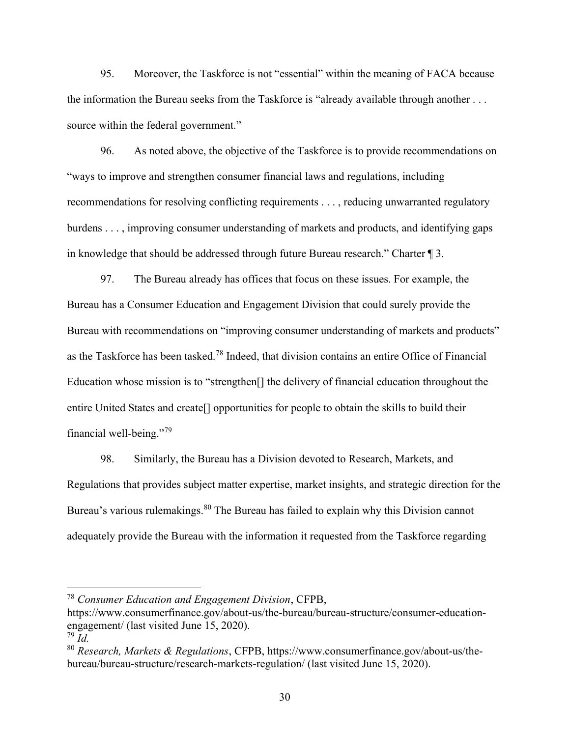95. Moreover, the Taskforce is not "essential" within the meaning of FACA because the information the Bureau seeks from the Taskforce is "already available through another . . . source within the federal government."

96. As noted above, the objective of the Taskforce is to provide recommendations on "ways to improve and strengthen consumer financial laws and regulations, including recommendations for resolving conflicting requirements . . . , reducing unwarranted regulatory burdens . . . , improving consumer understanding of markets and products, and identifying gaps in knowledge that should be addressed through future Bureau research." Charter ¶ 3.

97. The Bureau already has offices that focus on these issues. For example, the Bureau has a Consumer Education and Engagement Division that could surely provide the Bureau with recommendations on "improving consumer understanding of markets and products" as the Taskforce has been tasked.[78] Indeed, that division contains an entire Office of Financial Education whose mission is to "strengthen[] the delivery of financial education throughout the entire United States and create[] opportunities for people to obtain the skills to build their financial well-being."[79]

98. Similarly, the Bureau has a Division devoted to Research, Markets, and Regulations that provides subject matter expertise, market insights, and strategic direction for the Bureau's various rulemakings.[80] The Bureau has failed to explain why this Division cannot adequately provide the Bureau with the information it requested from the Taskforce regarding

---

[78] *Consumer Education and Engagement Division*, CFPB, https://www.consumerfinance.gov/about-us/the-bureau/bureau-structure/consumer-education-engagement/ (last visited June 15, 2020).

[79] *Id.*

[80] *Research, Markets & Regulations*, CFPB, https://www.consumerfinance.gov/about-us/the-bureau/bureau-structure/research-markets-regulation/ (last visited June 15, 2020).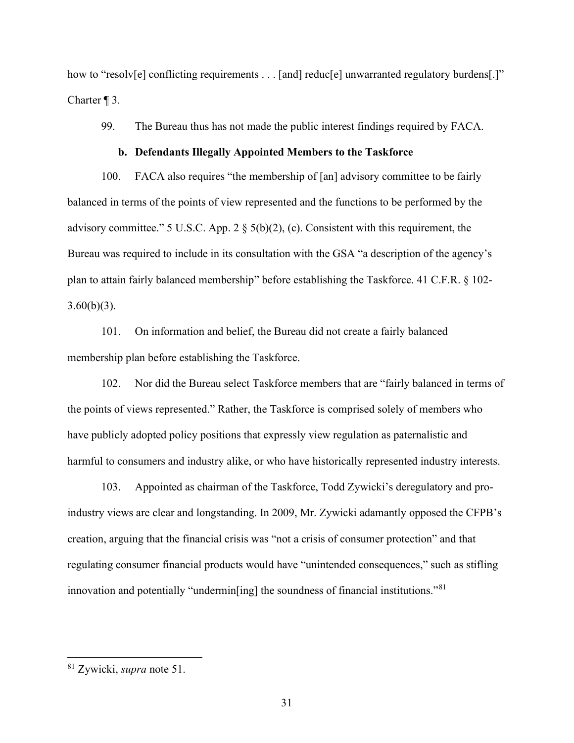how to "resolv[e] conflicting requirements . . . [and] reduc[e] unwarranted regulatory burdens[.]" Charter ¶ 3.

99. The Bureau thus has not made the public interest findings required by FACA.

**b. Defendants Illegally Appointed Members to the Taskforce**

100. FACA also requires "the membership of [an] advisory committee to be fairly balanced in terms of the points of view represented and the functions to be performed by the advisory committee." 5 U.S.C. App. 2 § 5(b)(2), (c). Consistent with this requirement, the Bureau was required to include in its consultation with the GSA "a description of the agency's plan to attain fairly balanced membership" before establishing the Taskforce. 41 C.F.R. § 102-3.60(b)(3).

101. On information and belief, the Bureau did not create a fairly balanced membership plan before establishing the Taskforce.

102. Nor did the Bureau select Taskforce members that are "fairly balanced in terms of the points of views represented." Rather, the Taskforce is comprised solely of members who have publicly adopted policy positions that expressly view regulation as paternalistic and harmful to consumers and industry alike, or who have historically represented industry interests.

103. Appointed as chairman of the Taskforce, Todd Zywicki's deregulatory and pro-industry views are clear and longstanding. In 2009, Mr. Zywicki adamantly opposed the CFPB's creation, arguing that the financial crisis was "not a crisis of consumer protection" and that regulating consumer financial products would have "unintended consequences," such as stifling innovation and potentially "undermin[ing] the soundness of financial institutions."[81]

---

[81] Zywicki, *supra* note 51.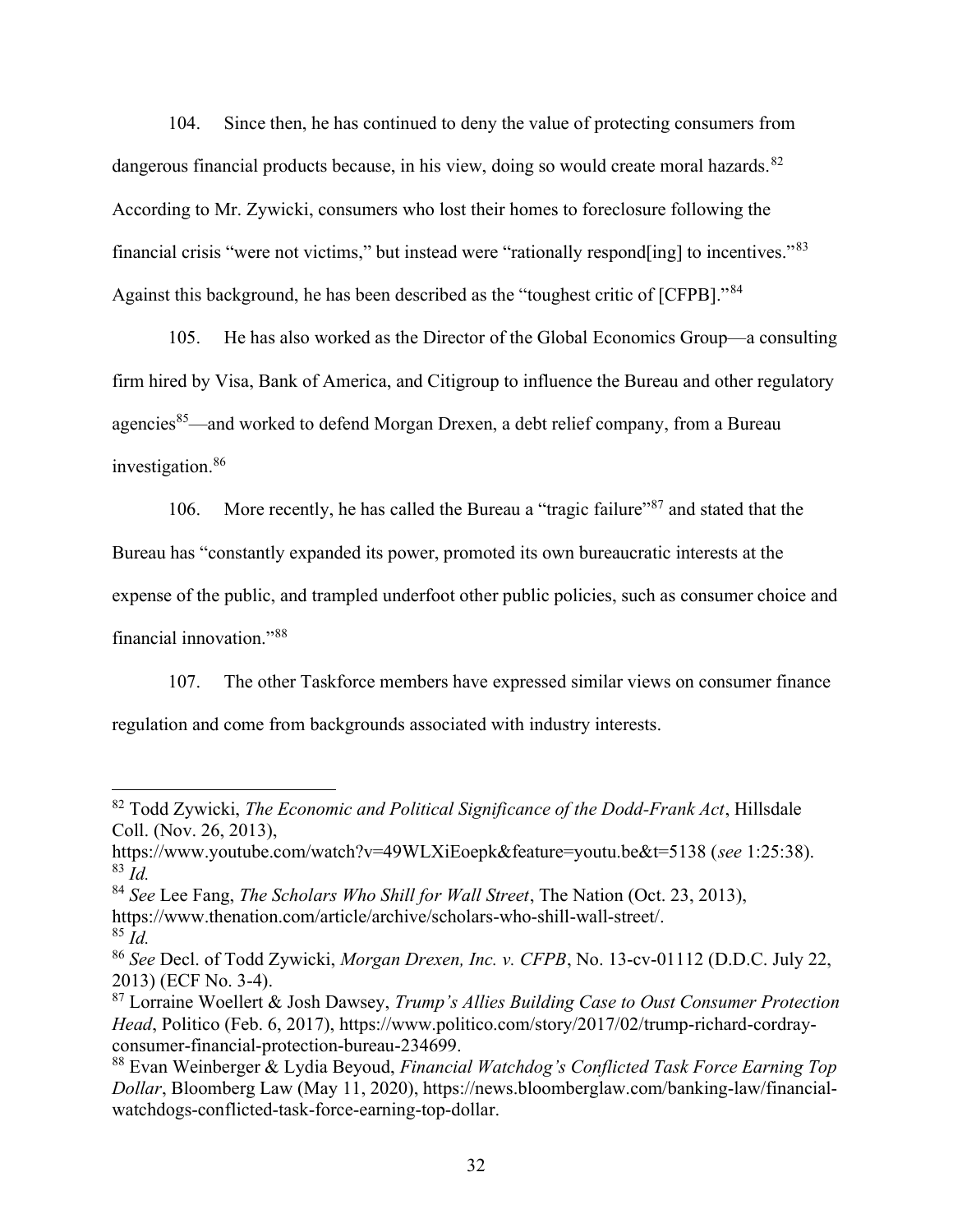104. Since then, he has continued to deny the value of protecting consumers from dangerous financial products because, in his view, doing so would create moral hazards.[82] According to Mr. Zywicki, consumers who lost their homes to foreclosure following the financial crisis "were not victims," but instead were "rationally respond[ing] to incentives."[83] Against this background, he has been described as the "toughest critic of [CFPB]."[84]

105. He has also worked as the Director of the Global Economics Group—a consulting firm hired by Visa, Bank of America, and Citigroup to influence the Bureau and other regulatory agencies[85]—and worked to defend Morgan Drexen, a debt relief company, from a Bureau investigation.[86]

106. More recently, he has called the Bureau a "tragic failure"[87] and stated that the Bureau has "constantly expanded its power, promoted its own bureaucratic interests at the expense of the public, and trampled underfoot other public policies, such as consumer choice and financial innovation."[88]

107. The other Taskforce members have expressed similar views on consumer finance regulation and come from backgrounds associated with industry interests.

---

[82] Todd Zywicki, *The Economic and Political Significance of the Dodd-Frank Act*, Hillsdale Coll. (Nov. 26, 2013), https://www.youtube.com/watch?v=49WLXiEoepk&feature=youtu.be&t=5138 (*see* 1:25:38).

[83] *Id.*

[84] *See* Lee Fang, *The Scholars Who Shill for Wall Street*, The Nation (Oct. 23, 2013), https://www.thenation.com/article/archive/scholars-who-shill-wall-street/.

[85] *Id.*

[86] *See* Decl. of Todd Zywicki, *Morgan Drexen, Inc. v. CFPB*, No. 13-cv-01112 (D.D.C. July 22, 2013) (ECF No. 3-4).

[87] Lorraine Woellert & Josh Dawsey, *Trump's Allies Building Case to Oust Consumer Protection Head*, Politico (Feb. 6, 2017), https://www.politico.com/story/2017/02/trump-richard-cordray-consumer-financial-protection-bureau-234699.

[88] Evan Weinberger & Lydia Beyoud, *Financial Watchdog's Conflicted Task Force Earning Top Dollar*, Bloomberg Law (May 11, 2020), https://news.bloomberglaw.com/banking-law/financial-watchdogs-conflicted-task-force-earning-top-dollar.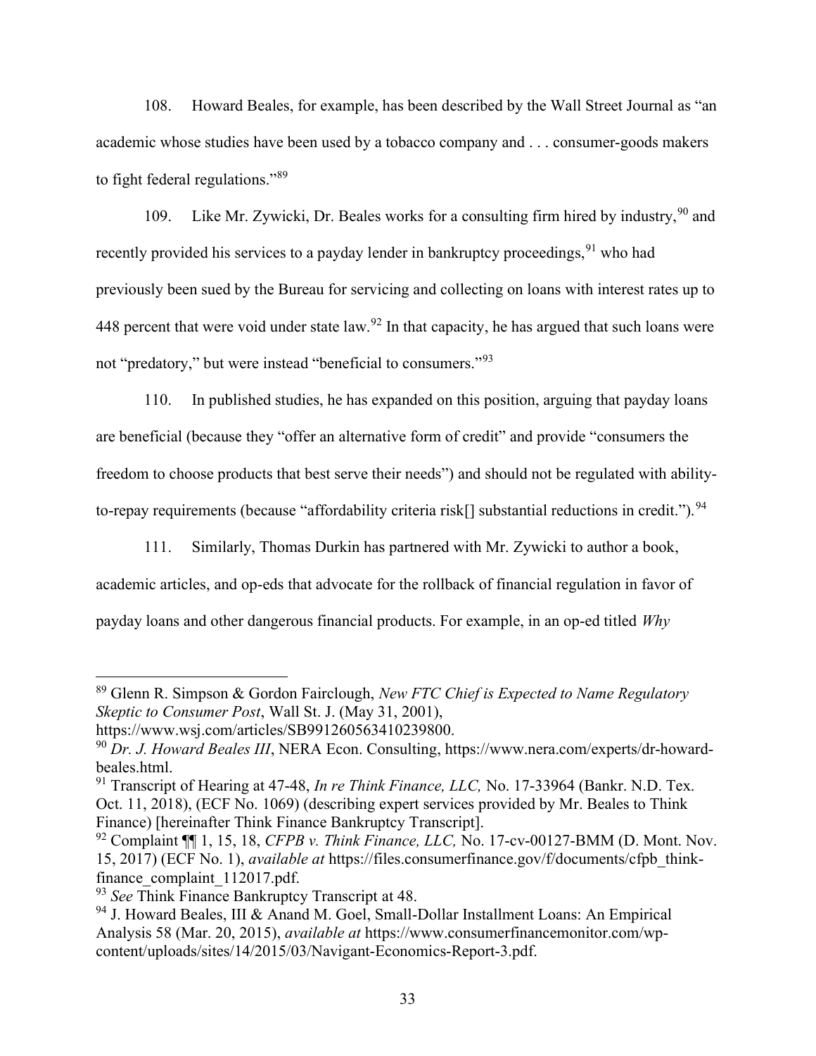108. Howard Beales, for example, has been described by the Wall Street Journal as "an academic whose studies have been used by a tobacco company and . . . consumer-goods makers to fight federal regulations."[89]

109. Like Mr. Zywicki, Dr. Beales works for a consulting firm hired by industry,[90] and recently provided his services to a payday lender in bankruptcy proceedings,[91] who had previously been sued by the Bureau for servicing and collecting on loans with interest rates up to 448 percent that were void under state law.[92] In that capacity, he has argued that such loans were not "predatory," but were instead "beneficial to consumers."[93]

110. In published studies, he has expanded on this position, arguing that payday loans are beneficial (because they "offer an alternative form of credit" and provide "consumers the freedom to choose products that best serve their needs") and should not be regulated with ability-to-repay requirements (because "affordability criteria risk[] substantial reductions in credit.").[94]

111. Similarly, Thomas Durkin has partnered with Mr. Zywicki to author a book, academic articles, and op-eds that advocate for the rollback of financial regulation in favor of payday loans and other dangerous financial products. For example, in an op-ed titled *Why*

---

[89] Glenn R. Simpson & Gordon Fairclough, *New FTC Chief is Expected to Name Regulatory Skeptic to Consumer Post*, Wall St. J. (May 31, 2001), https://www.wsj.com/articles/SB991260563410239800.

[90] *Dr. J. Howard Beales III*, NERA Econ. Consulting, https://www.nera.com/experts/dr-howard-beales.html.

[91] Transcript of Hearing at 47-48, *In re Think Finance, LLC,* No. 17-33964 (Bankr. N.D. Tex. Oct. 11, 2018), (ECF No. 1069) (describing expert services provided by Mr. Beales to Think Finance) [hereinafter Think Finance Bankruptcy Transcript].

[92] Complaint ¶¶ 1, 15, 18, *CFPB v. Think Finance, LLC,* No. 17-cv-00127-BMM (D. Mont. Nov. 15, 2017) (ECF No. 1), *available at* https://files.consumerfinance.gov/f/documents/cfpb_think-finance_complaint_112017.pdf.

[93] *See* Think Finance Bankruptcy Transcript at 48.

[94] J. Howard Beales, III & Anand M. Goel, Small-Dollar Installment Loans: An Empirical Analysis 58 (Mar. 20, 2015), *available at* https://www.consumerfinancemonitor.com/wp-content/uploads/sites/14/2015/03/Navigant-Economics-Report-3.pdf.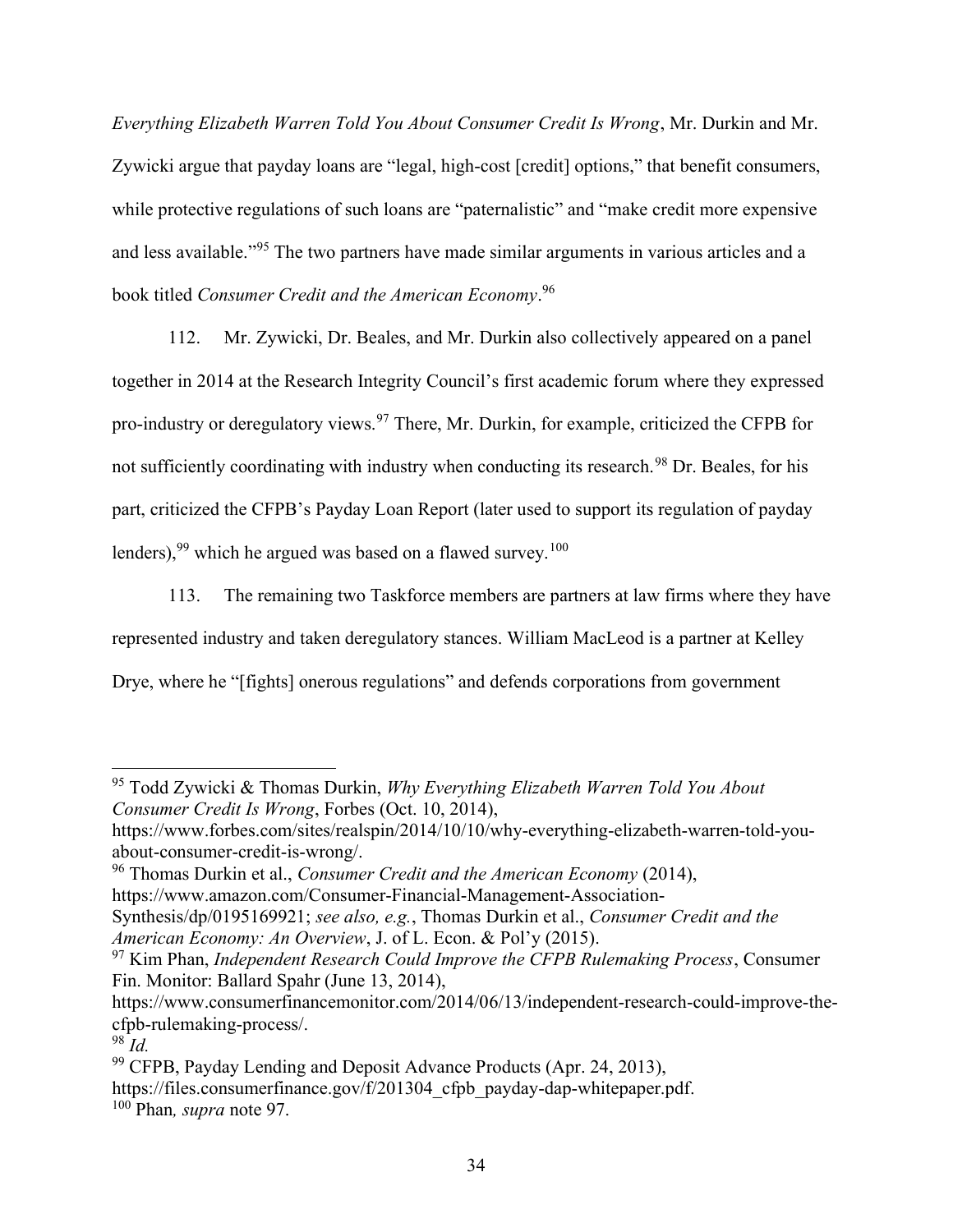*Everything Elizabeth Warren Told You About Consumer Credit Is Wrong*, Mr. Durkin and Mr. Zywicki argue that payday loans are "legal, high-cost [credit] options," that benefit consumers, while protective regulations of such loans are "paternalistic" and "make credit more expensive and less available."[95] The two partners have made similar arguments in various articles and a book titled *Consumer Credit and the American Economy*.[96]

112. Mr. Zywicki, Dr. Beales, and Mr. Durkin also collectively appeared on a panel together in 2014 at the Research Integrity Council's first academic forum where they expressed pro-industry or deregulatory views.[97] There, Mr. Durkin, for example, criticized the CFPB for not sufficiently coordinating with industry when conducting its research.[98] Dr. Beales, for his part, criticized the CFPB's Payday Loan Report (later used to support its regulation of payday lenders),[99] which he argued was based on a flawed survey.[100]

113. The remaining two Taskforce members are partners at law firms where they have represented industry and taken deregulatory stances. William MacLeod is a partner at Kelley Drye, where he "[fights] onerous regulations" and defends corporations from government

---

[95] Todd Zywicki & Thomas Durkin, *Why Everything Elizabeth Warren Told You About Consumer Credit Is Wrong*, Forbes (Oct. 10, 2014), https://www.forbes.com/sites/realspin/2014/10/10/why-everything-elizabeth-warren-told-you-about-consumer-credit-is-wrong/.

[96] Thomas Durkin et al., *Consumer Credit and the American Economy* (2014), https://www.amazon.com/Consumer-Financial-Management-Association-Synthesis/dp/0195169921; *see also, e.g.*, Thomas Durkin et al., *Consumer Credit and the American Economy: An Overview*, J. of L. Econ. & Pol'y (2015).

[97] Kim Phan, *Independent Research Could Improve the CFPB Rulemaking Process*, Consumer Fin. Monitor: Ballard Spahr (June 13, 2014), https://www.consumerfinancemonitor.com/2014/06/13/independent-research-could-improve-the-cfpb-rulemaking-process/.

[98] *Id.*

[99] CFPB, Payday Lending and Deposit Advance Products (Apr. 24, 2013), https://files.consumerfinance.gov/f/201304_cfpb_payday-dap-whitepaper.pdf.

[100] Phan*, supra* note 97.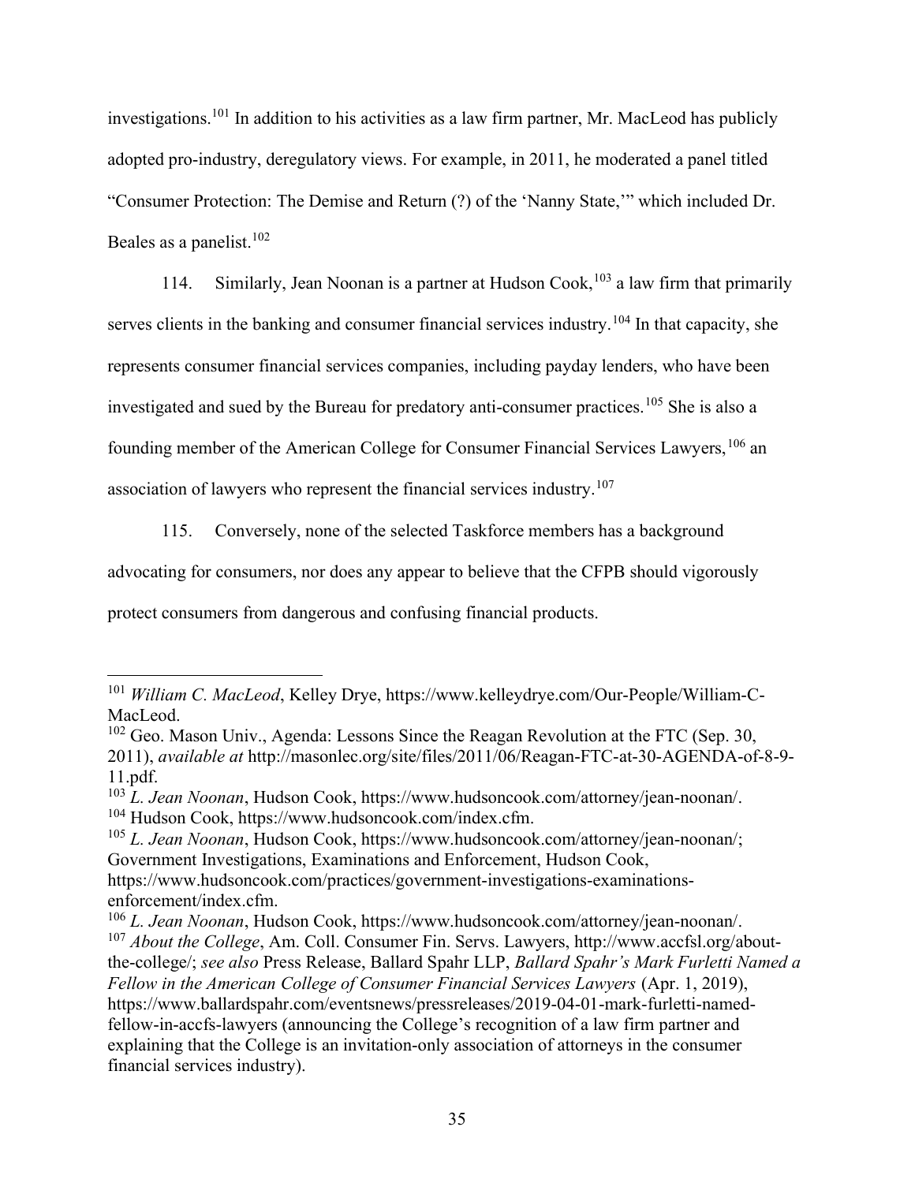investigations.[101] In addition to his activities as a law firm partner, Mr. MacLeod has publicly adopted pro-industry, deregulatory views. For example, in 2011, he moderated a panel titled "Consumer Protection: The Demise and Return (?) of the 'Nanny State,'" which included Dr. Beales as a panelist.[102]

114. Similarly, Jean Noonan is a partner at Hudson Cook,[103] a law firm that primarily serves clients in the banking and consumer financial services industry.[104] In that capacity, she represents consumer financial services companies, including payday lenders, who have been investigated and sued by the Bureau for predatory anti-consumer practices.[105] She is also a founding member of the American College for Consumer Financial Services Lawyers,[106] an association of lawyers who represent the financial services industry.[107]

115. Conversely, none of the selected Taskforce members has a background advocating for consumers, nor does any appear to believe that the CFPB should vigorously protect consumers from dangerous and confusing financial products.

---

[101] *William C. MacLeod*, Kelley Drye, https://www.kelleydrye.com/Our-People/William-C-MacLeod.

[102] Geo. Mason Univ., Agenda: Lessons Since the Reagan Revolution at the FTC (Sep. 30, 2011), *available at* http://masonlec.org/site/files/2011/06/Reagan-FTC-at-30-AGENDA-of-8-9-11.pdf.

[103] *L. Jean Noonan*, Hudson Cook, https://www.hudsoncook.com/attorney/jean-noonan/.

[104] Hudson Cook, https://www.hudsoncook.com/index.cfm.

[105] *L. Jean Noonan*, Hudson Cook, https://www.hudsoncook.com/attorney/jean-noonan/; Government Investigations, Examinations and Enforcement, Hudson Cook, https://www.hudsoncook.com/practices/government-investigations-examinations-enforcement/index.cfm.

[106] *L. Jean Noonan*, Hudson Cook, https://www.hudsoncook.com/attorney/jean-noonan/.

[107] *About the College*, Am. Coll. Consumer Fin. Servs. Lawyers, http://www.accfsl.org/about-the-college/; *see also* Press Release, Ballard Spahr LLP, *Ballard Spahr's Mark Furletti Named a Fellow in the American College of Consumer Financial Services Lawyers* (Apr. 1, 2019), https://www.ballardspahr.com/eventsnews/pressreleases/2019-04-01-mark-furletti-named-fellow-in-accfs-lawyers (announcing the College's recognition of a law firm partner and explaining that the College is an invitation-only association of attorneys in the consumer financial services industry).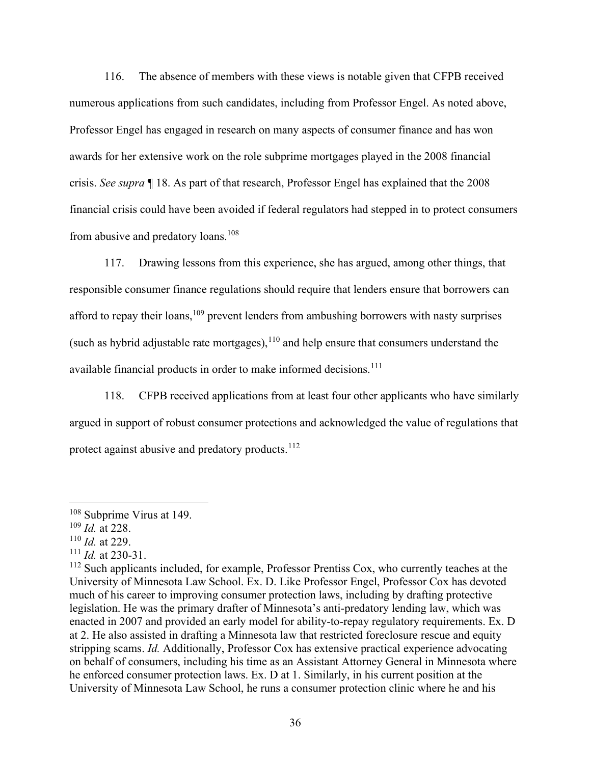116. The absence of members with these views is notable given that CFPB received numerous applications from such candidates, including from Professor Engel. As noted above, Professor Engel has engaged in research on many aspects of consumer finance and has won awards for her extensive work on the role subprime mortgages played in the 2008 financial crisis. *See supra* ¶ 18. As part of that research, Professor Engel has explained that the 2008 financial crisis could have been avoided if federal regulators had stepped in to protect consumers from abusive and predatory loans.[108]

117. Drawing lessons from this experience, she has argued, among other things, that responsible consumer finance regulations should require that lenders ensure that borrowers can afford to repay their loans,[109] prevent lenders from ambushing borrowers with nasty surprises (such as hybrid adjustable rate mortgages),[110] and help ensure that consumers understand the available financial products in order to make informed decisions.[111]

118. CFPB received applications from at least four other applicants who have similarly argued in support of robust consumer protections and acknowledged the value of regulations that protect against abusive and predatory products.[112]

---

[108] Subprime Virus at 149.

[109] *Id.* at 228.

[110] *Id.* at 229.

[111] *Id.* at 230-31.

[112] Such applicants included, for example, Professor Prentiss Cox, who currently teaches at the University of Minnesota Law School. Ex. D. Like Professor Engel, Professor Cox has devoted much of his career to improving consumer protection laws, including by drafting protective legislation. He was the primary drafter of Minnesota's anti-predatory lending law, which was enacted in 2007 and provided an early model for ability-to-repay regulatory requirements. Ex. D at 2. He also assisted in drafting a Minnesota law that restricted foreclosure rescue and equity stripping scams. *Id.* Additionally, Professor Cox has extensive practical experience advocating on behalf of consumers, including his time as an Assistant Attorney General in Minnesota where he enforced consumer protection laws. Ex. D at 1. Similarly, in his current position at the University of Minnesota Law School, he runs a consumer protection clinic where he and his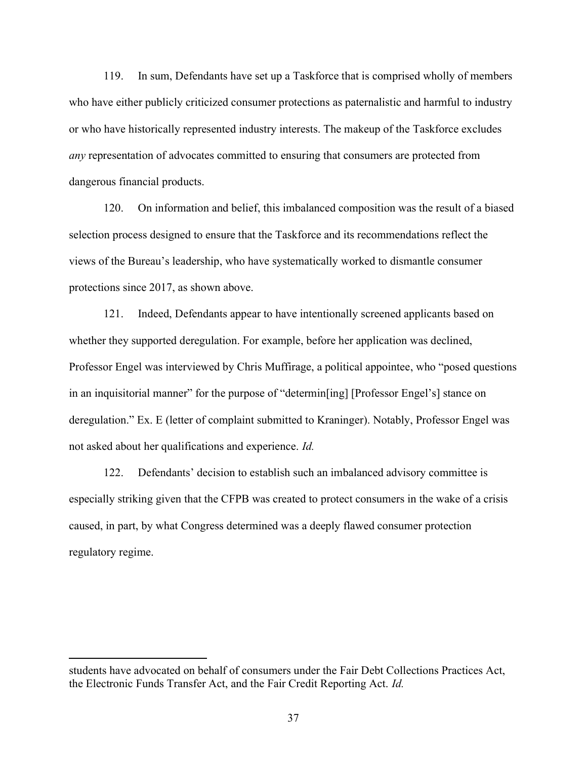119. In sum, Defendants have set up a Taskforce that is comprised wholly of members who have either publicly criticized consumer protections as paternalistic and harmful to industry or who have historically represented industry interests. The makeup of the Taskforce excludes *any* representation of advocates committed to ensuring that consumers are protected from dangerous financial products.

120. On information and belief, this imbalanced composition was the result of a biased selection process designed to ensure that the Taskforce and its recommendations reflect the views of the Bureau's leadership, who have systematically worked to dismantle consumer protections since 2017, as shown above.

121. Indeed, Defendants appear to have intentionally screened applicants based on whether they supported deregulation. For example, before her application was declined, Professor Engel was interviewed by Chris Muffirage, a political appointee, who "posed questions in an inquisitorial manner" for the purpose of "determin[ing] [Professor Engel's] stance on deregulation." Ex. E (letter of complaint submitted to Kraninger). Notably, Professor Engel was not asked about her qualifications and experience. *Id.*

122. Defendants' decision to establish such an imbalanced advisory committee is especially striking given that the CFPB was created to protect consumers in the wake of a crisis caused, in part, by what Congress determined was a deeply flawed consumer protection regulatory regime.

---

students have advocated on behalf of consumers under the Fair Debt Collections Practices Act, the Electronic Funds Transfer Act, and the Fair Credit Reporting Act. *Id.*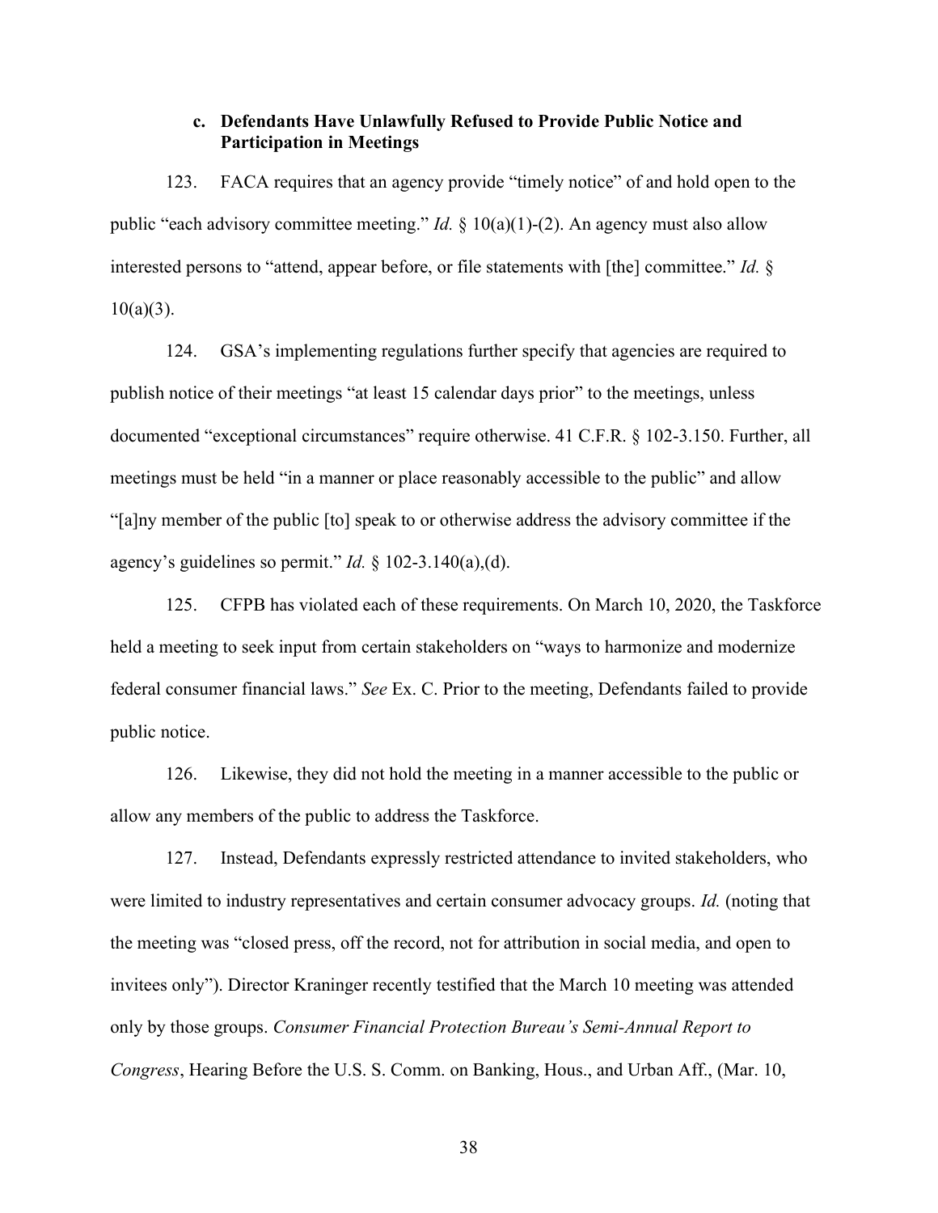### c. Defendants Have Unlawfully Refused to Provide Public Notice and Participation in Meetings

123. FACA requires that an agency provide "timely notice" of and hold open to the public "each advisory committee meeting." *Id.* § 10(a)(1)-(2). An agency must also allow interested persons to "attend, appear before, or file statements with [the] committee." *Id.* § 10(a)(3).

124. GSA's implementing regulations further specify that agencies are required to publish notice of their meetings "at least 15 calendar days prior" to the meetings, unless documented "exceptional circumstances" require otherwise. 41 C.F.R. § 102-3.150. Further, all meetings must be held "in a manner or place reasonably accessible to the public" and allow "[a]ny member of the public [to] speak to or otherwise address the advisory committee if the agency's guidelines so permit." *Id.* § 102-3.140(a),(d).

125. CFPB has violated each of these requirements. On March 10, 2020, the Taskforce held a meeting to seek input from certain stakeholders on "ways to harmonize and modernize federal consumer financial laws." *See* Ex. C. Prior to the meeting, Defendants failed to provide public notice.

126. Likewise, they did not hold the meeting in a manner accessible to the public or allow any members of the public to address the Taskforce.

127. Instead, Defendants expressly restricted attendance to invited stakeholders, who were limited to industry representatives and certain consumer advocacy groups. *Id.* (noting that the meeting was "closed press, off the record, not for attribution in social media, and open to invitees only"). Director Kraninger recently testified that the March 10 meeting was attended only by those groups. *Consumer Financial Protection Bureau's Semi-Annual Report to Congress*, Hearing Before the U.S. S. Comm. on Banking, Hous., and Urban Aff., (Mar. 10,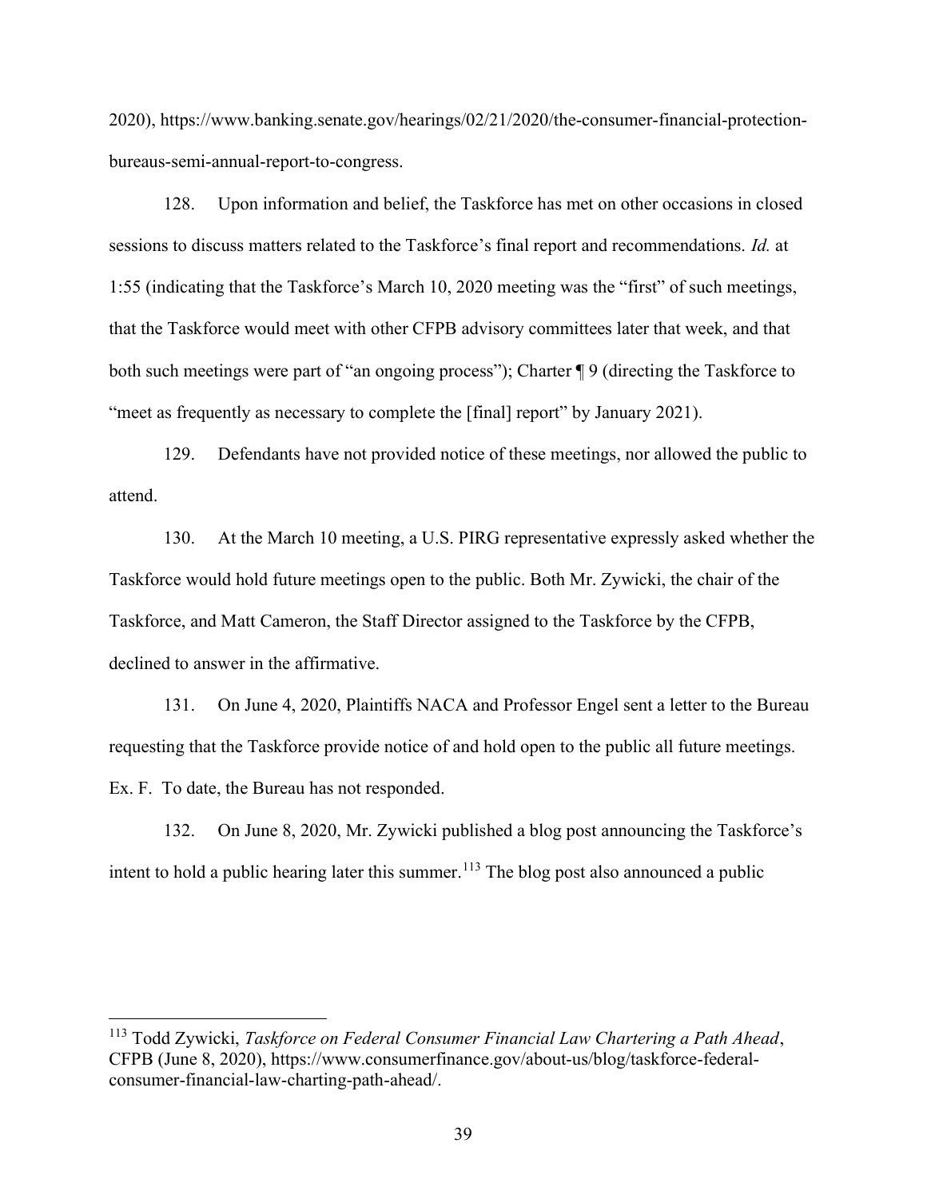2020), https://www.banking.senate.gov/hearings/02/21/2020/the-consumer-financial-protection-bureaus-semi-annual-report-to-congress.

128. Upon information and belief, the Taskforce has met on other occasions in closed sessions to discuss matters related to the Taskforce's final report and recommendations. *Id.* at 1:55 (indicating that the Taskforce's March 10, 2020 meeting was the "first" of such meetings, that the Taskforce would meet with other CFPB advisory committees later that week, and that both such meetings were part of "an ongoing process"); Charter ¶ 9 (directing the Taskforce to "meet as frequently as necessary to complete the [final] report" by January 2021).

129. Defendants have not provided notice of these meetings, nor allowed the public to attend.

130. At the March 10 meeting, a U.S. PIRG representative expressly asked whether the Taskforce would hold future meetings open to the public. Both Mr. Zywicki, the chair of the Taskforce, and Matt Cameron, the Staff Director assigned to the Taskforce by the CFPB, declined to answer in the affirmative.

131. On June 4, 2020, Plaintiffs NACA and Professor Engel sent a letter to the Bureau requesting that the Taskforce provide notice of and hold open to the public all future meetings. Ex. F. To date, the Bureau has not responded.

132. On June 8, 2020, Mr. Zywicki published a blog post announcing the Taskforce's intent to hold a public hearing later this summer.[113] The blog post also announced a public

---

[113] Todd Zywicki, *Taskforce on Federal Consumer Financial Law Chartering a Path Ahead*, CFPB (June 8, 2020), https://www.consumerfinance.gov/about-us/blog/taskforce-federal-consumer-financial-law-charting-path-ahead/.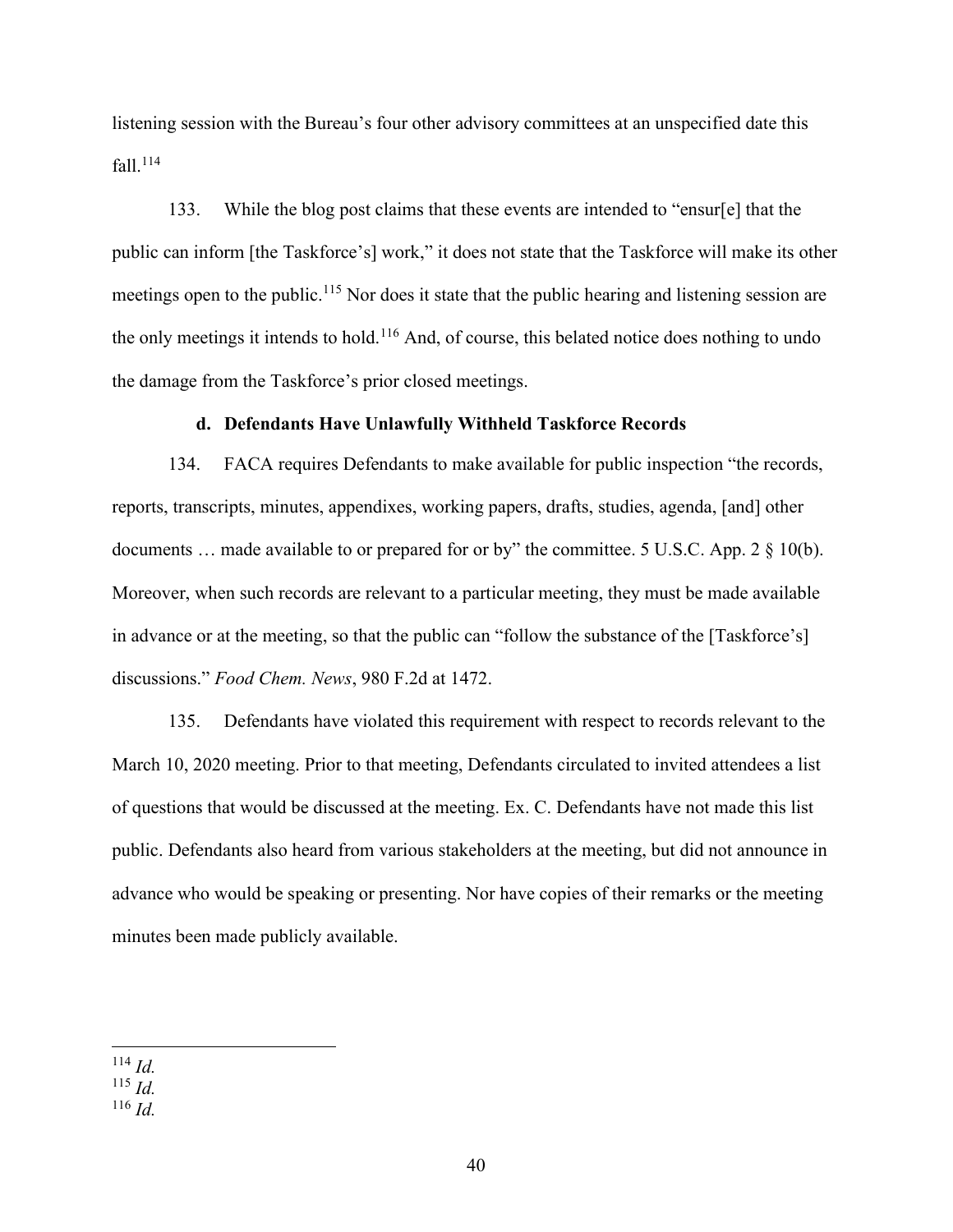listening session with the Bureau's four other advisory committees at an unspecified date this fall.[114]

133. While the blog post claims that these events are intended to "ensur[e] that the public can inform [the Taskforce's] work," it does not state that the Taskforce will make its other meetings open to the public.[115] Nor does it state that the public hearing and listening session are the only meetings it intends to hold.[116] And, of course, this belated notice does nothing to undo the damage from the Taskforce's prior closed meetings.

#### d. Defendants Have Unlawfully Withheld Taskforce Records

134. FACA requires Defendants to make available for public inspection "the records, reports, transcripts, minutes, appendixes, working papers, drafts, studies, agenda, [and] other documents … made available to or prepared for or by" the committee. 5 U.S.C. App. 2 § 10(b). Moreover, when such records are relevant to a particular meeting, they must be made available in advance or at the meeting, so that the public can "follow the substance of the [Taskforce's] discussions." *Food Chem. News*, 980 F.2d at 1472.

135. Defendants have violated this requirement with respect to records relevant to the March 10, 2020 meeting. Prior to that meeting, Defendants circulated to invited attendees a list of questions that would be discussed at the meeting. Ex. C. Defendants have not made this list public. Defendants also heard from various stakeholders at the meeting, but did not announce in advance who would be speaking or presenting. Nor have copies of their remarks or the meeting minutes been made publicly available.

---

[114] *Id.*

[115] *Id.*

[116] *Id.*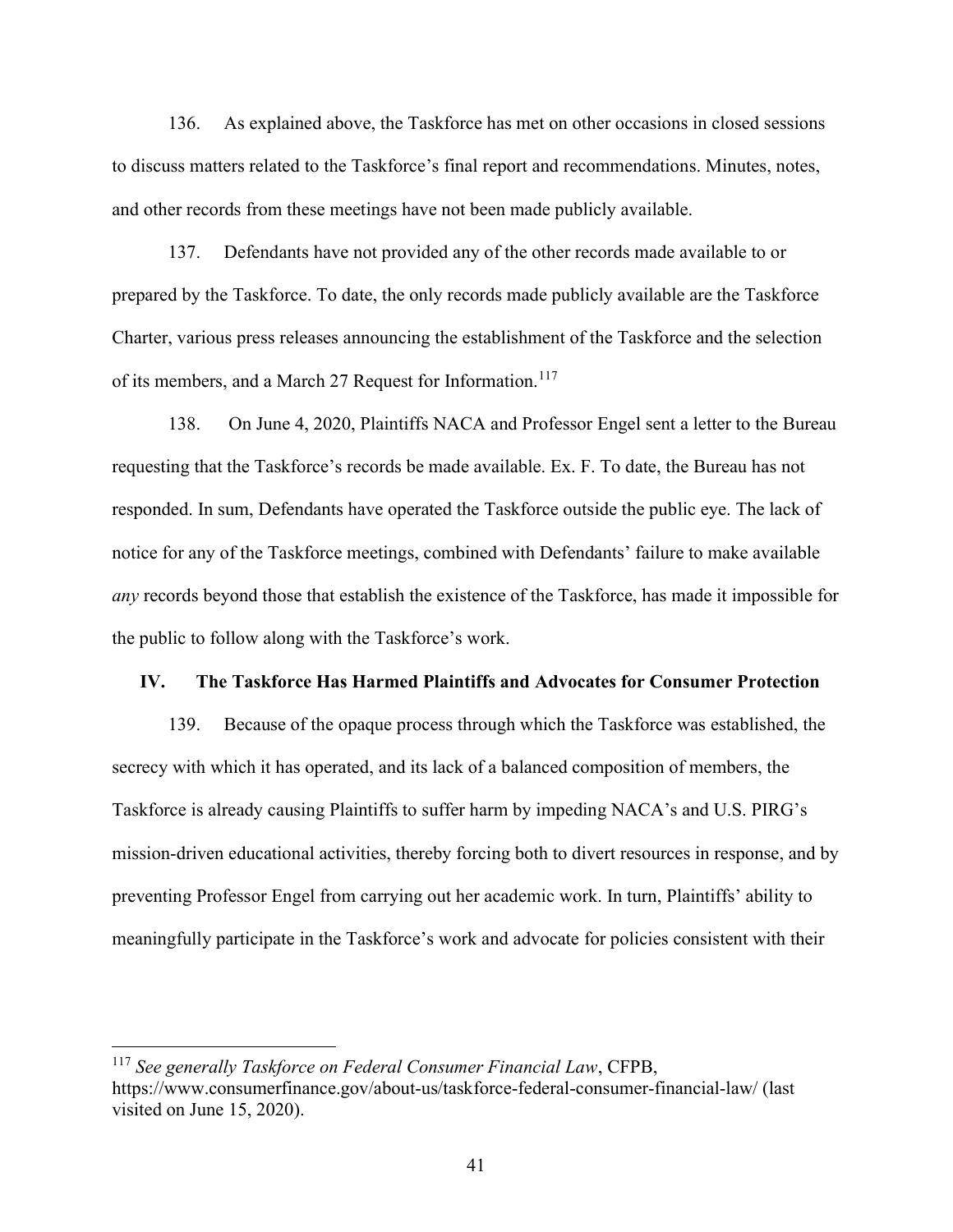136. As explained above, the Taskforce has met on other occasions in closed sessions to discuss matters related to the Taskforce's final report and recommendations. Minutes, notes, and other records from these meetings have not been made publicly available.

137. Defendants have not provided any of the other records made available to or prepared by the Taskforce. To date, the only records made publicly available are the Taskforce Charter, various press releases announcing the establishment of the Taskforce and the selection of its members, and a March 27 Request for Information.[117]

138. On June 4, 2020, Plaintiffs NACA and Professor Engel sent a letter to the Bureau requesting that the Taskforce's records be made available. Ex. F. To date, the Bureau has not responded. In sum, Defendants have operated the Taskforce outside the public eye. The lack of notice for any of the Taskforce meetings, combined with Defendants' failure to make available *any* records beyond those that establish the existence of the Taskforce, has made it impossible for the public to follow along with the Taskforce's work.

## IV. The Taskforce Has Harmed Plaintiffs and Advocates for Consumer Protection

139. Because of the opaque process through which the Taskforce was established, the secrecy with which it has operated, and its lack of a balanced composition of members, the Taskforce is already causing Plaintiffs to suffer harm by impeding NACA's and U.S. PIRG's mission-driven educational activities, thereby forcing both to divert resources in response, and by preventing Professor Engel from carrying out her academic work. In turn, Plaintiffs' ability to meaningfully participate in the Taskforce's work and advocate for policies consistent with their

---

[117] *See generally Taskforce on Federal Consumer Financial Law*, CFPB, https://www.consumerfinance.gov/about-us/taskforce-federal-consumer-financial-law/ (last visited on June 15, 2020).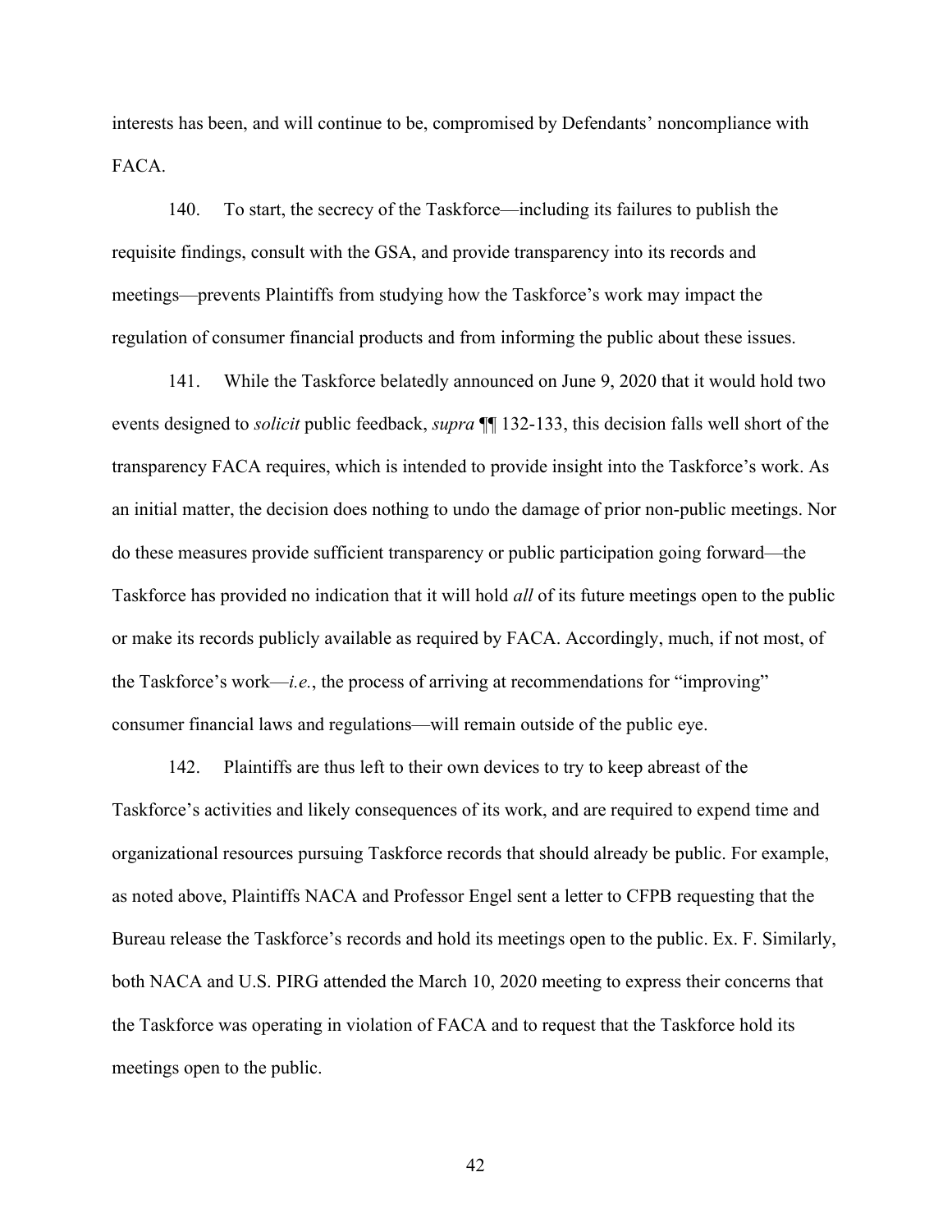interests has been, and will continue to be, compromised by Defendants' noncompliance with FACA.

140. To start, the secrecy of the Taskforce—including its failures to publish the requisite findings, consult with the GSA, and provide transparency into its records and meetings—prevents Plaintiffs from studying how the Taskforce's work may impact the regulation of consumer financial products and from informing the public about these issues.

141. While the Taskforce belatedly announced on June 9, 2020 that it would hold two events designed to *solicit* public feedback, *supra* ¶¶ 132-133, this decision falls well short of the transparency FACA requires, which is intended to provide insight into the Taskforce's work. As an initial matter, the decision does nothing to undo the damage of prior non-public meetings. Nor do these measures provide sufficient transparency or public participation going forward—the Taskforce has provided no indication that it will hold *all* of its future meetings open to the public or make its records publicly available as required by FACA. Accordingly, much, if not most, of the Taskforce's work—*i.e.*, the process of arriving at recommendations for "improving" consumer financial laws and regulations—will remain outside of the public eye.

142. Plaintiffs are thus left to their own devices to try to keep abreast of the Taskforce's activities and likely consequences of its work, and are required to expend time and organizational resources pursuing Taskforce records that should already be public. For example, as noted above, Plaintiffs NACA and Professor Engel sent a letter to CFPB requesting that the Bureau release the Taskforce's records and hold its meetings open to the public. Ex. F. Similarly, both NACA and U.S. PIRG attended the March 10, 2020 meeting to express their concerns that the Taskforce was operating in violation of FACA and to request that the Taskforce hold its meetings open to the public.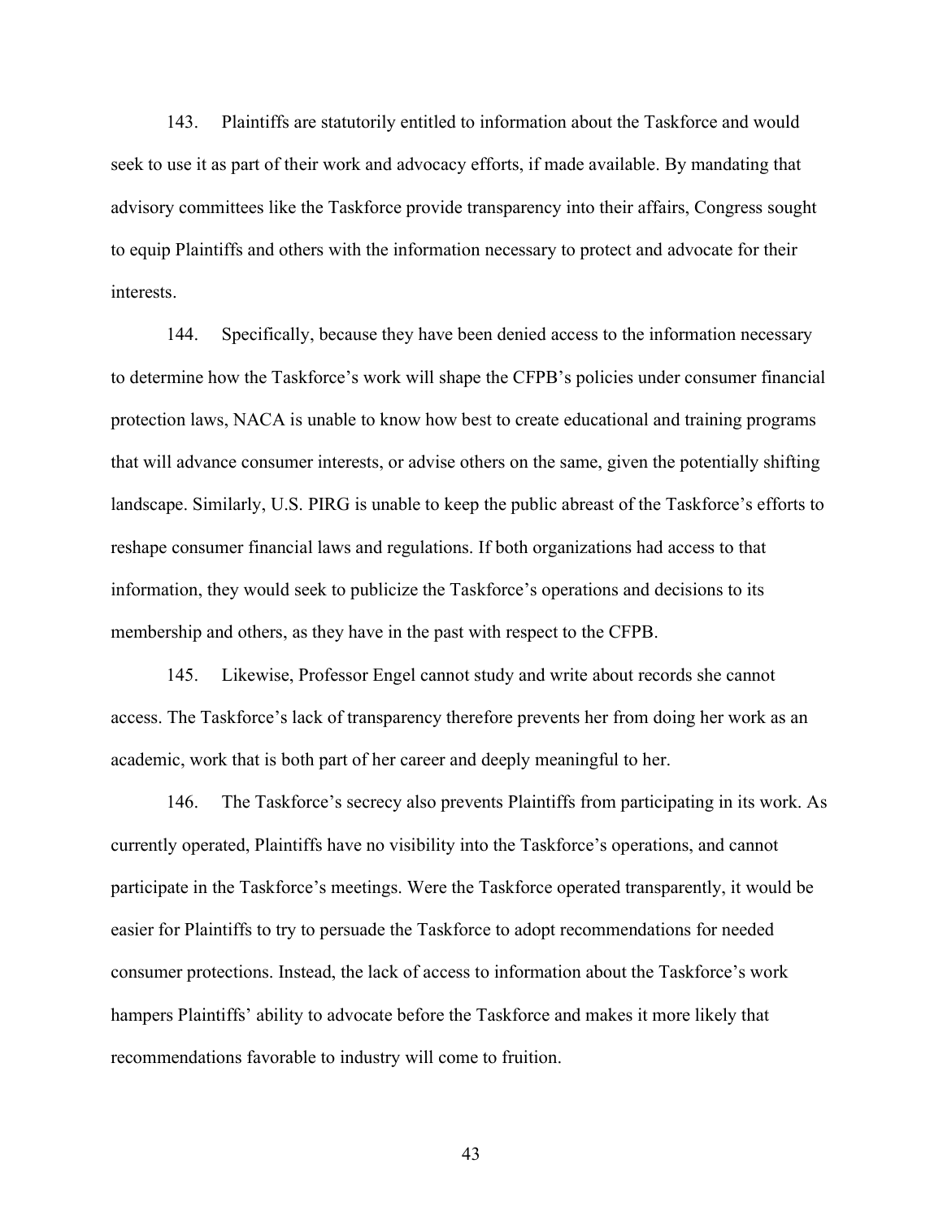143. Plaintiffs are statutorily entitled to information about the Taskforce and would seek to use it as part of their work and advocacy efforts, if made available. By mandating that advisory committees like the Taskforce provide transparency into their affairs, Congress sought to equip Plaintiffs and others with the information necessary to protect and advocate for their interests.

144. Specifically, because they have been denied access to the information necessary to determine how the Taskforce's work will shape the CFPB's policies under consumer financial protection laws, NACA is unable to know how best to create educational and training programs that will advance consumer interests, or advise others on the same, given the potentially shifting landscape. Similarly, U.S. PIRG is unable to keep the public abreast of the Taskforce's efforts to reshape consumer financial laws and regulations. If both organizations had access to that information, they would seek to publicize the Taskforce's operations and decisions to its membership and others, as they have in the past with respect to the CFPB.

145. Likewise, Professor Engel cannot study and write about records she cannot access. The Taskforce's lack of transparency therefore prevents her from doing her work as an academic, work that is both part of her career and deeply meaningful to her.

146. The Taskforce's secrecy also prevents Plaintiffs from participating in its work. As currently operated, Plaintiffs have no visibility into the Taskforce's operations, and cannot participate in the Taskforce's meetings. Were the Taskforce operated transparently, it would be easier for Plaintiffs to try to persuade the Taskforce to adopt recommendations for needed consumer protections. Instead, the lack of access to information about the Taskforce's work hampers Plaintiffs' ability to advocate before the Taskforce and makes it more likely that recommendations favorable to industry will come to fruition.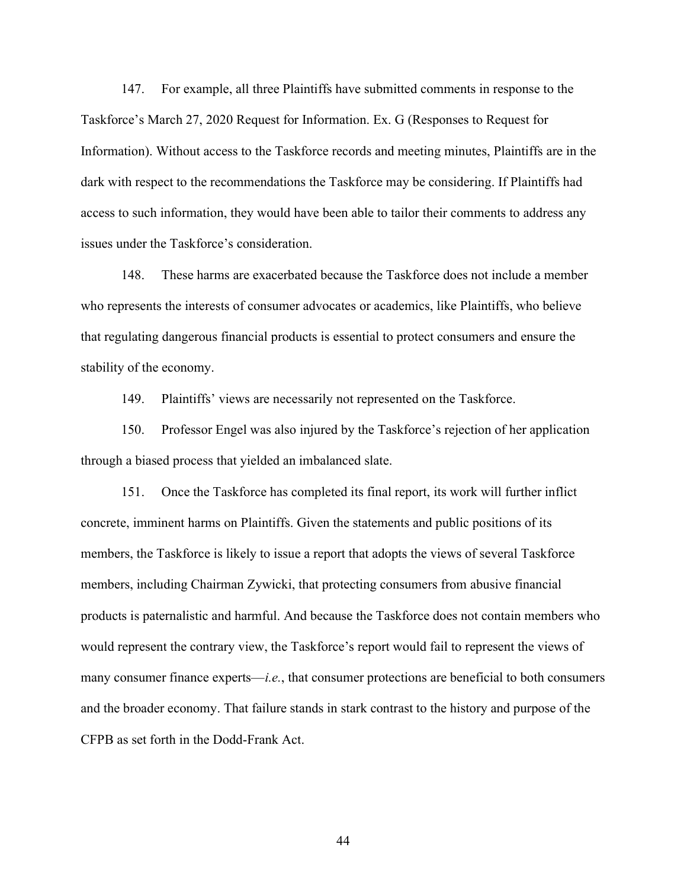147. For example, all three Plaintiffs have submitted comments in response to the Taskforce's March 27, 2020 Request for Information. Ex. G (Responses to Request for Information). Without access to the Taskforce records and meeting minutes, Plaintiffs are in the dark with respect to the recommendations the Taskforce may be considering. If Plaintiffs had access to such information, they would have been able to tailor their comments to address any issues under the Taskforce's consideration.

148. These harms are exacerbated because the Taskforce does not include a member who represents the interests of consumer advocates or academics, like Plaintiffs, who believe that regulating dangerous financial products is essential to protect consumers and ensure the stability of the economy.

149. Plaintiffs' views are necessarily not represented on the Taskforce.

150. Professor Engel was also injured by the Taskforce's rejection of her application through a biased process that yielded an imbalanced slate.

151. Once the Taskforce has completed its final report, its work will further inflict concrete, imminent harms on Plaintiffs. Given the statements and public positions of its members, the Taskforce is likely to issue a report that adopts the views of several Taskforce members, including Chairman Zywicki, that protecting consumers from abusive financial products is paternalistic and harmful. And because the Taskforce does not contain members who would represent the contrary view, the Taskforce's report would fail to represent the views of many consumer finance experts—*i.e.*, that consumer protections are beneficial to both consumers and the broader economy. That failure stands in stark contrast to the history and purpose of the CFPB as set forth in the Dodd-Frank Act.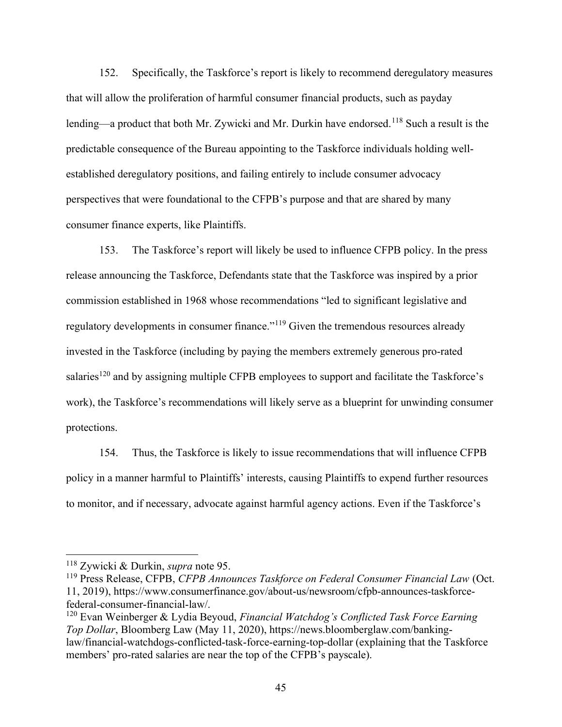152. Specifically, the Taskforce's report is likely to recommend deregulatory measures that will allow the proliferation of harmful consumer financial products, such as payday lending—a product that both Mr. Zywicki and Mr. Durkin have endorsed.[118] Such a result is the predictable consequence of the Bureau appointing to the Taskforce individuals holding well-established deregulatory positions, and failing entirely to include consumer advocacy perspectives that were foundational to the CFPB's purpose and that are shared by many consumer finance experts, like Plaintiffs.

153. The Taskforce's report will likely be used to influence CFPB policy. In the press release announcing the Taskforce, Defendants state that the Taskforce was inspired by a prior commission established in 1968 whose recommendations "led to significant legislative and regulatory developments in consumer finance."[119] Given the tremendous resources already invested in the Taskforce (including by paying the members extremely generous pro-rated salaries[120] and by assigning multiple CFPB employees to support and facilitate the Taskforce's work), the Taskforce's recommendations will likely serve as a blueprint for unwinding consumer protections.

154. Thus, the Taskforce is likely to issue recommendations that will influence CFPB policy in a manner harmful to Plaintiffs' interests, causing Plaintiffs to expend further resources to monitor, and if necessary, advocate against harmful agency actions. Even if the Taskforce's

---

[118] Zywicki & Durkin, *supra* note 95.

[119] Press Release, CFPB, *CFPB Announces Taskforce on Federal Consumer Financial Law* (Oct. 11, 2019), https://www.consumerfinance.gov/about-us/newsroom/cfpb-announces-taskforce-federal-consumer-financial-law/.

[120] Evan Weinberger & Lydia Beyoud, *Financial Watchdog's Conflicted Task Force Earning Top Dollar*, Bloomberg Law (May 11, 2020), https://news.bloomberglaw.com/banking-law/financial-watchdogs-conflicted-task-force-earning-top-dollar (explaining that the Taskforce members' pro-rated salaries are near the top of the CFPB's payscale).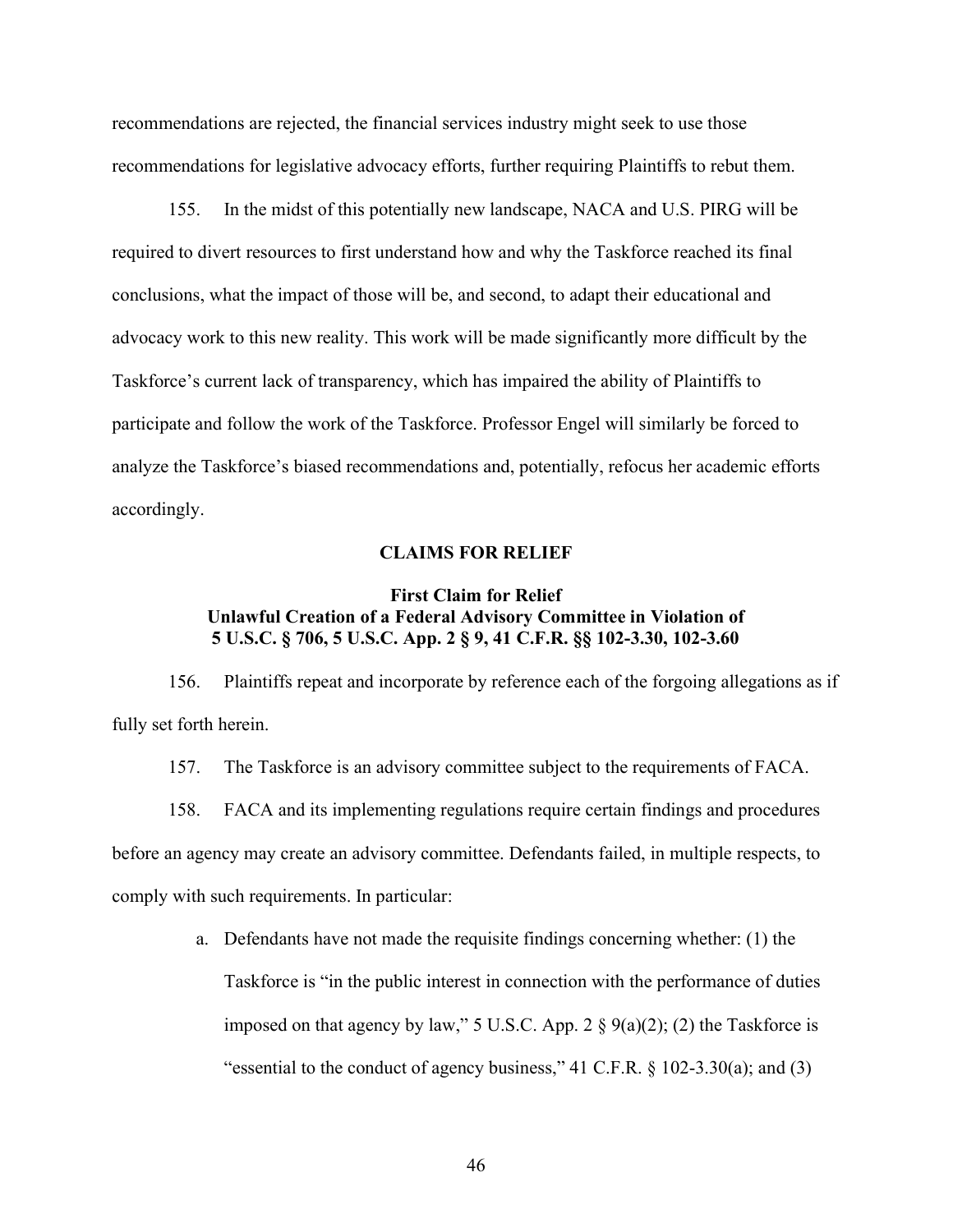recommendations are rejected, the financial services industry might seek to use those recommendations for legislative advocacy efforts, further requiring Plaintiffs to rebut them.

155. In the midst of this potentially new landscape, NACA and U.S. PIRG will be required to divert resources to first understand how and why the Taskforce reached its final conclusions, what the impact of those will be, and second, to adapt their educational and advocacy work to this new reality. This work will be made significantly more difficult by the Taskforce's current lack of transparency, which has impaired the ability of Plaintiffs to participate and follow the work of the Taskforce. Professor Engel will similarly be forced to analyze the Taskforce's biased recommendations and, potentially, refocus her academic efforts accordingly.

## CLAIMS FOR RELIEF

### First Claim for Relief
### Unlawful Creation of a Federal Advisory Committee in Violation of 5 U.S.C. § 706, 5 U.S.C. App. 2 § 9, 41 C.F.R. §§ 102-3.30, 102-3.60

156. Plaintiffs repeat and incorporate by reference each of the forgoing allegations as if fully set forth herein.

157. The Taskforce is an advisory committee subject to the requirements of FACA.

158. FACA and its implementing regulations require certain findings and procedures before an agency may create an advisory committee. Defendants failed, in multiple respects, to comply with such requirements. In particular:

a. Defendants have not made the requisite findings concerning whether: (1) the Taskforce is "in the public interest in connection with the performance of duties imposed on that agency by law," 5 U.S.C. App. 2 § 9(a)(2); (2) the Taskforce is "essential to the conduct of agency business," 41 C.F.R. § 102-3.30(a); and (3)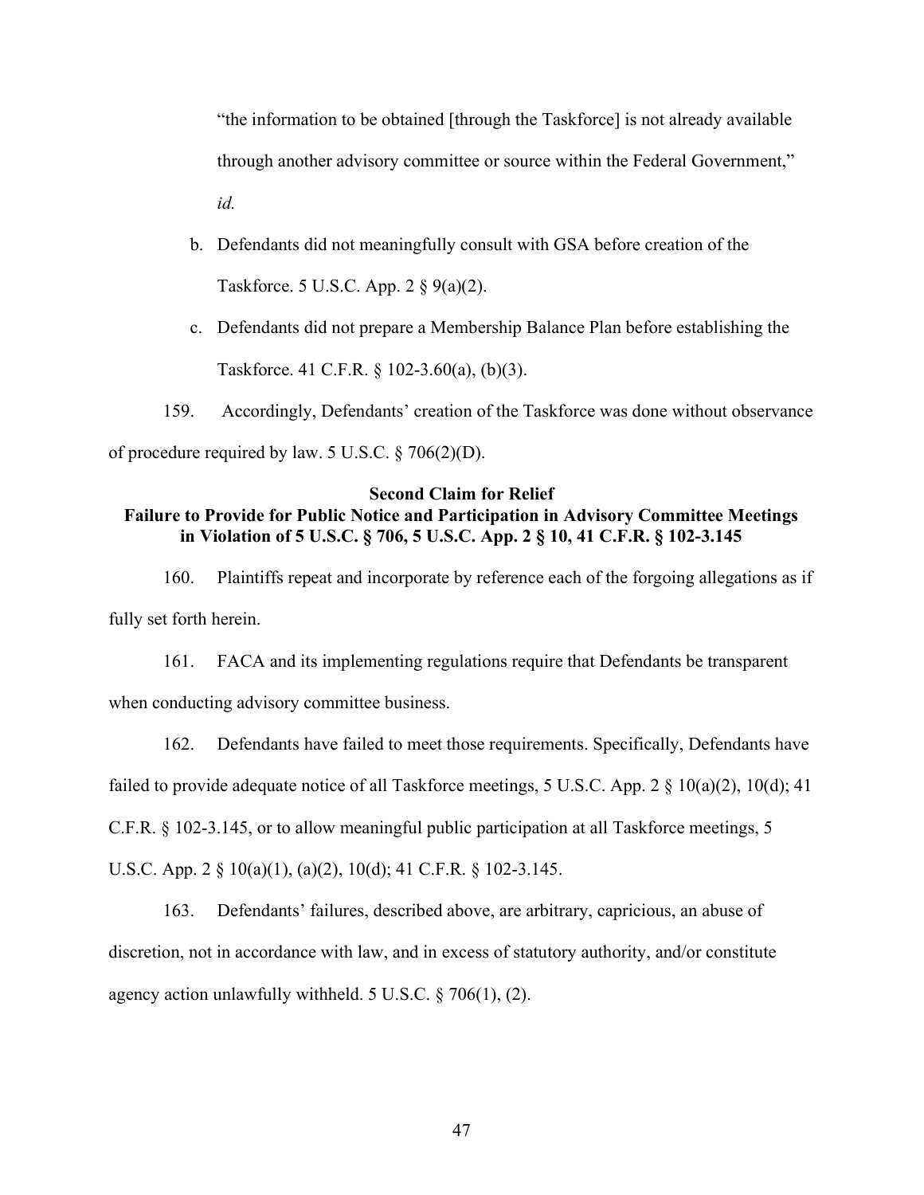"the information to be obtained [through the Taskforce] is not already available through another advisory committee or source within the Federal Government," *id.*

b. Defendants did not meaningfully consult with GSA before creation of the Taskforce. 5 U.S.C. App. 2 § 9(a)(2).

c. Defendants did not prepare a Membership Balance Plan before establishing the Taskforce. 41 C.F.R. § 102-3.60(a), (b)(3).

159. Accordingly, Defendants' creation of the Taskforce was done without observance of procedure required by law. 5 U.S.C. § 706(2)(D).

**Second Claim for Relief**
**Failure to Provide for Public Notice and Participation in Advisory Committee Meetings in Violation of 5 U.S.C. § 706, 5 U.S.C. App. 2 § 10, 41 C.F.R. § 102-3.145**

160. Plaintiffs repeat and incorporate by reference each of the forgoing allegations as if fully set forth herein.

161. FACA and its implementing regulations require that Defendants be transparent when conducting advisory committee business.

162. Defendants have failed to meet those requirements. Specifically, Defendants have failed to provide adequate notice of all Taskforce meetings, 5 U.S.C. App. 2 § 10(a)(2), 10(d); 41 C.F.R. § 102-3.145, or to allow meaningful public participation at all Taskforce meetings, 5 U.S.C. App. 2 § 10(a)(1), (a)(2), 10(d); 41 C.F.R. § 102-3.145.

163. Defendants' failures, described above, are arbitrary, capricious, an abuse of discretion, not in accordance with law, and in excess of statutory authority, and/or constitute agency action unlawfully withheld. 5 U.S.C. § 706(1), (2).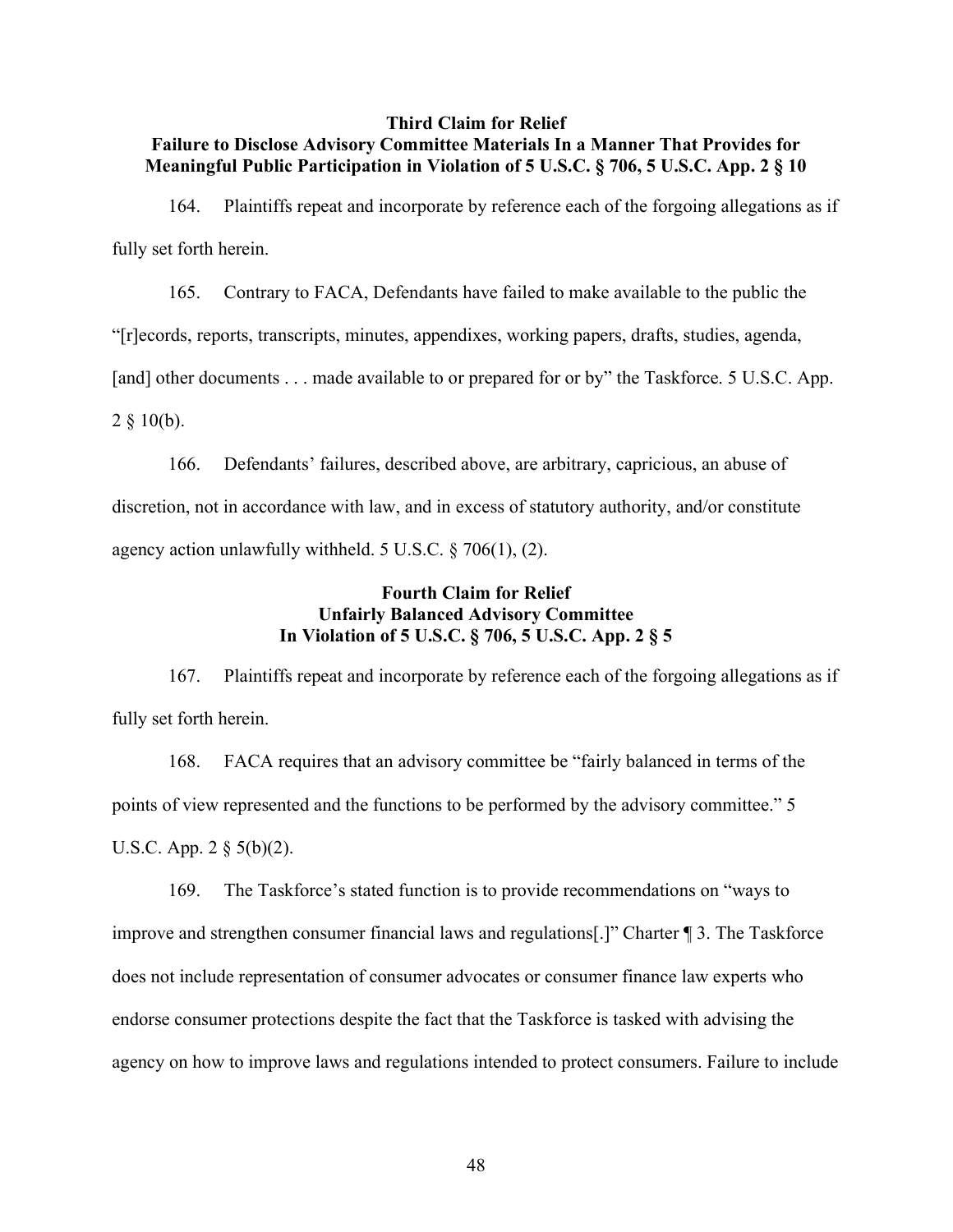**Third Claim for Relief**
**Failure to Disclose Advisory Committee Materials In a Manner That Provides for Meaningful Public Participation in Violation of 5 U.S.C. § 706, 5 U.S.C. App. 2 § 10**

164. Plaintiffs repeat and incorporate by reference each of the forgoing allegations as if fully set forth herein.

165. Contrary to FACA, Defendants have failed to make available to the public the "[r]ecords, reports, transcripts, minutes, appendixes, working papers, drafts, studies, agenda, [and] other documents . . . made available to or prepared for or by" the Taskforce. 5 U.S.C. App. 2 § 10(b).

166. Defendants' failures, described above, are arbitrary, capricious, an abuse of discretion, not in accordance with law, and in excess of statutory authority, and/or constitute agency action unlawfully withheld. 5 U.S.C. § 706(1), (2).

**Fourth Claim for Relief**
**Unfairly Balanced Advisory Committee**
**In Violation of 5 U.S.C. § 706, 5 U.S.C. App. 2 § 5**

167. Plaintiffs repeat and incorporate by reference each of the forgoing allegations as if fully set forth herein.

168. FACA requires that an advisory committee be "fairly balanced in terms of the points of view represented and the functions to be performed by the advisory committee." 5 U.S.C. App. 2 § 5(b)(2).

169. The Taskforce's stated function is to provide recommendations on "ways to improve and strengthen consumer financial laws and regulations[.]" Charter ¶ 3. The Taskforce does not include representation of consumer advocates or consumer finance law experts who endorse consumer protections despite the fact that the Taskforce is tasked with advising the agency on how to improve laws and regulations intended to protect consumers. Failure to include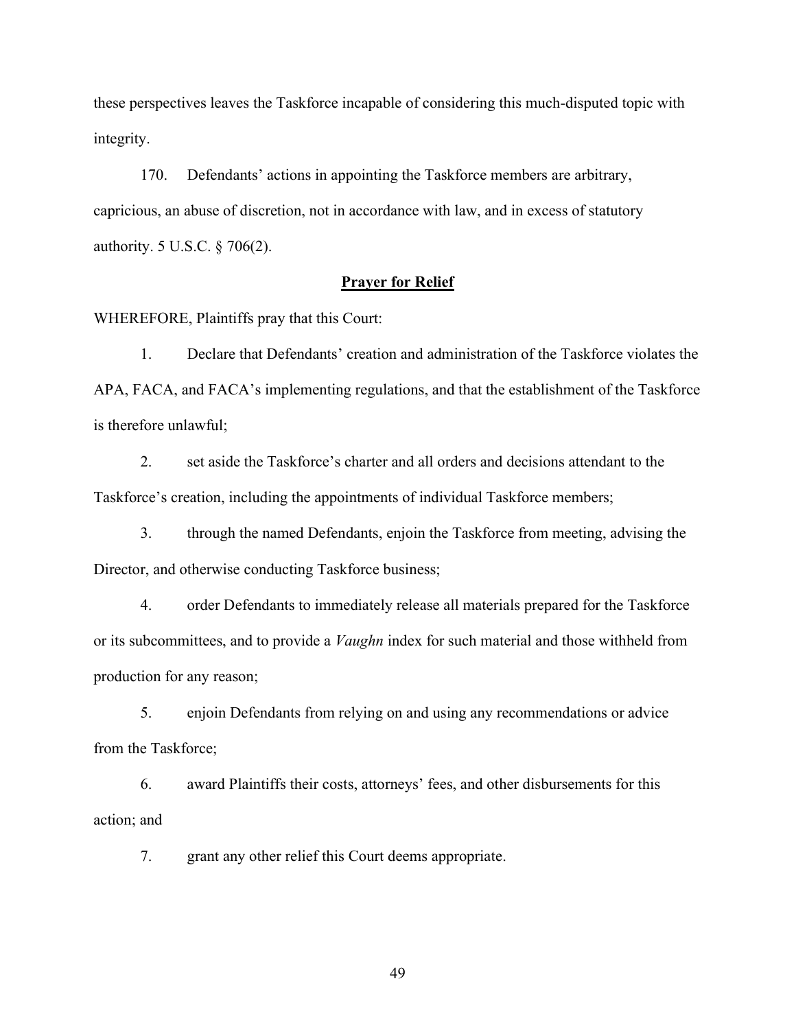these perspectives leaves the Taskforce incapable of considering this much-disputed topic with integrity.

170. Defendants' actions in appointing the Taskforce members are arbitrary, capricious, an abuse of discretion, not in accordance with law, and in excess of statutory authority. 5 U.S.C. § 706(2).

## **Prayer for Relief**

WHEREFORE, Plaintiffs pray that this Court:

1. Declare that Defendants' creation and administration of the Taskforce violates the APA, FACA, and FACA's implementing regulations, and that the establishment of the Taskforce is therefore unlawful;

2. set aside the Taskforce's charter and all orders and decisions attendant to the Taskforce's creation, including the appointments of individual Taskforce members;

3. through the named Defendants, enjoin the Taskforce from meeting, advising the Director, and otherwise conducting Taskforce business;

4. order Defendants to immediately release all materials prepared for the Taskforce or its subcommittees, and to provide a *Vaughn* index for such material and those withheld from production for any reason;

5. enjoin Defendants from relying on and using any recommendations or advice from the Taskforce;

6. award Plaintiffs their costs, attorneys' fees, and other disbursements for this action; and

7. grant any other relief this Court deems appropriate.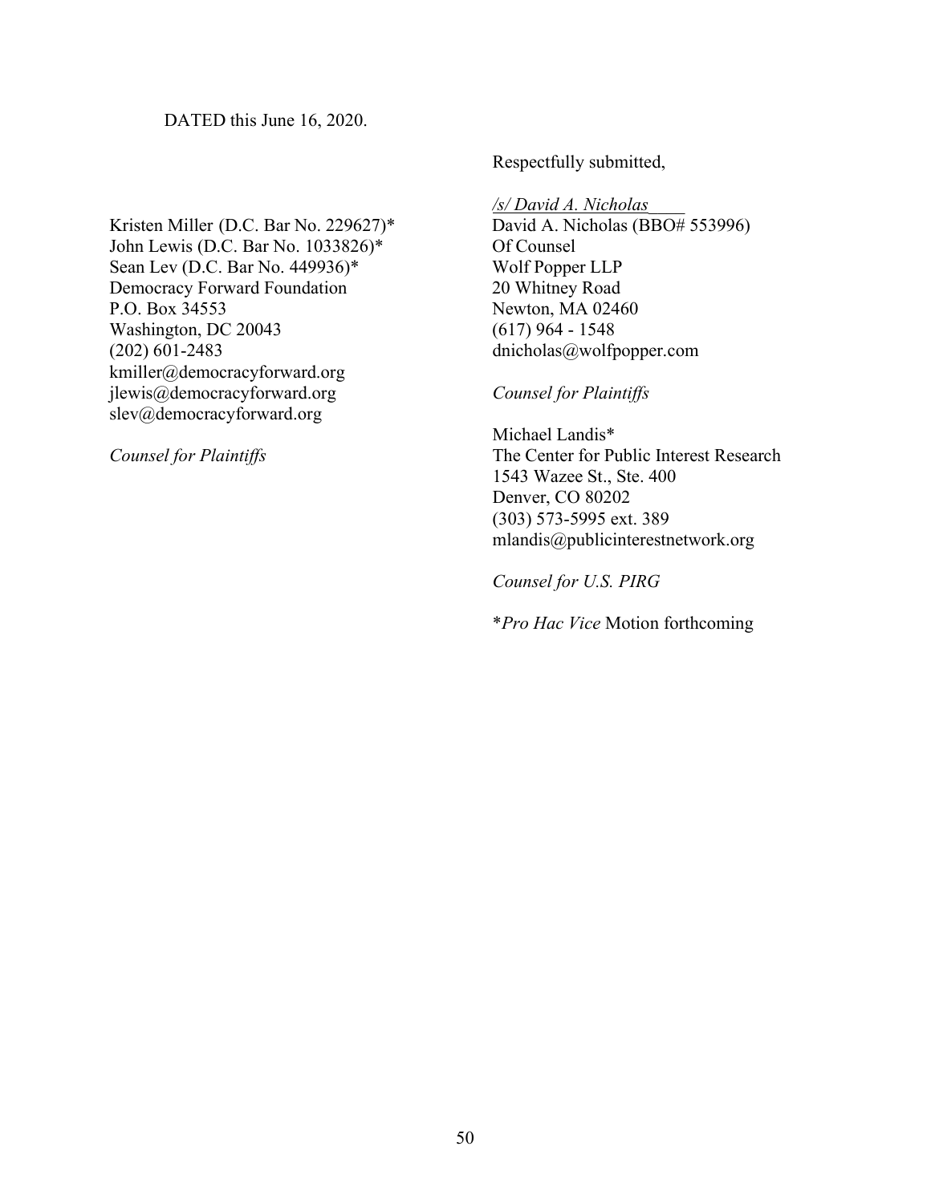DATED this June 16, 2020.

Respectfully submitted,

*/s/ David A. Nicholas*
David A. Nicholas (BBO# 553996)
Of Counsel
Wolf Popper LLP
20 Whitney Road
Newton, MA 02460
(617) 964 - 1548
dnicholas@wolfpopper.com

*Counsel for Plaintiffs*

Kristen Miller (D.C. Bar No. 229627)*
John Lewis (D.C. Bar No. 1033826)*
Sean Lev (D.C. Bar No. 449936)*
Democracy Forward Foundation
P.O. Box 34553
Washington, DC 20043
(202) 601-2483
kmiller@democracyforward.org
jlewis@democracyforward.org
slev@democracyforward.org

*Counsel for Plaintiffs*

Michael Landis*
The Center for Public Interest Research
1543 Wazee St., Ste. 400
Denver, CO 80202
(303) 573-5995 ext. 389
mlandis@publicinterestnetwork.org

*Counsel for U.S. PIRG*

**Pro Hac Vice* Motion forthcoming